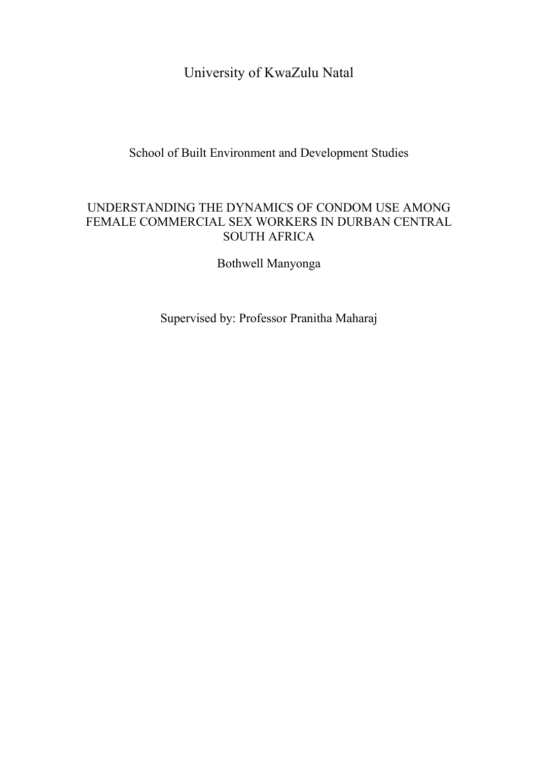# University of KwaZulu Natal

School of Built Environment and Development Studies

## UNDERSTANDING THE DYNAMICS OF CONDOM USE AMONG FEMALE COMMERCIAL SEX WORKERS IN DURBAN CENTRAL SOUTH AFRICA

Bothwell Manyonga

Supervised by: Professor Pranitha Maharaj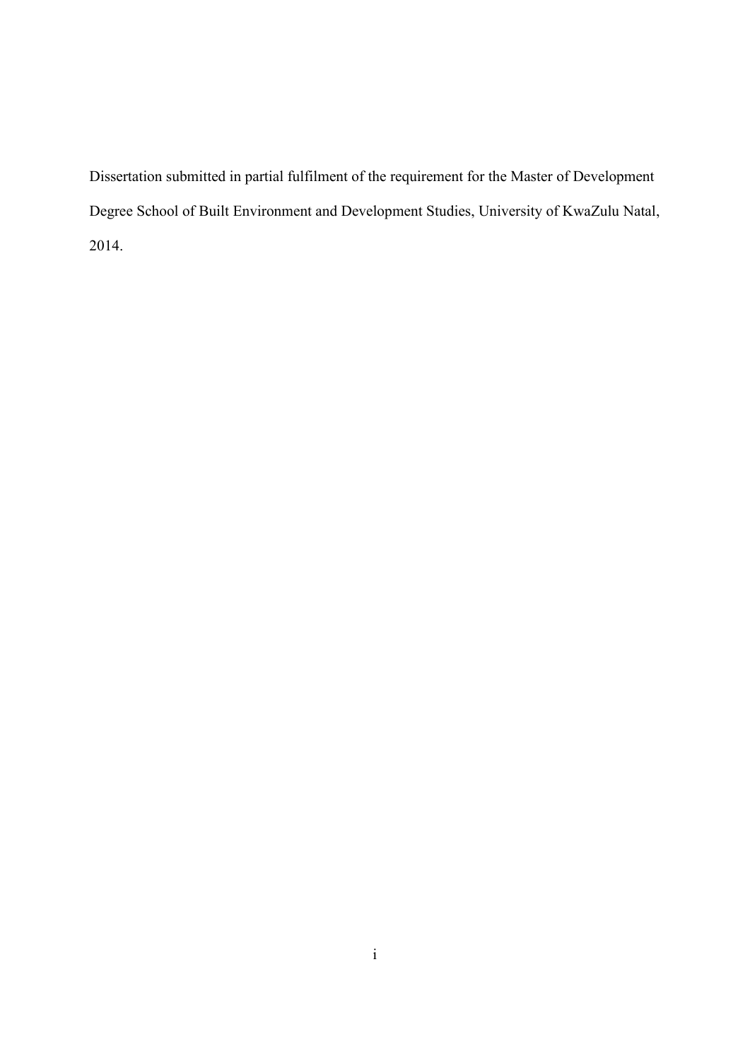Dissertation submitted in partial fulfilment of the requirement for the Master of Development Degree School of Built Environment and Development Studies, University of KwaZulu Natal, 2014.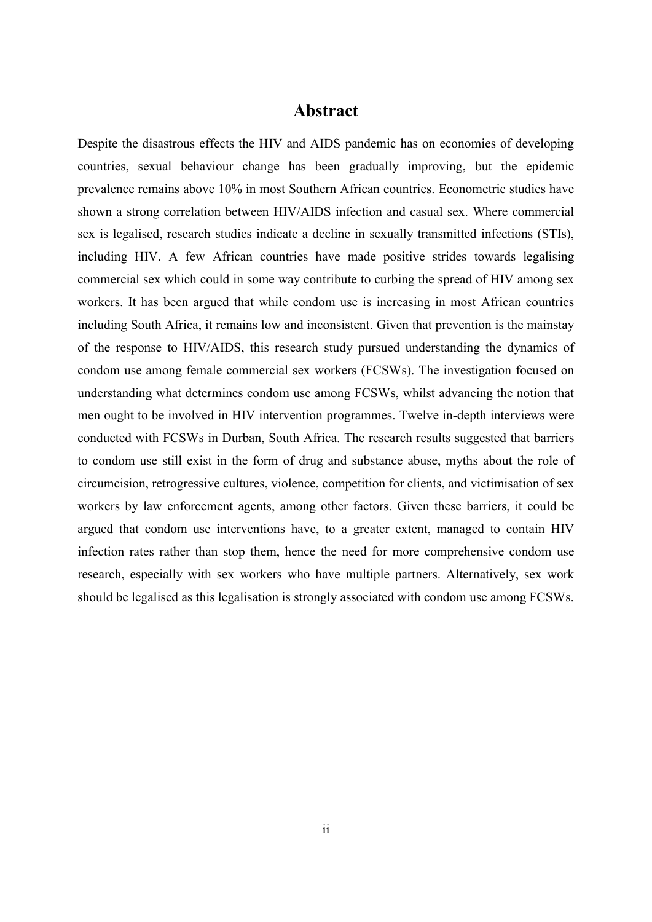# Abstract

Despite the disastrous effects the HIV and AIDS pandemic has on economies of developing countries, sexual behaviour change has been gradually improving, but the epidemic prevalence remains above 10% in most Southern African countries. Econometric studies have shown a strong correlation between HIV/AIDS infection and casual sex. Where commercial sex is legalised, research studies indicate a decline in sexually transmitted infections (STIs), including HIV. A few African countries have made positive strides towards legalising commercial sex which could in some way contribute to curbing the spread of HIV among sex workers. It has been argued that while condom use is increasing in most African countries including South Africa, it remains low and inconsistent. Given that prevention is the mainstay of the response to HIV/AIDS, this research study pursued understanding the dynamics of condom use among female commercial sex workers (FCSWs). The investigation focused on understanding what determines condom use among FCSWs, whilst advancing the notion that men ought to be involved in HIV intervention programmes. Twelve in-depth interviews were conducted with FCSWs in Durban, South Africa. The research results suggested that barriers to condom use still exist in the form of drug and substance abuse, myths about the role of circumcision, retrogressive cultures, violence, competition for clients, and victimisation of sex workers by law enforcement agents, among other factors. Given these barriers, it could be argued that condom use interventions have, to a greater extent, managed to contain HIV infection rates rather than stop them, hence the need for more comprehensive condom use research, especially with sex workers who have multiple partners. Alternatively, sex work should be legalised as this legalisation is strongly associated with condom use among FCSWs.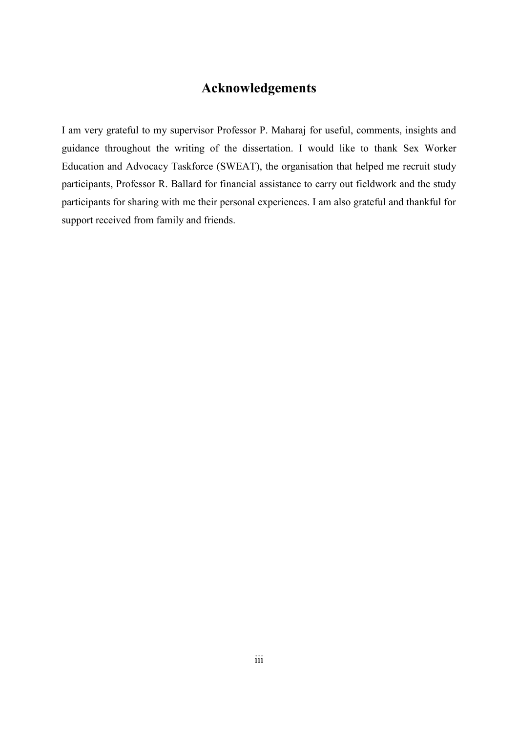# Acknowledgements

I am very grateful to my supervisor Professor P. Maharaj for useful, comments, insights and guidance throughout the writing of the dissertation. I would like to thank Sex Worker Education and Advocacy Taskforce (SWEAT), the organisation that helped me recruit study participants, Professor R. Ballard for financial assistance to carry out fieldwork and the study participants for sharing with me their personal experiences. I am also grateful and thankful for support received from family and friends.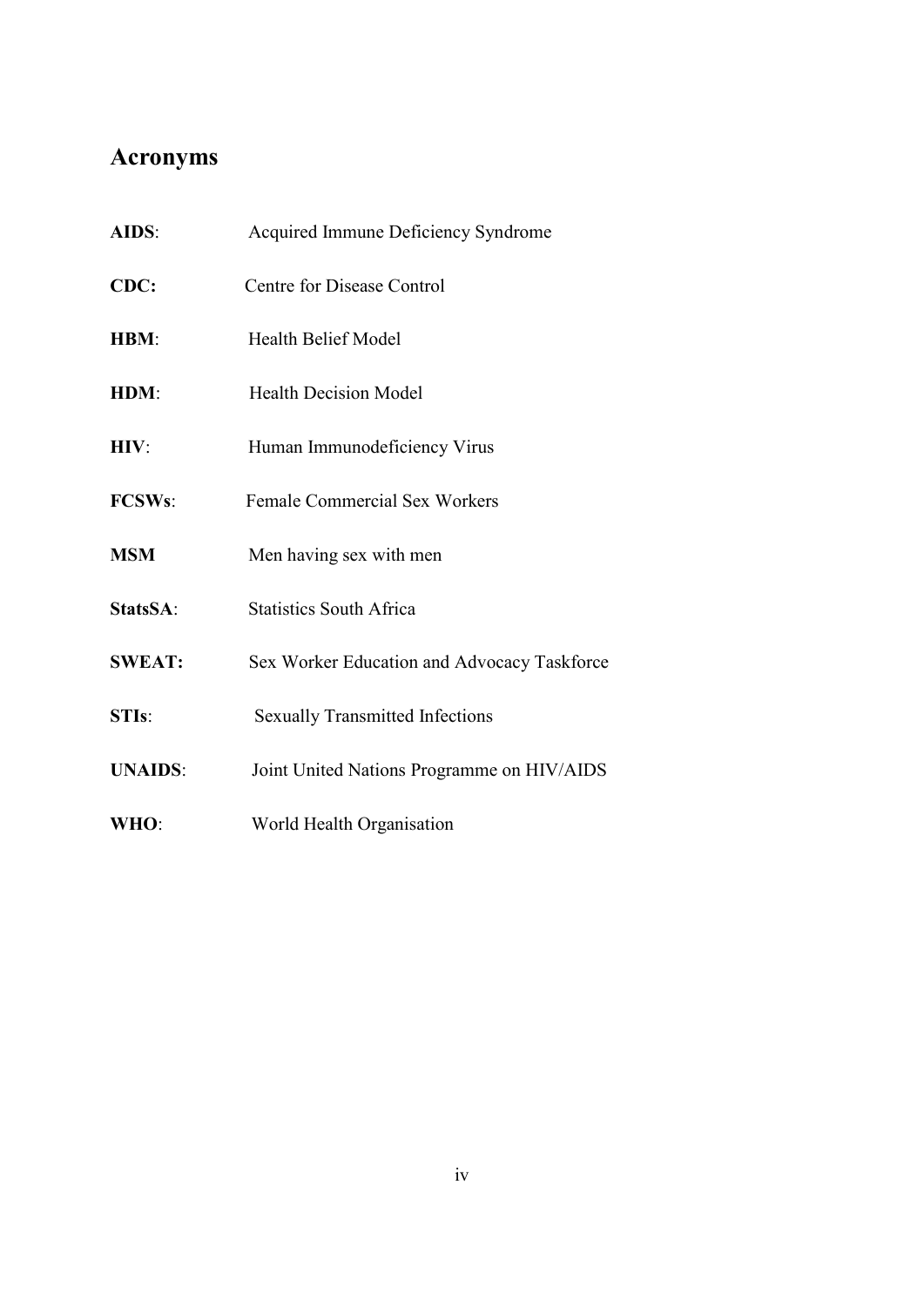## Acronyms

**AIDS**: Acquired Immune Deficiency Syndrome

**CDC:** Centre for Disease Control

**HBM**: Health Belief Model

**HDM**: Health Decision Model

**HIV**: Human Immunodeficiency Virus

**FCSWs**: Female Commercial Sex Workers

**MSM** Men having sex with men

**StatsSA**: Statistics South Africa

**SWEAT:** Sex Worker Education and Advocacy Taskforce

**STIs**: Sexually Transmitted Infections

**UNAIDS**: Joint United Nations Programme on HIV/AIDS

**WHO**: World Health Organisation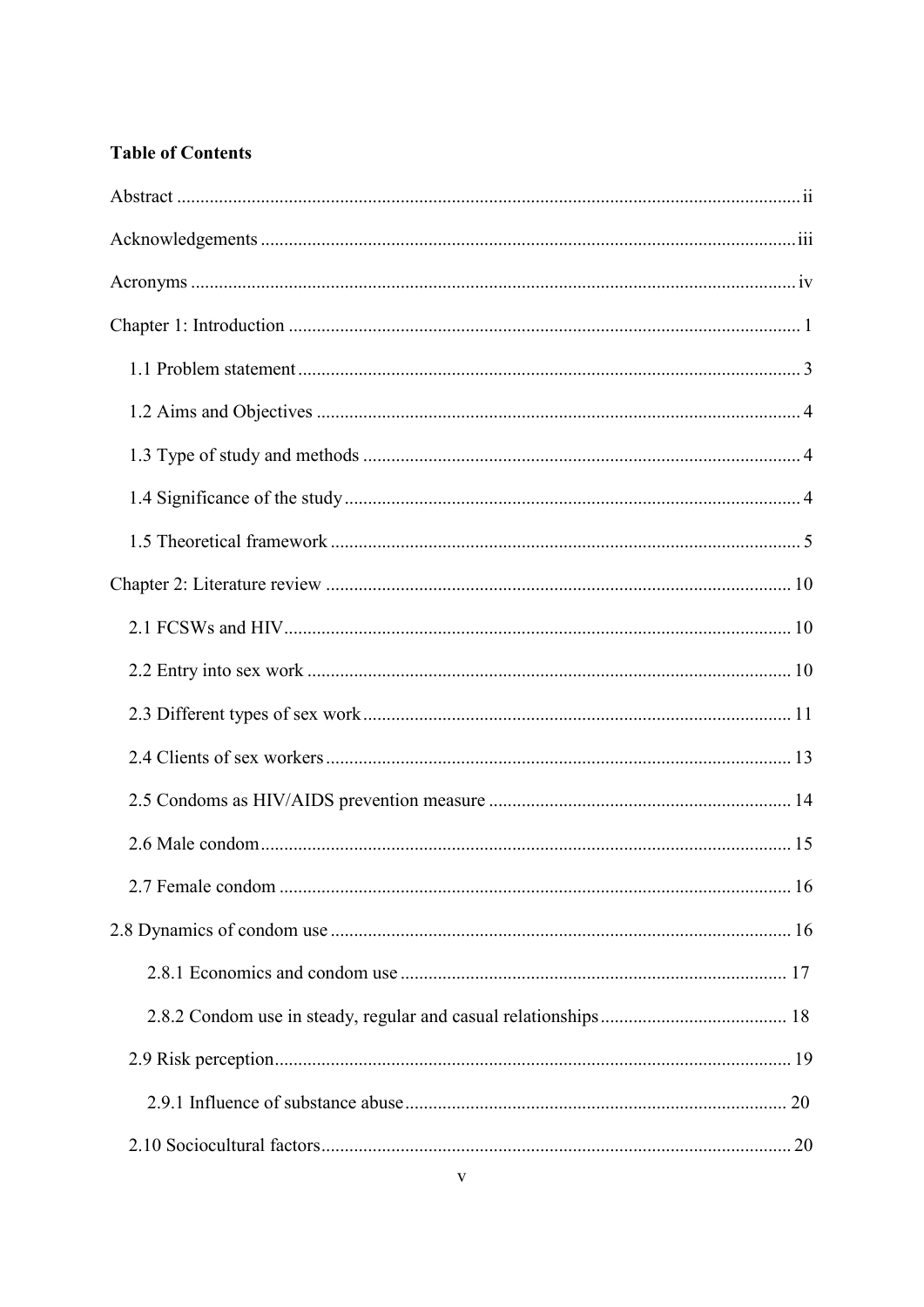**Table of Contents**

Abstract ........................................................................................................................ ii

Acknowledgements ..................................................................................................... iii

Acronyms .................................................................................................................... iv

Chapter 1: Introduction ................................................................................................ 1

- 1.1 Problem statement ............................................................................................. 3
- 1.2 Aims and Objectives ......................................................................................... 4
- 1.3 Type of study and methods ............................................................................... 4
- 1.4 Significance of the study ................................................................................... 4
- 1.5 Theoretical framework ...................................................................................... 5

Chapter 2: Literature review ...................................................................................... 10

- 2.1 FCSWs and HIV .............................................................................................. 10
- 2.2 Entry into sex work ......................................................................................... 10
- 2.3 Different types of sex work ............................................................................. 11
- 2.4 Clients of sex workers ..................................................................................... 13
- 2.5 Condoms as HIV/AIDS prevention measure .................................................. 14
- 2.6 Male condom ................................................................................................... 15
- 2.7 Female condom ............................................................................................... 16

2.8 Dynamics of condom use ......................................................................................... 16

- 2.8.1 Economics and condom use ........................................................................ 17
- 2.8.2 Condom use in steady, regular and casual relationships ............................. 18

2.9 Risk perception ................................................................................................ 19

- 2.9.1 Influence of substance abuse ....................................................................... 20

2.10 Sociocultural factors ...................................................................................... 20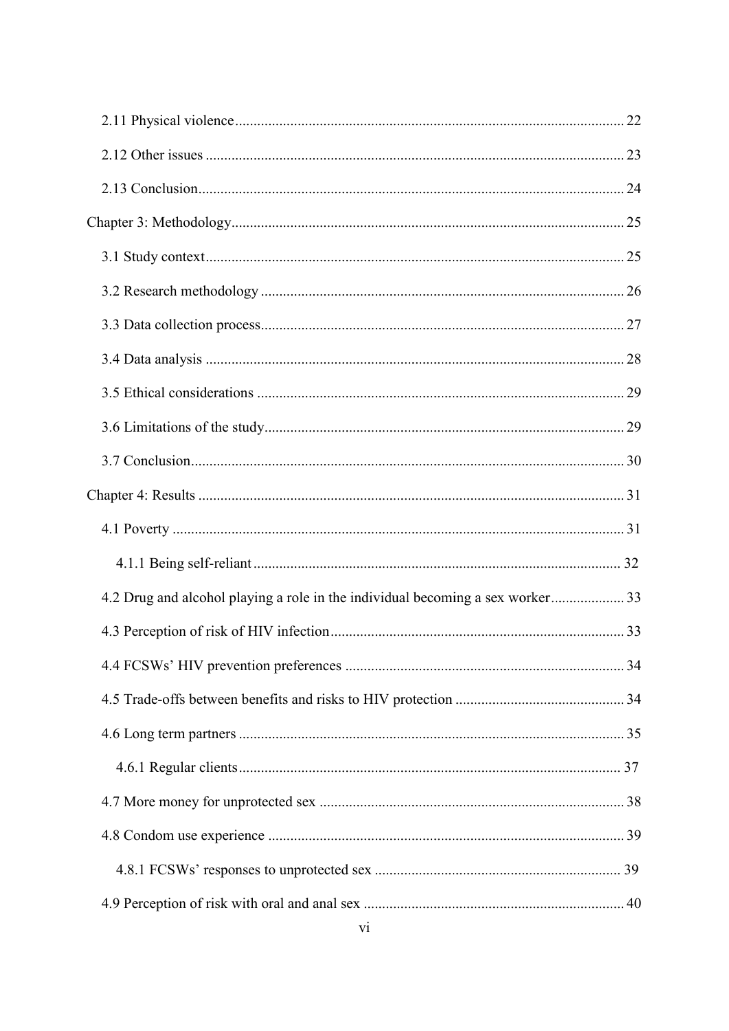2.11 Physical violence ........................................................................................................ 22

2.12 Other issues ................................................................................................................ 23

2.13 Conclusion.................................................................................................................. 24

Chapter 3: Methodology........................................................................................................ 25

3.1 Study context................................................................................................................ 25

3.2 Research methodology ................................................................................................. 26

3.3 Data collection process................................................................................................. 27

3.4 Data analysis ................................................................................................................ 28

3.5 Ethical considerations .................................................................................................. 29

3.6 Limitations of the study................................................................................................ 29

3.7 Conclusion.................................................................................................................... 30

Chapter 4: Results .................................................................................................................. 31

4.1 Poverty ......................................................................................................................... 31

4.1.1 Being self-reliant .................................................................................................. 32

4.2 Drug and alcohol playing a role in the individual becoming a sex worker.................... 33

4.3 Perception of risk of HIV infection............................................................................... 33

4.4 FCSWs' HIV prevention preferences ........................................................................... 34

4.5 Trade-offs between benefits and risks to HIV protection ............................................. 34

4.6 Long term partners ....................................................................................................... 35

4.6.1 Regular clients...................................................................................................... 37

4.7 More money for unprotected sex .................................................................................. 38

4.8 Condom use experience ............................................................................................... 39

4.8.1 FCSWs' responses to unprotected sex .................................................................. 39

4.9 Perception of risk with oral and anal sex ...................................................................... 40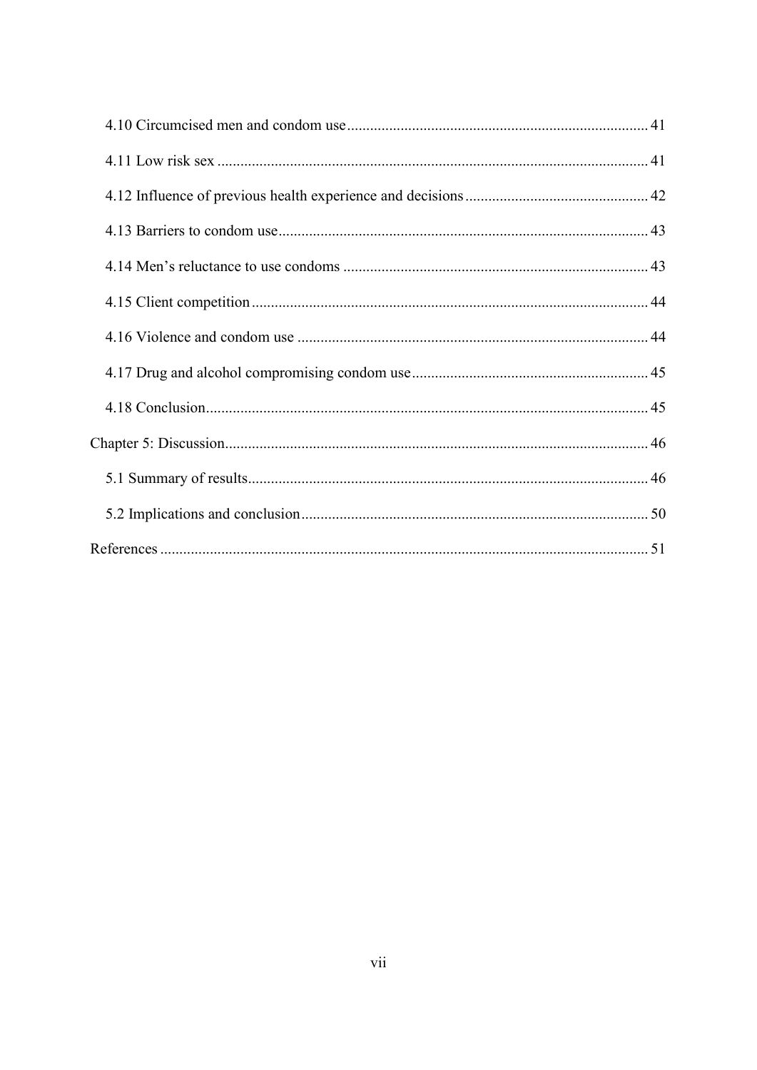4.10 Circumcised men and condom use ..... 41

4.11 Low risk sex ..... 41

4.12 Influence of previous health experience and decisions ..... 42

4.13 Barriers to condom use ..... 43

4.14 Men's reluctance to use condoms ..... 43

4.15 Client competition ..... 44

4.16 Violence and condom use ..... 44

4.17 Drug and alcohol compromising condom use ..... 45

4.18 Conclusion ..... 45

Chapter 5: Discussion ..... 46

5.1 Summary of results ..... 46

5.2 Implications and conclusion ..... 50

References ..... 51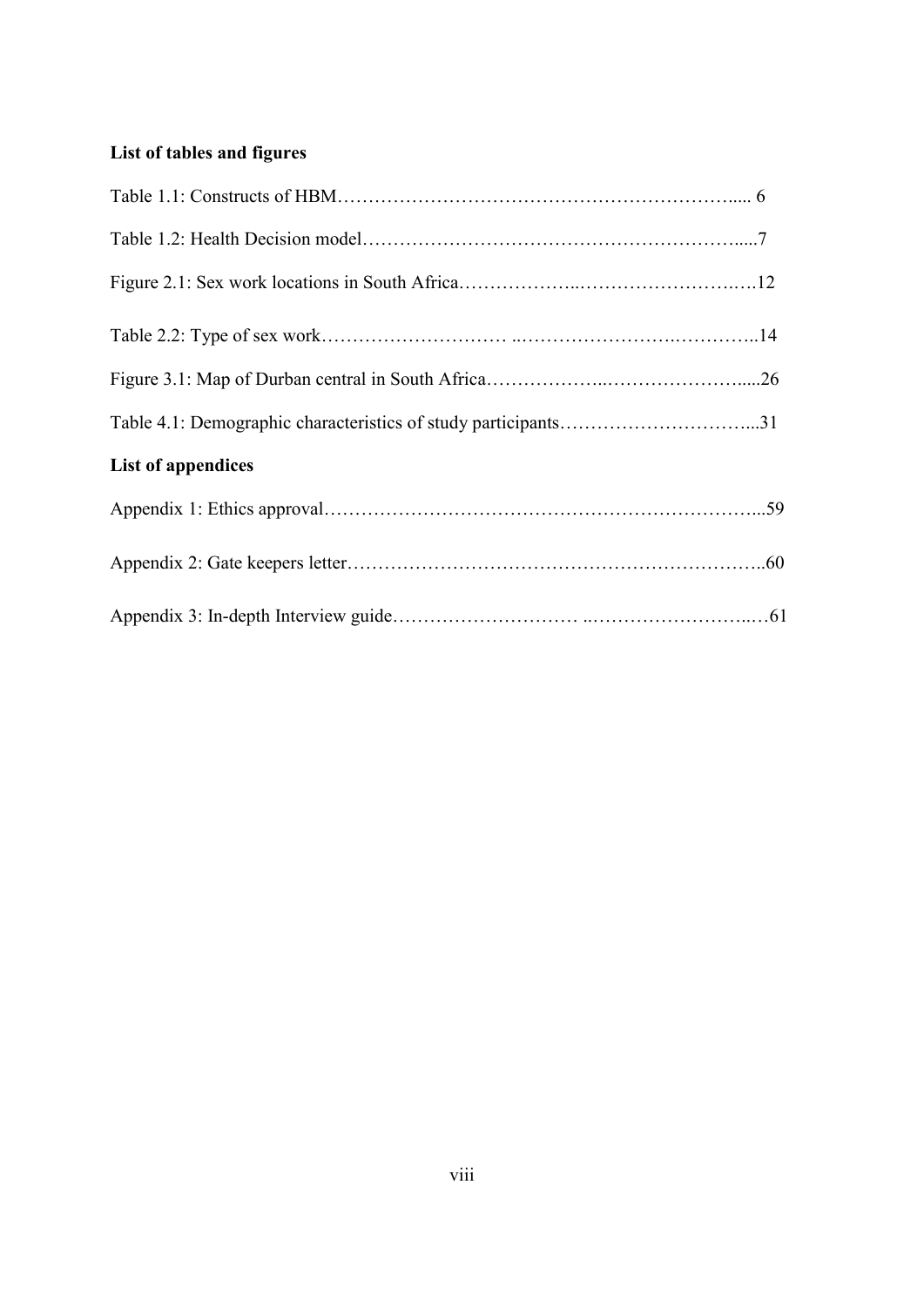**List of tables and figures**

Table 1.1: Constructs of HBM………………………………………………………..... 6

Table 1.2: Health Decision model…………………………………………………….....7

Figure 2.1: Sex work locations in South Africa………………..……………………..….12

Table 2.2: Type of sex work………………………… ..…………………….…………..14

Figure 3.1: Map of Durban central in South Africa………………..…………………....26

Table 4.1: Demographic characteristics of study participants…………………………...31

**List of appendices**

Appendix 1: Ethics approval……………………………………………………………...59

Appendix 2: Gate keepers letter…………………………………………………………..60

Appendix 3: In-depth Interview guide………………………… ..……………………..…61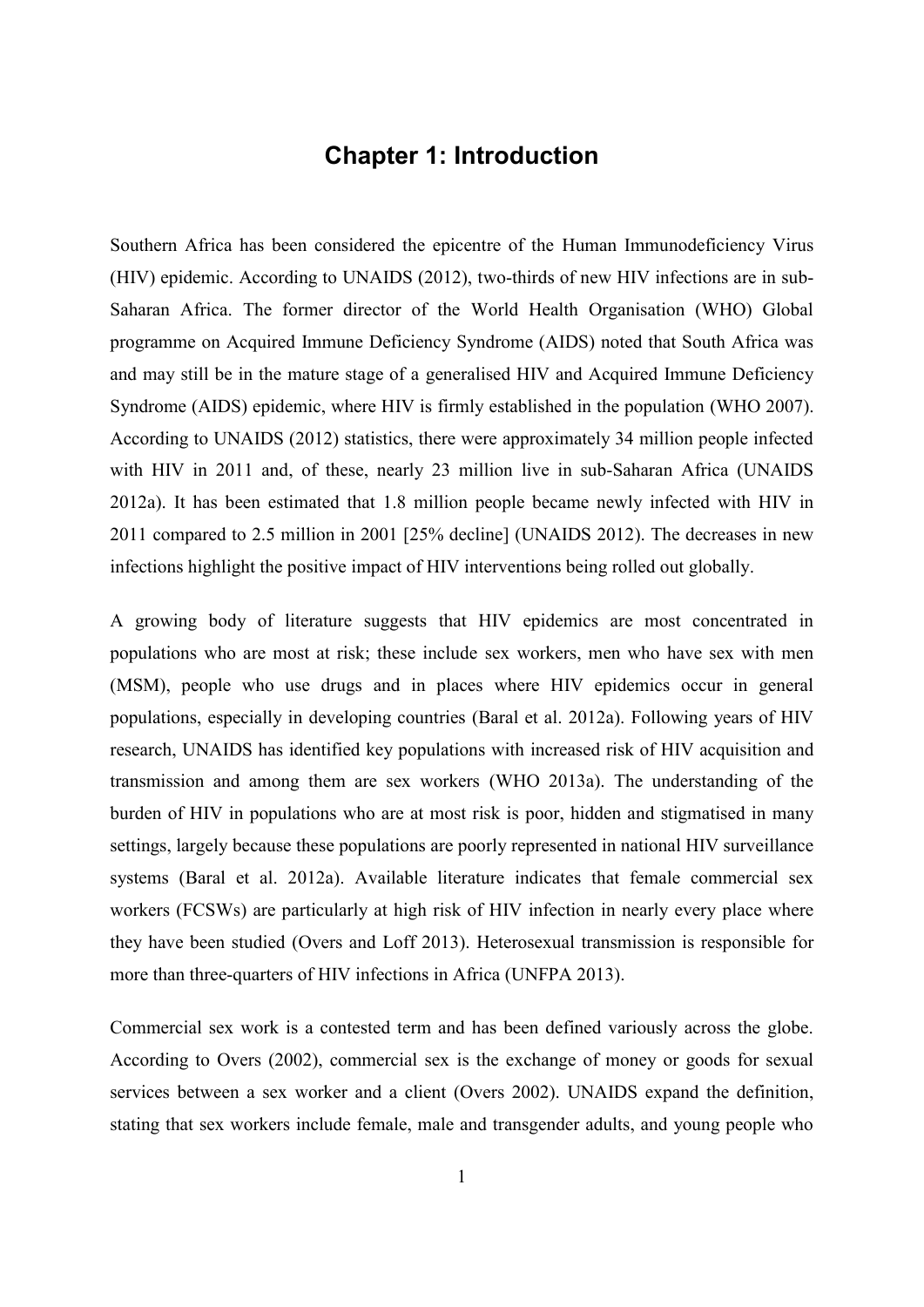# Chapter 1: Introduction

Southern Africa has been considered the epicentre of the Human Immunodeficiency Virus (HIV) epidemic. According to UNAIDS (2012), two-thirds of new HIV infections are in sub-Saharan Africa. The former director of the World Health Organisation (WHO) Global programme on Acquired Immune Deficiency Syndrome (AIDS) noted that South Africa was and may still be in the mature stage of a generalised HIV and Acquired Immune Deficiency Syndrome (AIDS) epidemic, where HIV is firmly established in the population (WHO 2007). According to UNAIDS (2012) statistics, there were approximately 34 million people infected with HIV in 2011 and, of these, nearly 23 million live in sub-Saharan Africa (UNAIDS 2012a). It has been estimated that 1.8 million people became newly infected with HIV in 2011 compared to 2.5 million in 2001 [25% decline] (UNAIDS 2012). The decreases in new infections highlight the positive impact of HIV interventions being rolled out globally.

A growing body of literature suggests that HIV epidemics are most concentrated in populations who are most at risk; these include sex workers, men who have sex with men (MSM), people who use drugs and in places where HIV epidemics occur in general populations, especially in developing countries (Baral et al. 2012a). Following years of HIV research, UNAIDS has identified key populations with increased risk of HIV acquisition and transmission and among them are sex workers (WHO 2013a). The understanding of the burden of HIV in populations who are at most risk is poor, hidden and stigmatised in many settings, largely because these populations are poorly represented in national HIV surveillance systems (Baral et al. 2012a). Available literature indicates that female commercial sex workers (FCSWs) are particularly at high risk of HIV infection in nearly every place where they have been studied (Overs and Loff 2013). Heterosexual transmission is responsible for more than three-quarters of HIV infections in Africa (UNFPA 2013).

Commercial sex work is a contested term and has been defined variously across the globe. According to Overs (2002), commercial sex is the exchange of money or goods for sexual services between a sex worker and a client (Overs 2002). UNAIDS expand the definition, stating that sex workers include female, male and transgender adults, and young people who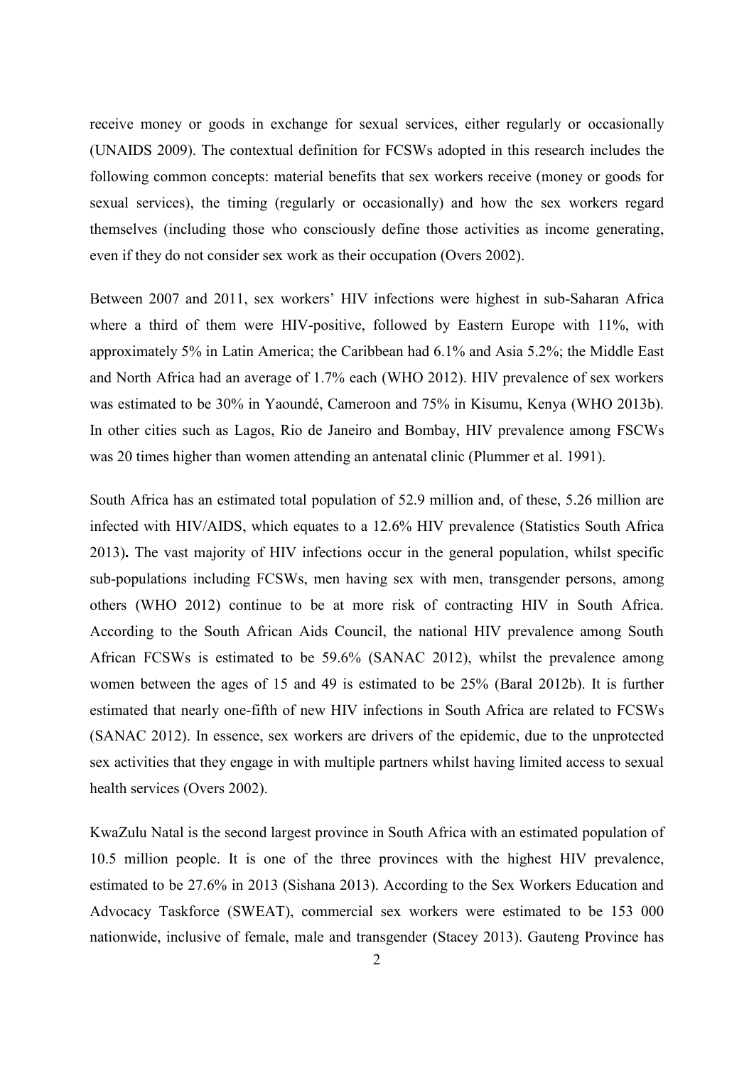receive money or goods in exchange for sexual services, either regularly or occasionally (UNAIDS 2009). The contextual definition for FCSWs adopted in this research includes the following common concepts: material benefits that sex workers receive (money or goods for sexual services), the timing (regularly or occasionally) and how the sex workers regard themselves (including those who consciously define those activities as income generating, even if they do not consider sex work as their occupation (Overs 2002).

Between 2007 and 2011, sex workers' HIV infections were highest in sub-Saharan Africa where a third of them were HIV-positive, followed by Eastern Europe with 11%, with approximately 5% in Latin America; the Caribbean had 6.1% and Asia 5.2%; the Middle East and North Africa had an average of 1.7% each (WHO 2012). HIV prevalence of sex workers was estimated to be 30% in Yaoundé, Cameroon and 75% in Kisumu, Kenya (WHO 2013b). In other cities such as Lagos, Rio de Janeiro and Bombay, HIV prevalence among FSCWs was 20 times higher than women attending an antenatal clinic (Plummer et al. 1991).

South Africa has an estimated total population of 52.9 million and, of these, 5.26 million are infected with HIV/AIDS, which equates to a 12.6% HIV prevalence (Statistics South Africa 2013)**.** The vast majority of HIV infections occur in the general population, whilst specific sub-populations including FCSWs, men having sex with men, transgender persons, among others (WHO 2012) continue to be at more risk of contracting HIV in South Africa. According to the South African Aids Council, the national HIV prevalence among South African FCSWs is estimated to be 59.6% (SANAC 2012), whilst the prevalence among women between the ages of 15 and 49 is estimated to be 25% (Baral 2012b). It is further estimated that nearly one-fifth of new HIV infections in South Africa are related to FCSWs (SANAC 2012). In essence, sex workers are drivers of the epidemic, due to the unprotected sex activities that they engage in with multiple partners whilst having limited access to sexual health services (Overs 2002).

KwaZulu Natal is the second largest province in South Africa with an estimated population of 10.5 million people. It is one of the three provinces with the highest HIV prevalence, estimated to be 27.6% in 2013 (Sishana 2013). According to the Sex Workers Education and Advocacy Taskforce (SWEAT), commercial sex workers were estimated to be 153 000 nationwide, inclusive of female, male and transgender (Stacey 2013). Gauteng Province has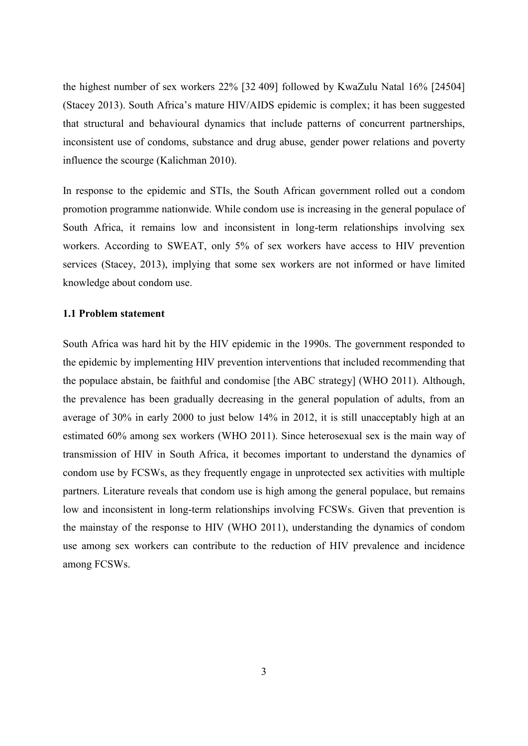the highest number of sex workers 22% [32 409] followed by KwaZulu Natal 16% [24504] (Stacey 2013). South Africa's mature HIV/AIDS epidemic is complex; it has been suggested that structural and behavioural dynamics that include patterns of concurrent partnerships, inconsistent use of condoms, substance and drug abuse, gender power relations and poverty influence the scourge (Kalichman 2010).

In response to the epidemic and STIs, the South African government rolled out a condom promotion programme nationwide. While condom use is increasing in the general populace of South Africa, it remains low and inconsistent in long-term relationships involving sex workers. According to SWEAT, only 5% of sex workers have access to HIV prevention services (Stacey, 2013), implying that some sex workers are not informed or have limited knowledge about condom use.

### 1.1 Problem statement

South Africa was hard hit by the HIV epidemic in the 1990s. The government responded to the epidemic by implementing HIV prevention interventions that included recommending that the populace abstain, be faithful and condomise [the ABC strategy] (WHO 2011). Although, the prevalence has been gradually decreasing in the general population of adults, from an average of 30% in early 2000 to just below 14% in 2012, it is still unacceptably high at an estimated 60% among sex workers (WHO 2011). Since heterosexual sex is the main way of transmission of HIV in South Africa, it becomes important to understand the dynamics of condom use by FCSWs, as they frequently engage in unprotected sex activities with multiple partners. Literature reveals that condom use is high among the general populace, but remains low and inconsistent in long-term relationships involving FCSWs. Given that prevention is the mainstay of the response to HIV (WHO 2011), understanding the dynamics of condom use among sex workers can contribute to the reduction of HIV prevalence and incidence among FCSWs.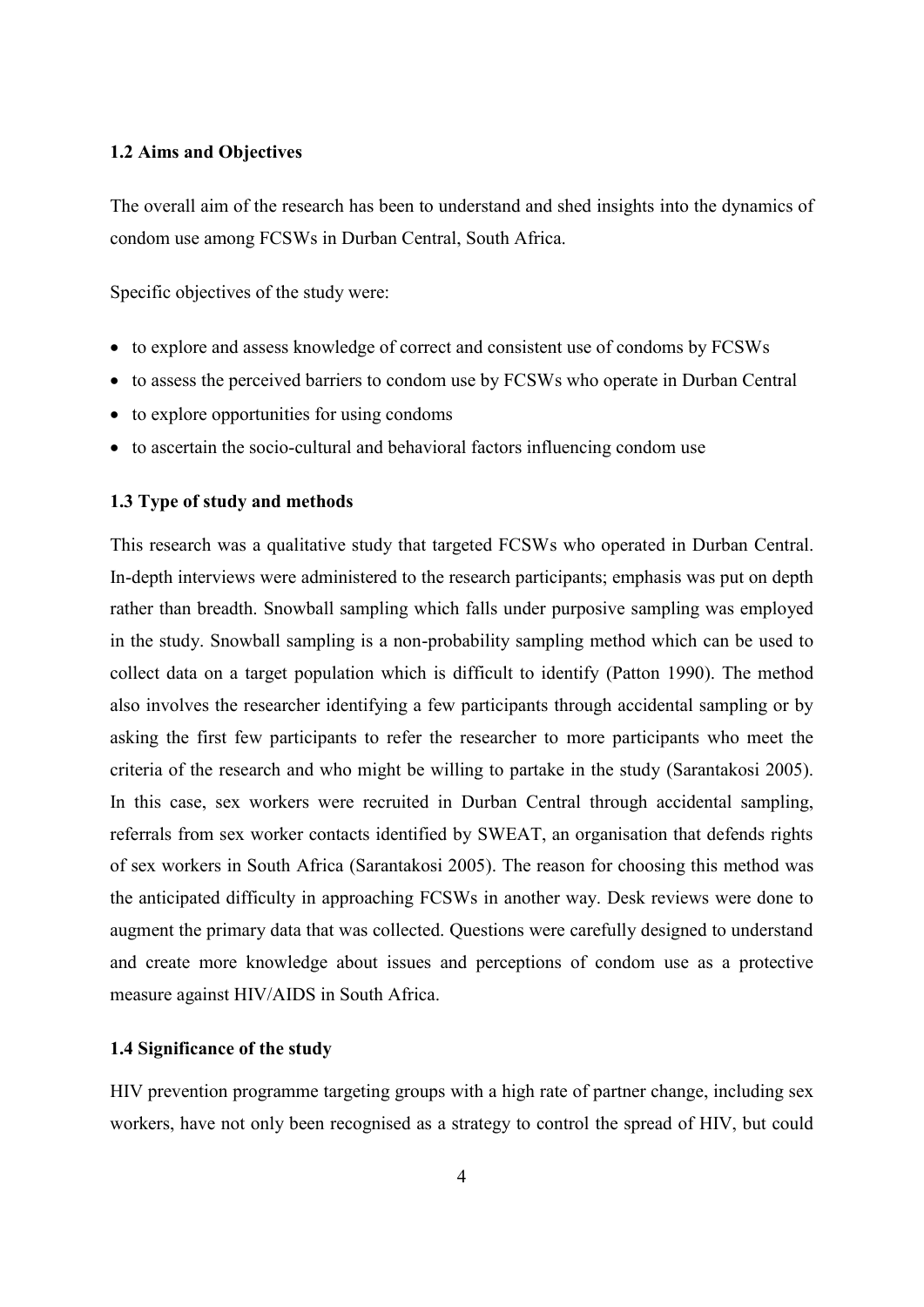### 1.2 Aims and Objectives

The overall aim of the research has been to understand and shed insights into the dynamics of condom use among FCSWs in Durban Central, South Africa.

Specific objectives of the study were:

- to explore and assess knowledge of correct and consistent use of condoms by FCSWs
- to assess the perceived barriers to condom use by FCSWs who operate in Durban Central
- to explore opportunities for using condoms
- to ascertain the socio-cultural and behavioral factors influencing condom use

### 1.3 Type of study and methods

This research was a qualitative study that targeted FCSWs who operated in Durban Central. In-depth interviews were administered to the research participants; emphasis was put on depth rather than breadth. Snowball sampling which falls under purposive sampling was employed in the study. Snowball sampling is a non-probability sampling method which can be used to collect data on a target population which is difficult to identify (Patton 1990). The method also involves the researcher identifying a few participants through accidental sampling or by asking the first few participants to refer the researcher to more participants who meet the criteria of the research and who might be willing to partake in the study (Sarantakosi 2005). In this case, sex workers were recruited in Durban Central through accidental sampling, referrals from sex worker contacts identified by SWEAT, an organisation that defends rights of sex workers in South Africa (Sarantakosi 2005). The reason for choosing this method was the anticipated difficulty in approaching FCSWs in another way. Desk reviews were done to augment the primary data that was collected. Questions were carefully designed to understand and create more knowledge about issues and perceptions of condom use as a protective measure against HIV/AIDS in South Africa.

### 1.4 Significance of the study

HIV prevention programme targeting groups with a high rate of partner change, including sex workers, have not only been recognised as a strategy to control the spread of HIV, but could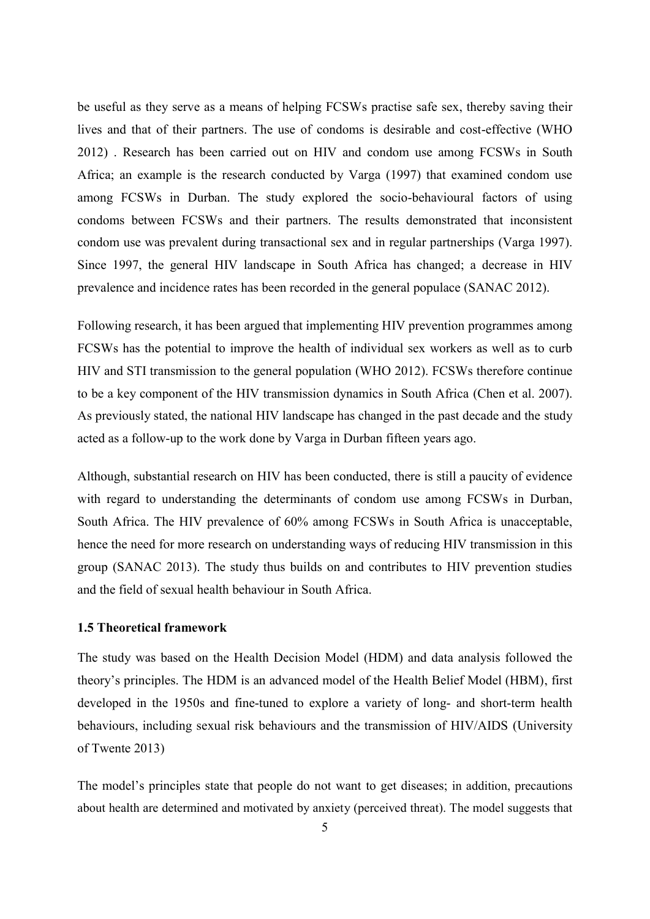be useful as they serve as a means of helping FCSWs practise safe sex, thereby saving their lives and that of their partners. The use of condoms is desirable and cost-effective (WHO 2012) . Research has been carried out on HIV and condom use among FCSWs in South Africa; an example is the research conducted by Varga (1997) that examined condom use among FCSWs in Durban. The study explored the socio-behavioural factors of using condoms between FCSWs and their partners. The results demonstrated that inconsistent condom use was prevalent during transactional sex and in regular partnerships (Varga 1997). Since 1997, the general HIV landscape in South Africa has changed; a decrease in HIV prevalence and incidence rates has been recorded in the general populace (SANAC 2012).

Following research, it has been argued that implementing HIV prevention programmes among FCSWs has the potential to improve the health of individual sex workers as well as to curb HIV and STI transmission to the general population (WHO 2012). FCSWs therefore continue to be a key component of the HIV transmission dynamics in South Africa (Chen et al. 2007). As previously stated, the national HIV landscape has changed in the past decade and the study acted as a follow-up to the work done by Varga in Durban fifteen years ago.

Although, substantial research on HIV has been conducted, there is still a paucity of evidence with regard to understanding the determinants of condom use among FCSWs in Durban, South Africa. The HIV prevalence of 60% among FCSWs in South Africa is unacceptable, hence the need for more research on understanding ways of reducing HIV transmission in this group (SANAC 2013). The study thus builds on and contributes to HIV prevention studies and the field of sexual health behaviour in South Africa.

### 1.5 Theoretical framework

The study was based on the Health Decision Model (HDM) and data analysis followed the theory's principles. The HDM is an advanced model of the Health Belief Model (HBM), first developed in the 1950s and fine-tuned to explore a variety of long- and short-term health behaviours, including sexual risk behaviours and the transmission of HIV/AIDS (University of Twente 2013)

The model's principles state that people do not want to get diseases; in addition, precautions about health are determined and motivated by anxiety (perceived threat). The model suggests that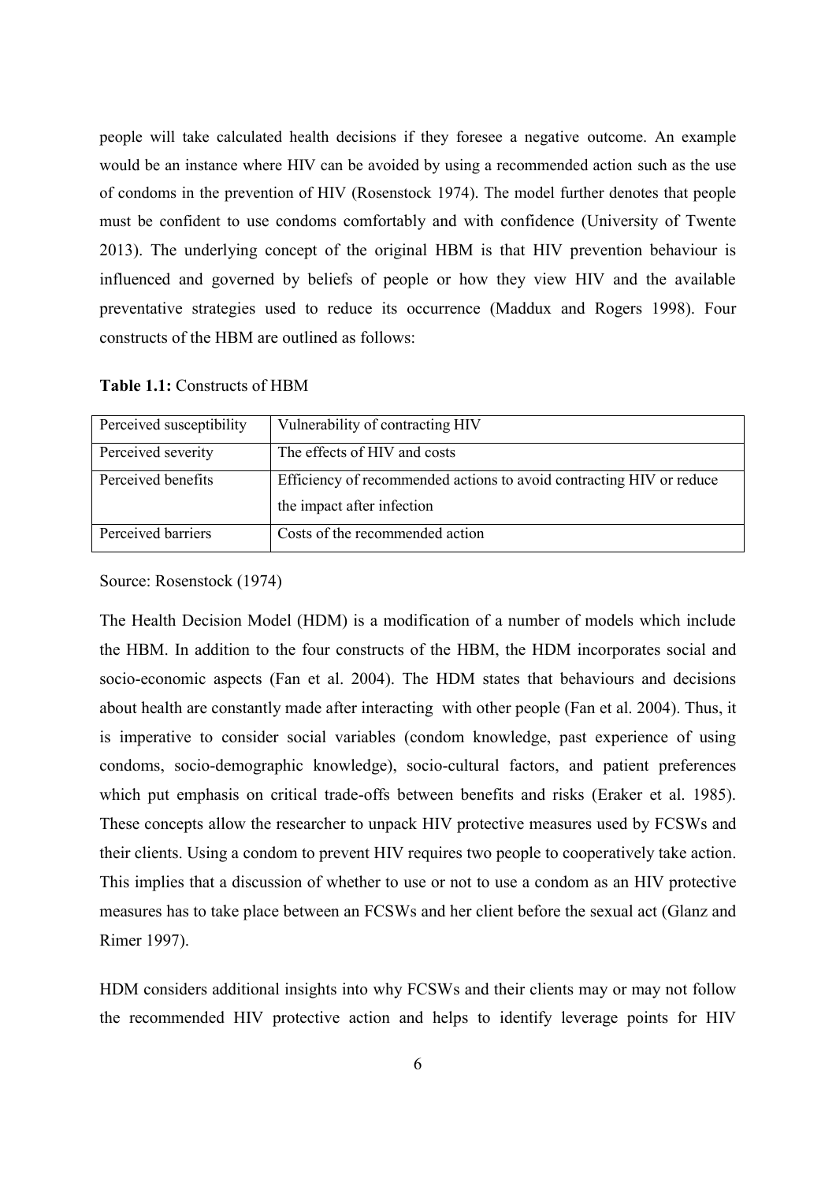people will take calculated health decisions if they foresee a negative outcome. An example would be an instance where HIV can be avoided by using a recommended action such as the use of condoms in the prevention of HIV (Rosenstock 1974). The model further denotes that people must be confident to use condoms comfortably and with confidence (University of Twente 2013). The underlying concept of the original HBM is that HIV prevention behaviour is influenced and governed by beliefs of people or how they view HIV and the available preventative strategies used to reduce its occurrence (Maddux and Rogers 1998). Four constructs of the HBM are outlined as follows:

**Table 1.1:** Constructs of HBM

| | |
|---|---|
| Perceived susceptibility | Vulnerability of contracting HIV |
| Perceived severity | The effects of HIV and costs |
| Perceived benefits | Efficiency of recommended actions to avoid contracting HIV or reduce the impact after infection |
| Perceived barriers | Costs of the recommended action |

Source: Rosenstock (1974)

The Health Decision Model (HDM) is a modification of a number of models which include the HBM. In addition to the four constructs of the HBM, the HDM incorporates social and socio-economic aspects (Fan et al. 2004). The HDM states that behaviours and decisions about health are constantly made after interacting with other people (Fan et al. 2004). Thus, it is imperative to consider social variables (condom knowledge, past experience of using condoms, socio-demographic knowledge), socio-cultural factors, and patient preferences which put emphasis on critical trade-offs between benefits and risks (Eraker et al. 1985). These concepts allow the researcher to unpack HIV protective measures used by FCSWs and their clients. Using a condom to prevent HIV requires two people to cooperatively take action. This implies that a discussion of whether to use or not to use a condom as an HIV protective measures has to take place between an FCSWs and her client before the sexual act (Glanz and Rimer 1997).

HDM considers additional insights into why FCSWs and their clients may or may not follow the recommended HIV protective action and helps to identify leverage points for HIV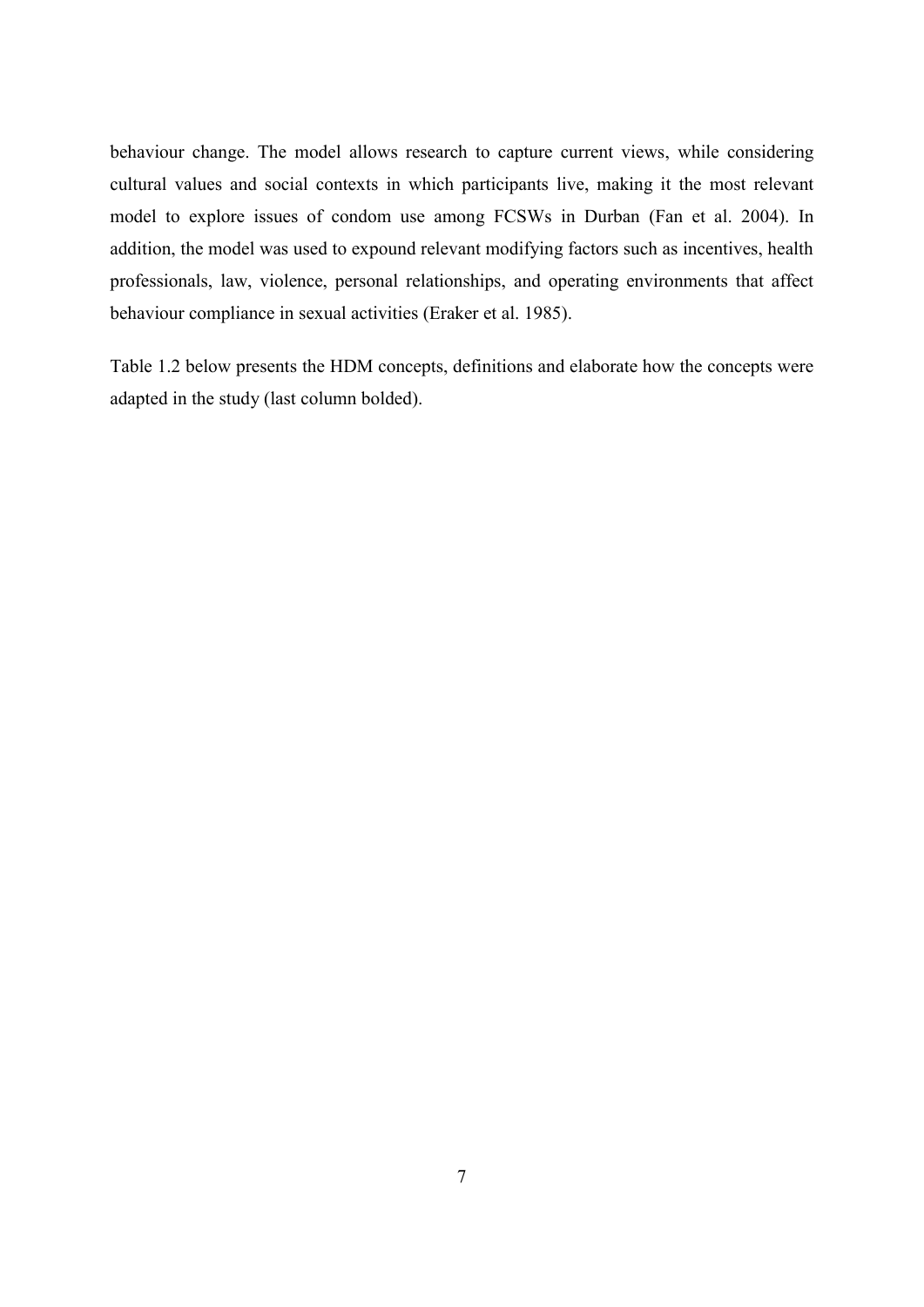behaviour change. The model allows research to capture current views, while considering cultural values and social contexts in which participants live, making it the most relevant model to explore issues of condom use among FCSWs in Durban (Fan et al. 2004). In addition, the model was used to expound relevant modifying factors such as incentives, health professionals, law, violence, personal relationships, and operating environments that affect behaviour compliance in sexual activities (Eraker et al. 1985).

Table 1.2 below presents the HDM concepts, definitions and elaborate how the concepts were adapted in the study (last column bolded).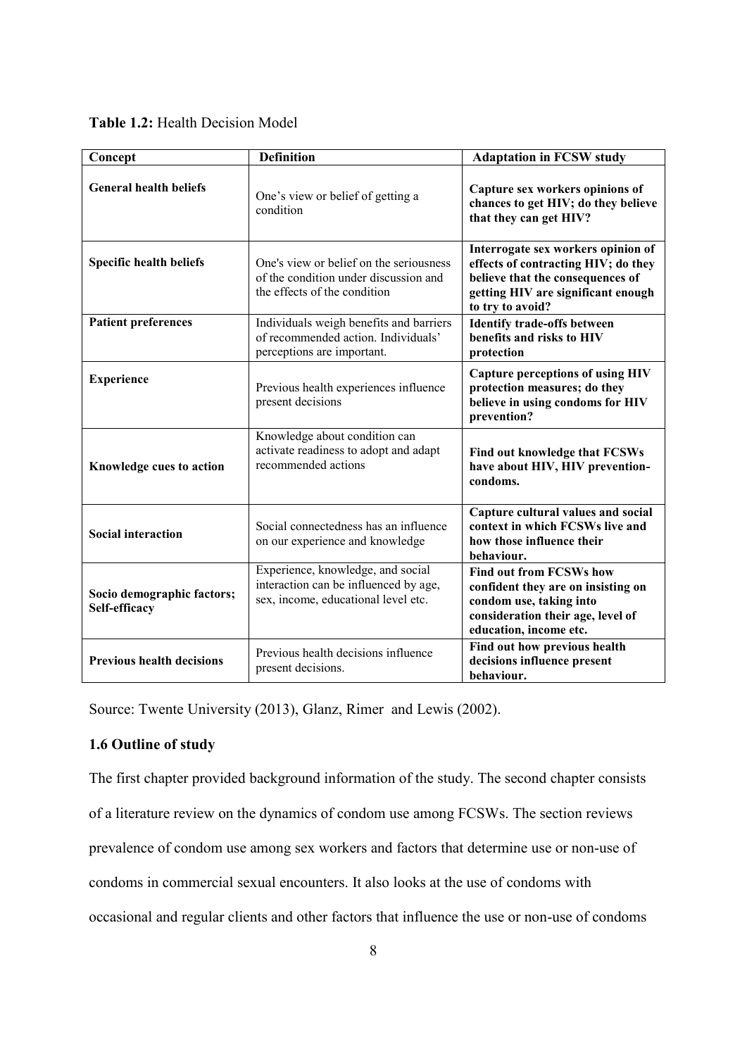**Table 1.2:** Health Decision Model

| Concept | Definition | Adaptation in FCSW study |
|---|---|---|
| **General health beliefs** | One's view or belief of getting a condition | **Capture sex workers opinions of chances to get HIV; do they believe that they can get HIV?** |
| **Specific health beliefs** | One's view or belief on the seriousness of the condition under discussion and the effects of the condition | **Interrogate sex workers opinion of effects of contracting HIV; do they believe that the consequences of getting HIV are significant enough to try to avoid?** |
| **Patient preferences** | Individuals weigh benefits and barriers of recommended action. Individuals' perceptions are important. | **Identify trade-offs between benefits and risks to HIV protection** |
| **Experience** | Previous health experiences influence present decisions | **Capture perceptions of using HIV protection measures; do they believe in using condoms for HIV prevention?** |
| **Knowledge cues to action** | Knowledge about condition can activate readiness to adopt and adapt recommended actions | **Find out knowledge that FCSWs have about HIV, HIV prevention-condoms.** |
| **Social interaction** | Social connectedness has an influence on our experience and knowledge | **Capture cultural values and social context in which FCSWs live and how those influence their behaviour.** |
| **Socio demographic factors; Self-efficacy** | Experience, knowledge, and social interaction can be influenced by age, sex, income, educational level etc. | **Find out from FCSWs how confident they are on insisting on condom use, taking into consideration their age, level of education, income etc.** |
| **Previous health decisions** | Previous health decisions influence present decisions. | **Find out how previous health decisions influence present behaviour.** |

Source: Twente University (2013), Glanz, Rimer and Lewis (2002).

### 1.6 Outline of study

The first chapter provided background information of the study. The second chapter consists of a literature review on the dynamics of condom use among FCSWs. The section reviews prevalence of condom use among sex workers and factors that determine use or non-use of condoms in commercial sexual encounters. It also looks at the use of condoms with occasional and regular clients and other factors that influence the use or non-use of condoms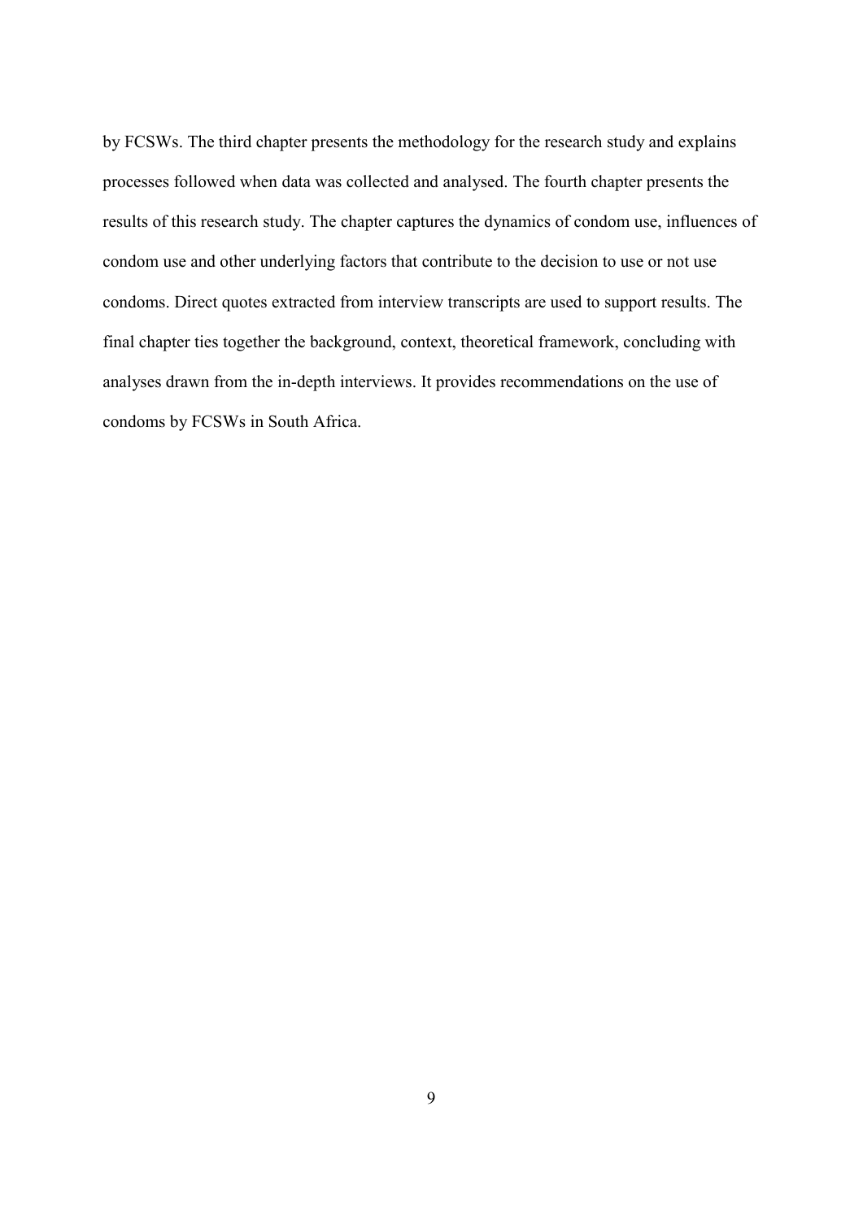by FCSWs. The third chapter presents the methodology for the research study and explains processes followed when data was collected and analysed. The fourth chapter presents the results of this research study. The chapter captures the dynamics of condom use, influences of condom use and other underlying factors that contribute to the decision to use or not use condoms. Direct quotes extracted from interview transcripts are used to support results. The final chapter ties together the background, context, theoretical framework, concluding with analyses drawn from the in-depth interviews. It provides recommendations on the use of condoms by FCSWs in South Africa.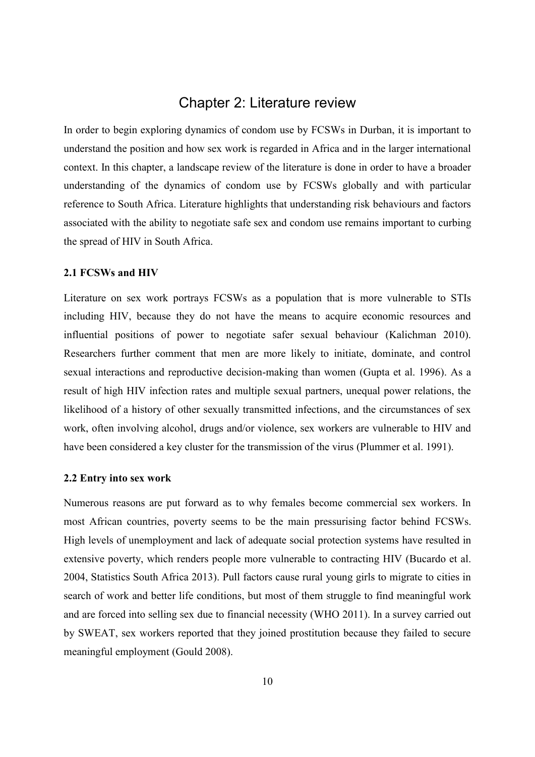# Chapter 2: Literature review

In order to begin exploring dynamics of condom use by FCSWs in Durban, it is important to understand the position and how sex work is regarded in Africa and in the larger international context. In this chapter, a landscape review of the literature is done in order to have a broader understanding of the dynamics of condom use by FCSWs globally and with particular reference to South Africa. Literature highlights that understanding risk behaviours and factors associated with the ability to negotiate safe sex and condom use remains important to curbing the spread of HIV in South Africa.

## 2.1 FCSWs and HIV

Literature on sex work portrays FCSWs as a population that is more vulnerable to STIs including HIV, because they do not have the means to acquire economic resources and influential positions of power to negotiate safer sexual behaviour (Kalichman 2010). Researchers further comment that men are more likely to initiate, dominate, and control sexual interactions and reproductive decision-making than women (Gupta et al. 1996). As a result of high HIV infection rates and multiple sexual partners, unequal power relations, the likelihood of a history of other sexually transmitted infections, and the circumstances of sex work, often involving alcohol, drugs and/or violence, sex workers are vulnerable to HIV and have been considered a key cluster for the transmission of the virus (Plummer et al. 1991).

## 2.2 Entry into sex work

Numerous reasons are put forward as to why females become commercial sex workers. In most African countries, poverty seems to be the main pressurising factor behind FCSWs. High levels of unemployment and lack of adequate social protection systems have resulted in extensive poverty, which renders people more vulnerable to contracting HIV (Bucardo et al. 2004, Statistics South Africa 2013). Pull factors cause rural young girls to migrate to cities in search of work and better life conditions, but most of them struggle to find meaningful work and are forced into selling sex due to financial necessity (WHO 2011). In a survey carried out by SWEAT, sex workers reported that they joined prostitution because they failed to secure meaningful employment (Gould 2008).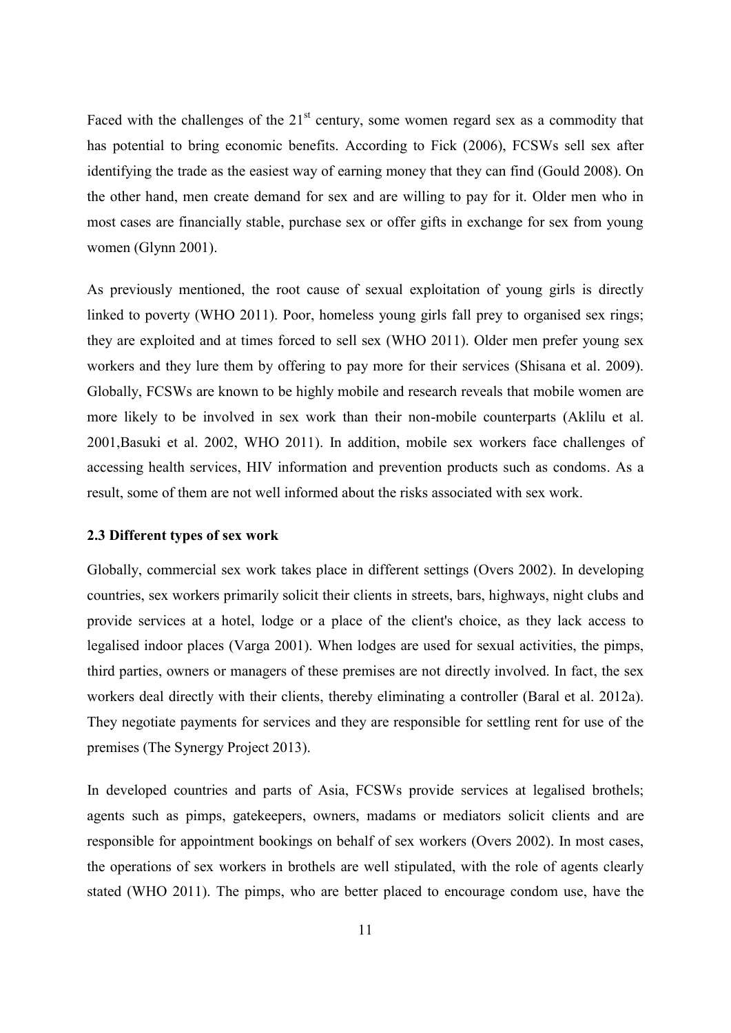Faced with the challenges of the 21st century, some women regard sex as a commodity that has potential to bring economic benefits. According to Fick (2006), FCSWs sell sex after identifying the trade as the easiest way of earning money that they can find (Gould 2008). On the other hand, men create demand for sex and are willing to pay for it. Older men who in most cases are financially stable, purchase sex or offer gifts in exchange for sex from young women (Glynn 2001).

As previously mentioned, the root cause of sexual exploitation of young girls is directly linked to poverty (WHO 2011). Poor, homeless young girls fall prey to organised sex rings; they are exploited and at times forced to sell sex (WHO 2011). Older men prefer young sex workers and they lure them by offering to pay more for their services (Shisana et al. 2009). Globally, FCSWs are known to be highly mobile and research reveals that mobile women are more likely to be involved in sex work than their non-mobile counterparts (Aklilu et al. 2001,Basuki et al. 2002, WHO 2011). In addition, mobile sex workers face challenges of accessing health services, HIV information and prevention products such as condoms. As a result, some of them are not well informed about the risks associated with sex work.

### 2.3 Different types of sex work

Globally, commercial sex work takes place in different settings (Overs 2002). In developing countries, sex workers primarily solicit their clients in streets, bars, highways, night clubs and provide services at a hotel, lodge or a place of the client's choice, as they lack access to legalised indoor places (Varga 2001). When lodges are used for sexual activities, the pimps, third parties, owners or managers of these premises are not directly involved. In fact, the sex workers deal directly with their clients, thereby eliminating a controller (Baral et al. 2012a). They negotiate payments for services and they are responsible for settling rent for use of the premises (The Synergy Project 2013).

In developed countries and parts of Asia, FCSWs provide services at legalised brothels; agents such as pimps, gatekeepers, owners, madams or mediators solicit clients and are responsible for appointment bookings on behalf of sex workers (Overs 2002). In most cases, the operations of sex workers in brothels are well stipulated, with the role of agents clearly stated (WHO 2011). The pimps, who are better placed to encourage condom use, have the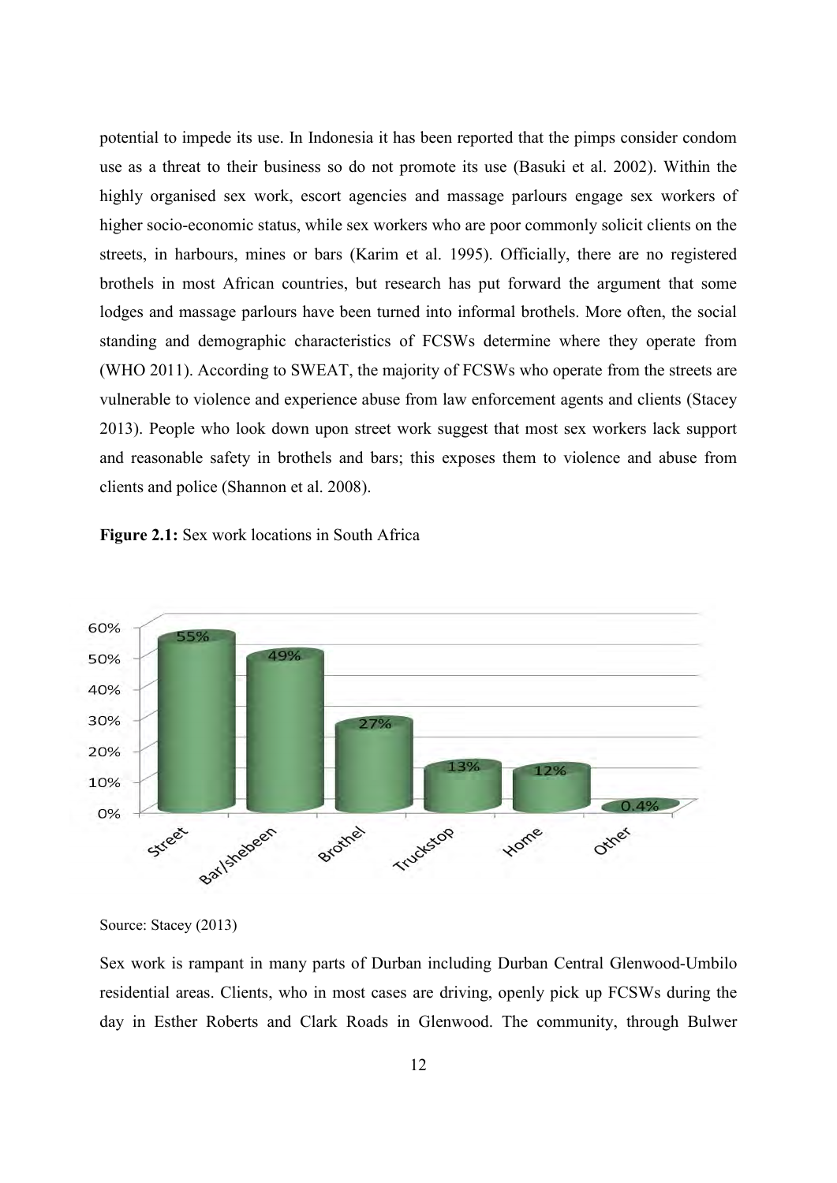potential to impede its use. In Indonesia it has been reported that the pimps consider condom use as a threat to their business so do not promote its use (Basuki et al. 2002). Within the highly organised sex work, escort agencies and massage parlours engage sex workers of higher socio-economic status, while sex workers who are poor commonly solicit clients on the streets, in harbours, mines or bars (Karim et al. 1995). Officially, there are no registered brothels in most African countries, but research has put forward the argument that some lodges and massage parlours have been turned into informal brothels. More often, the social standing and demographic characteristics of FCSWs determine where they operate from (WHO 2011). According to SWEAT, the majority of FCSWs who operate from the streets are vulnerable to violence and experience abuse from law enforcement agents and clients (Stacey 2013). People who look down upon street work suggest that most sex workers lack support and reasonable safety in brothels and bars; this exposes them to violence and abuse from clients and police (Shannon et al. 2008).

**Figure 2.1:** Sex work locations in South Africa

| Location | Percentage |
|---|---|
| Street | 55% |
| Bar/shebeen | 49% |
| Brothel | 27% |
| Truckstop | 13% |
| Home | 12% |
| Other | 0.4% |

Source: Stacey (2013)

Sex work is rampant in many parts of Durban including Durban Central Glenwood-Umbilo residential areas. Clients, who in most cases are driving, openly pick up FCSWs during the day in Esther Roberts and Clark Roads in Glenwood. The community, through Bulwer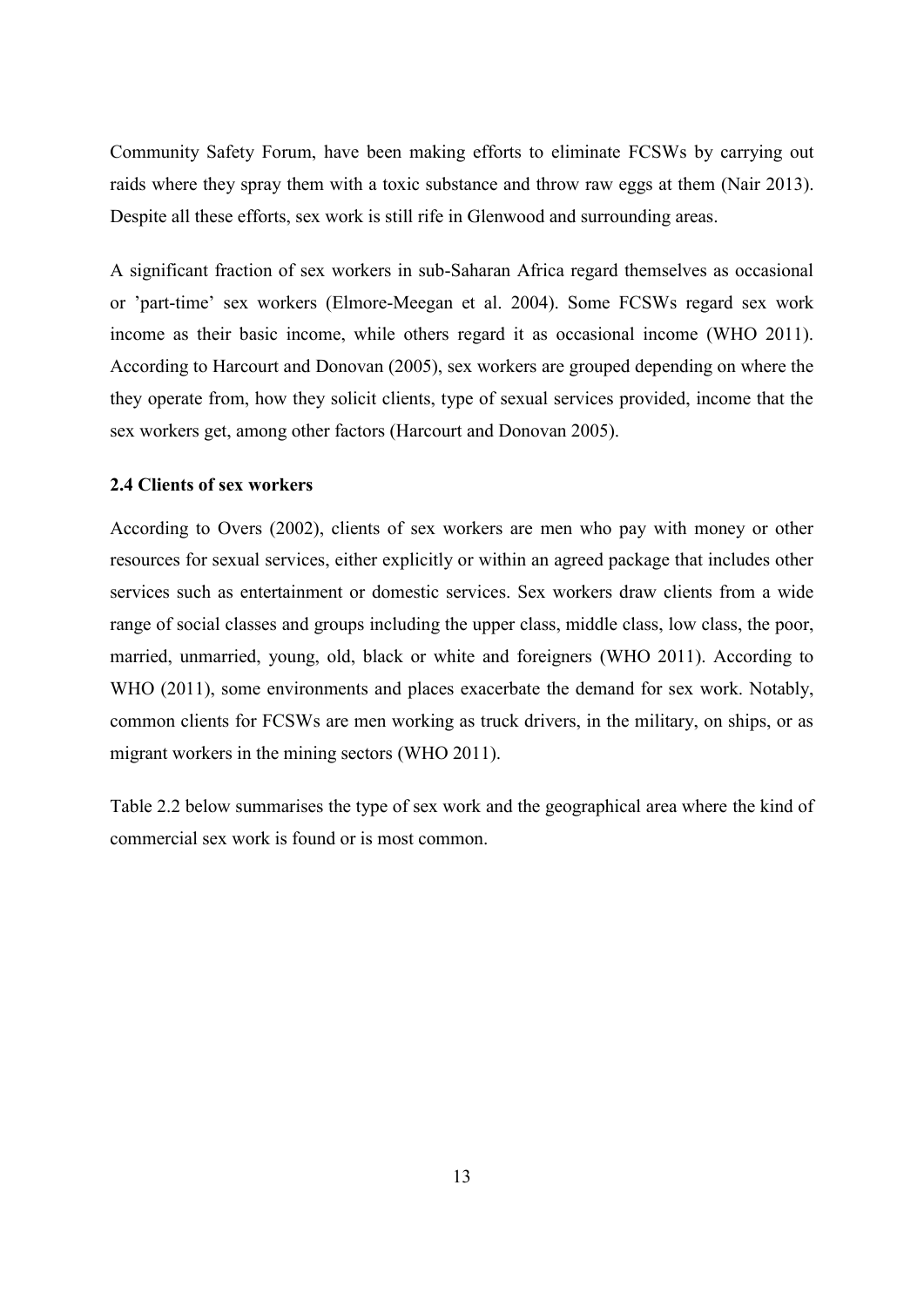Community Safety Forum, have been making efforts to eliminate FCSWs by carrying out raids where they spray them with a toxic substance and throw raw eggs at them (Nair 2013). Despite all these efforts, sex work is still rife in Glenwood and surrounding areas.

A significant fraction of sex workers in sub-Saharan Africa regard themselves as occasional or 'part-time' sex workers (Elmore-Meegan et al. 2004). Some FCSWs regard sex work income as their basic income, while others regard it as occasional income (WHO 2011). According to Harcourt and Donovan (2005), sex workers are grouped depending on where the they operate from, how they solicit clients, type of sexual services provided, income that the sex workers get, among other factors (Harcourt and Donovan 2005).

### 2.4 Clients of sex workers

According to Overs (2002), clients of sex workers are men who pay with money or other resources for sexual services, either explicitly or within an agreed package that includes other services such as entertainment or domestic services. Sex workers draw clients from a wide range of social classes and groups including the upper class, middle class, low class, the poor, married, unmarried, young, old, black or white and foreigners (WHO 2011). According to WHO (2011), some environments and places exacerbate the demand for sex work. Notably, common clients for FCSWs are men working as truck drivers, in the military, on ships, or as migrant workers in the mining sectors (WHO 2011).

Table 2.2 below summarises the type of sex work and the geographical area where the kind of commercial sex work is found or is most common.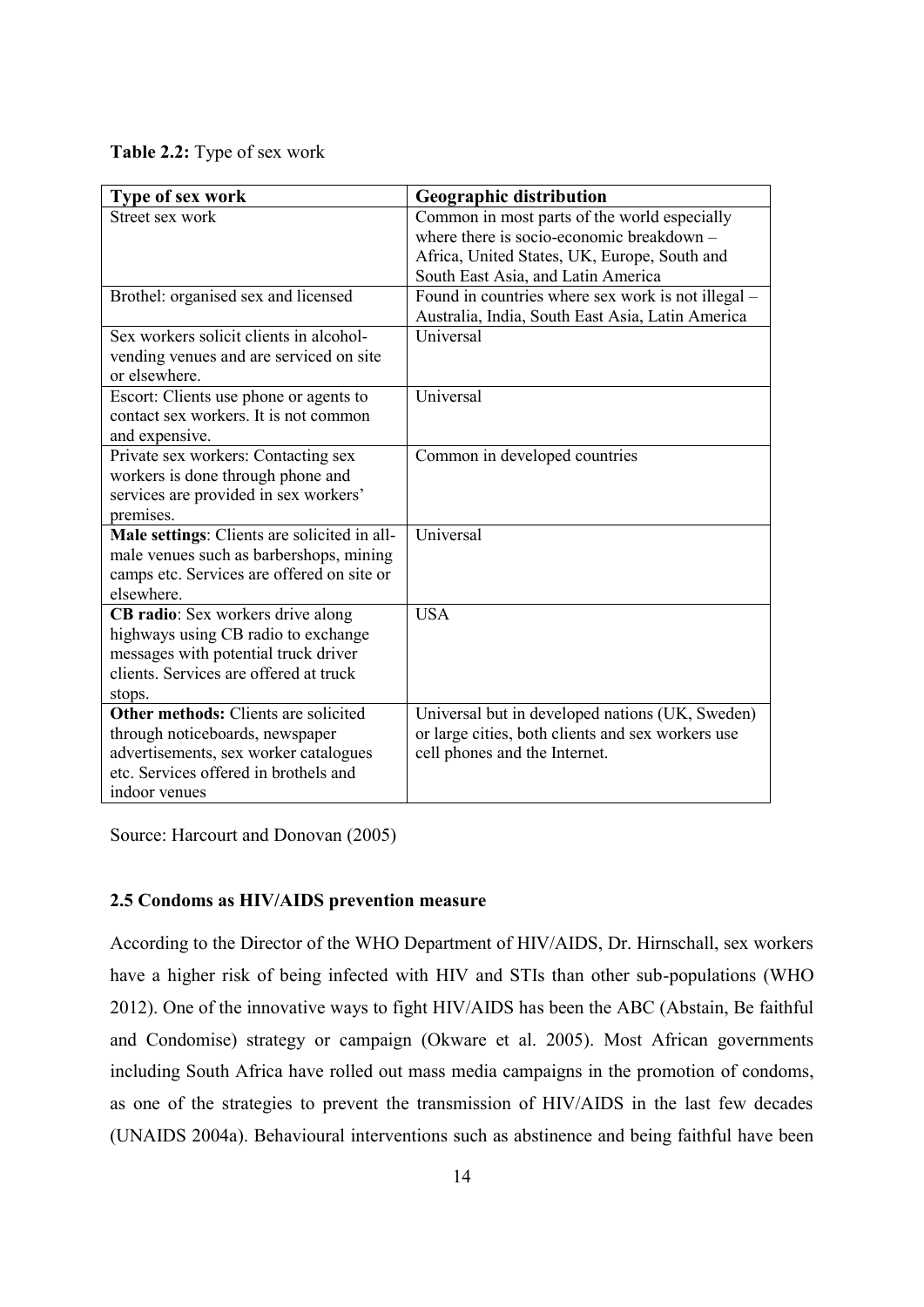**Table 2.2:** Type of sex work

| Type of sex work | Geographic distribution |
|---|---|
| Street sex work | Common in most parts of the world especially where there is socio-economic breakdown – Africa, United States, UK, Europe, South and South East Asia, and Latin America |
| Brothel: organised sex and licensed | Found in countries where sex work is not illegal – Australia, India, South East Asia, Latin America |
| Sex workers solicit clients in alcohol-vending venues and are serviced on site or elsewhere. | Universal |
| Escort: Clients use phone or agents to contact sex workers. It is not common and expensive. | Universal |
| Private sex workers: Contacting sex workers is done through phone and services are provided in sex workers' premises. | Common in developed countries |
| **Male settings**: Clients are solicited in all-male venues such as barbershops, mining camps etc. Services are offered on site or elsewhere. | Universal |
| **CB radio**: Sex workers drive along highways using CB radio to exchange messages with potential truck driver clients. Services are offered at truck stops. | USA |
| **Other methods:** Clients are solicited through noticeboards, newspaper advertisements, sex worker catalogues etc. Services offered in brothels and indoor venues | Universal but in developed nations (UK, Sweden) or large cities, both clients and sex workers use cell phones and the Internet. |

Source: Harcourt and Donovan (2005)

### 2.5 Condoms as HIV/AIDS prevention measure

According to the Director of the WHO Department of HIV/AIDS, Dr. Hirnschall, sex workers have a higher risk of being infected with HIV and STIs than other sub-populations (WHO 2012). One of the innovative ways to fight HIV/AIDS has been the ABC (Abstain, Be faithful and Condomise) strategy or campaign (Okware et al. 2005). Most African governments including South Africa have rolled out mass media campaigns in the promotion of condoms, as one of the strategies to prevent the transmission of HIV/AIDS in the last few decades (UNAIDS 2004a). Behavioural interventions such as abstinence and being faithful have been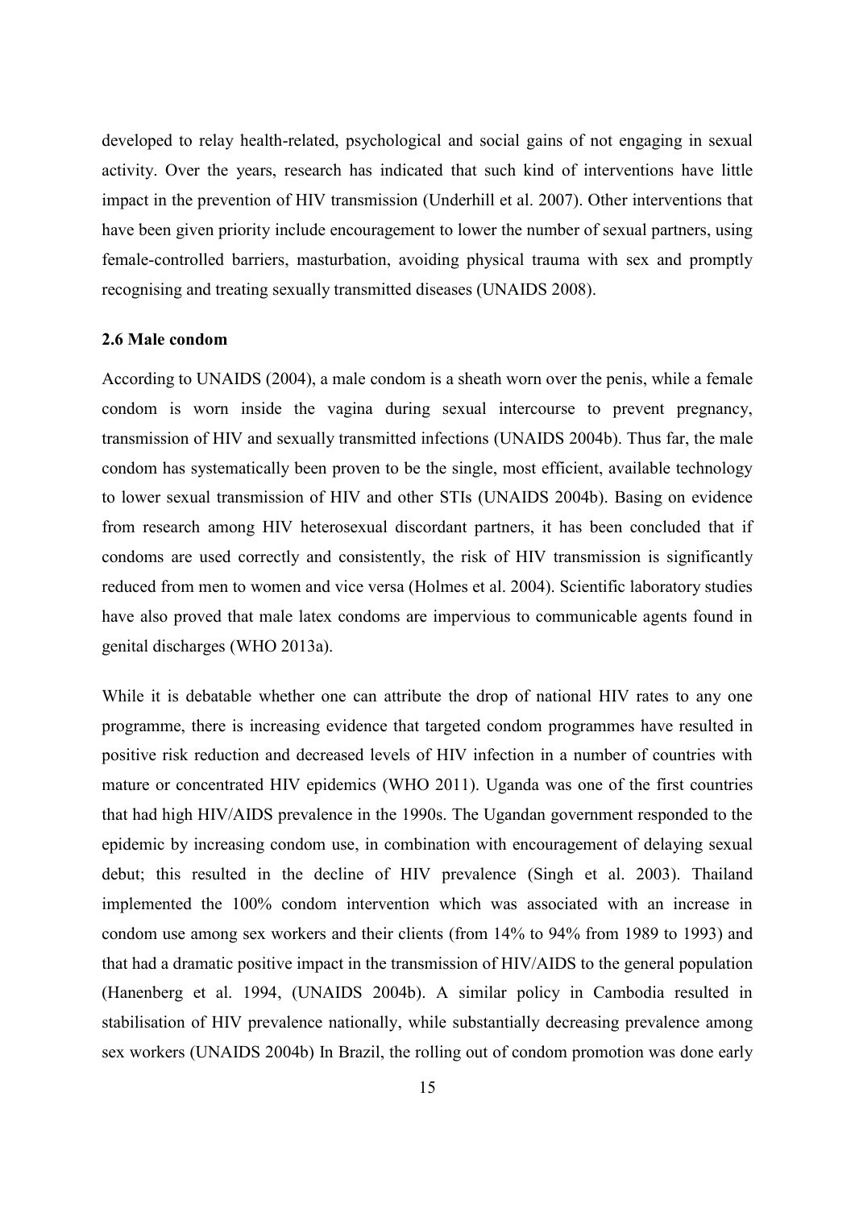developed to relay health-related, psychological and social gains of not engaging in sexual activity. Over the years, research has indicated that such kind of interventions have little impact in the prevention of HIV transmission (Underhill et al. 2007). Other interventions that have been given priority include encouragement to lower the number of sexual partners, using female-controlled barriers, masturbation, avoiding physical trauma with sex and promptly recognising and treating sexually transmitted diseases (UNAIDS 2008).

### 2.6 Male condom

According to UNAIDS (2004), a male condom is a sheath worn over the penis, while a female condom is worn inside the vagina during sexual intercourse to prevent pregnancy, transmission of HIV and sexually transmitted infections (UNAIDS 2004b). Thus far, the male condom has systematically been proven to be the single, most efficient, available technology to lower sexual transmission of HIV and other STIs (UNAIDS 2004b). Basing on evidence from research among HIV heterosexual discordant partners, it has been concluded that if condoms are used correctly and consistently, the risk of HIV transmission is significantly reduced from men to women and vice versa (Holmes et al. 2004). Scientific laboratory studies have also proved that male latex condoms are impervious to communicable agents found in genital discharges (WHO 2013a).

While it is debatable whether one can attribute the drop of national HIV rates to any one programme, there is increasing evidence that targeted condom programmes have resulted in positive risk reduction and decreased levels of HIV infection in a number of countries with mature or concentrated HIV epidemics (WHO 2011). Uganda was one of the first countries that had high HIV/AIDS prevalence in the 1990s. The Ugandan government responded to the epidemic by increasing condom use, in combination with encouragement of delaying sexual debut; this resulted in the decline of HIV prevalence (Singh et al. 2003). Thailand implemented the 100% condom intervention which was associated with an increase in condom use among sex workers and their clients (from 14% to 94% from 1989 to 1993) and that had a dramatic positive impact in the transmission of HIV/AIDS to the general population (Hanenberg et al. 1994, (UNAIDS 2004b). A similar policy in Cambodia resulted in stabilisation of HIV prevalence nationally, while substantially decreasing prevalence among sex workers (UNAIDS 2004b) In Brazil, the rolling out of condom promotion was done early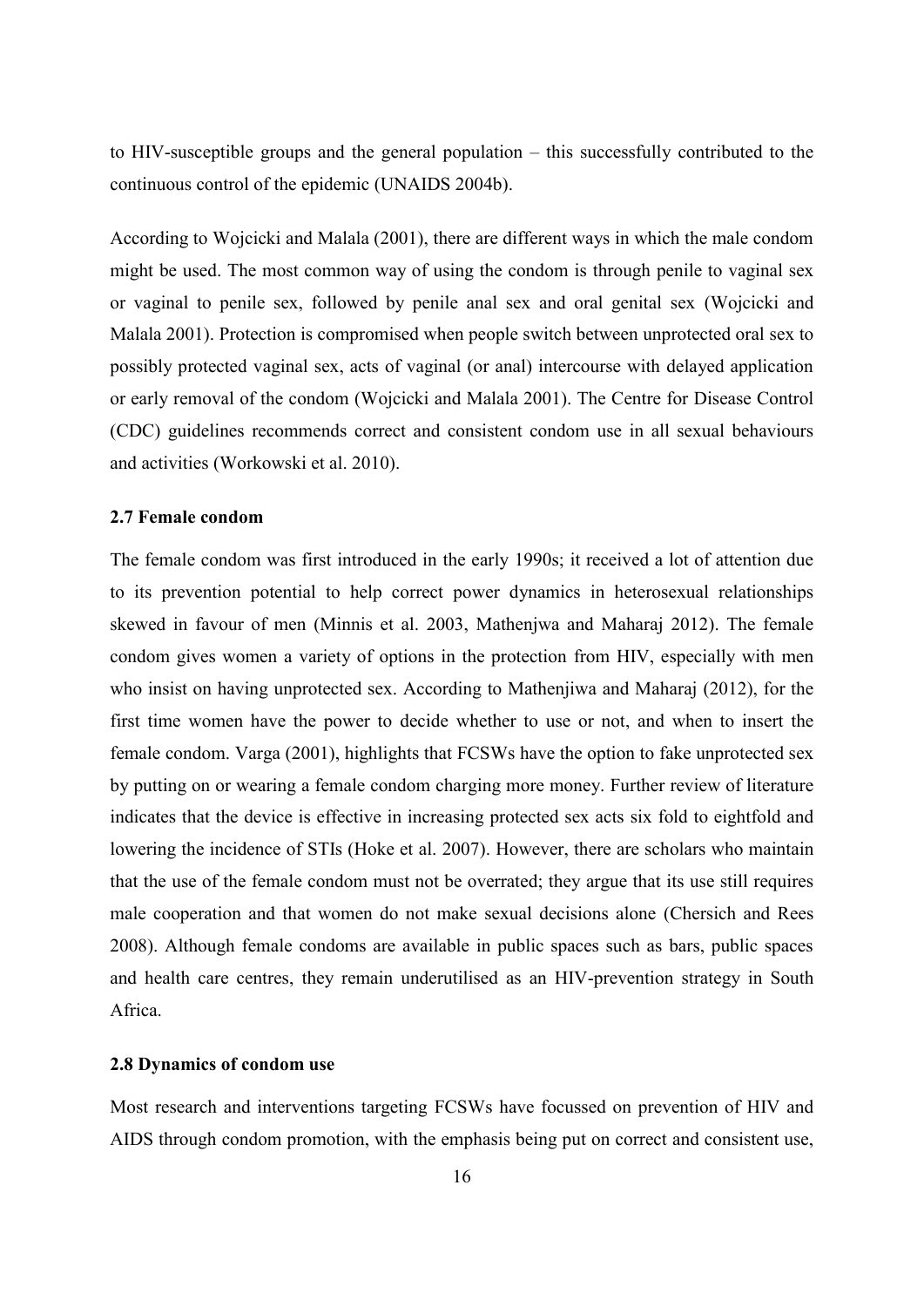to HIV-susceptible groups and the general population – this successfully contributed to the continuous control of the epidemic (UNAIDS 2004b).

According to Wojcicki and Malala (2001), there are different ways in which the male condom might be used. The most common way of using the condom is through penile to vaginal sex or vaginal to penile sex, followed by penile anal sex and oral genital sex (Wojcicki and Malala 2001). Protection is compromised when people switch between unprotected oral sex to possibly protected vaginal sex, acts of vaginal (or anal) intercourse with delayed application or early removal of the condom (Wojcicki and Malala 2001). The Centre for Disease Control (CDC) guidelines recommends correct and consistent condom use in all sexual behaviours and activities (Workowski et al. 2010).

### 2.7 Female condom

The female condom was first introduced in the early 1990s; it received a lot of attention due to its prevention potential to help correct power dynamics in heterosexual relationships skewed in favour of men (Minnis et al. 2003, Mathenjwa and Maharaj 2012). The female condom gives women a variety of options in the protection from HIV, especially with men who insist on having unprotected sex. According to Mathenjiwa and Maharaj (2012), for the first time women have the power to decide whether to use or not, and when to insert the female condom. Varga (2001), highlights that FCSWs have the option to fake unprotected sex by putting on or wearing a female condom charging more money. Further review of literature indicates that the device is effective in increasing protected sex acts six fold to eightfold and lowering the incidence of STIs (Hoke et al. 2007). However, there are scholars who maintain that the use of the female condom must not be overrated; they argue that its use still requires male cooperation and that women do not make sexual decisions alone (Chersich and Rees 2008). Although female condoms are available in public spaces such as bars, public spaces and health care centres, they remain underutilised as an HIV-prevention strategy in South Africa.

### 2.8 Dynamics of condom use

Most research and interventions targeting FCSWs have focussed on prevention of HIV and AIDS through condom promotion, with the emphasis being put on correct and consistent use,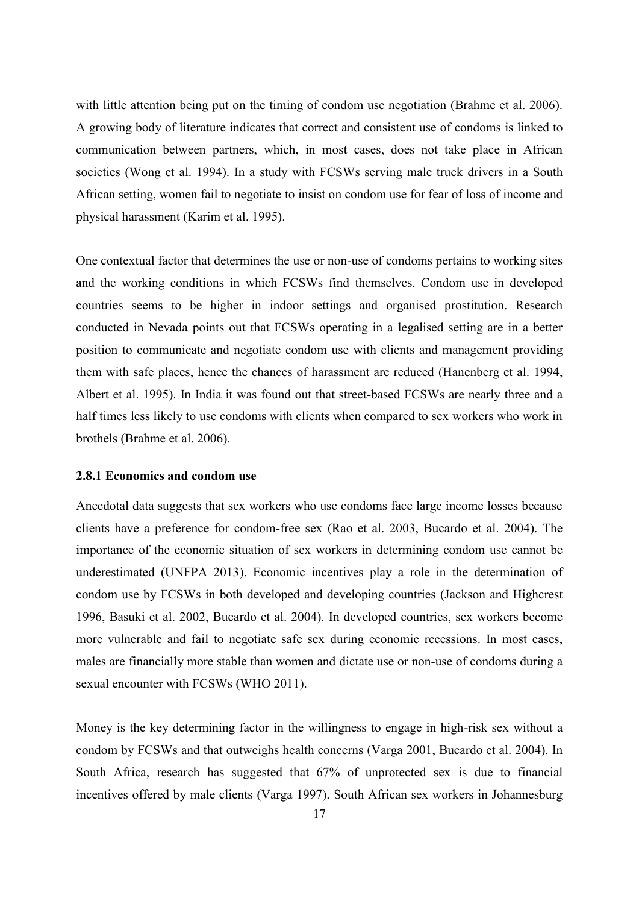with little attention being put on the timing of condom use negotiation (Brahme et al. 2006). A growing body of literature indicates that correct and consistent use of condoms is linked to communication between partners, which, in most cases, does not take place in African societies (Wong et al. 1994). In a study with FCSWs serving male truck drivers in a South African setting, women fail to negotiate to insist on condom use for fear of loss of income and physical harassment (Karim et al. 1995).

One contextual factor that determines the use or non-use of condoms pertains to working sites and the working conditions in which FCSWs find themselves. Condom use in developed countries seems to be higher in indoor settings and organised prostitution. Research conducted in Nevada points out that FCSWs operating in a legalised setting are in a better position to communicate and negotiate condom use with clients and management providing them with safe places, hence the chances of harassment are reduced (Hanenberg et al. 1994, Albert et al. 1995). In India it was found out that street-based FCSWs are nearly three and a half times less likely to use condoms with clients when compared to sex workers who work in brothels (Brahme et al. 2006).

### 2.8.1 Economics and condom use

Anecdotal data suggests that sex workers who use condoms face large income losses because clients have a preference for condom-free sex (Rao et al. 2003, Bucardo et al. 2004). The importance of the economic situation of sex workers in determining condom use cannot be underestimated (UNFPA 2013). Economic incentives play a role in the determination of condom use by FCSWs in both developed and developing countries (Jackson and Highcrest 1996, Basuki et al. 2002, Bucardo et al. 2004). In developed countries, sex workers become more vulnerable and fail to negotiate safe sex during economic recessions. In most cases, males are financially more stable than women and dictate use or non-use of condoms during a sexual encounter with FCSWs (WHO 2011).

Money is the key determining factor in the willingness to engage in high-risk sex without a condom by FCSWs and that outweighs health concerns (Varga 2001, Bucardo et al. 2004). In South Africa, research has suggested that 67% of unprotected sex is due to financial incentives offered by male clients (Varga 1997). South African sex workers in Johannesburg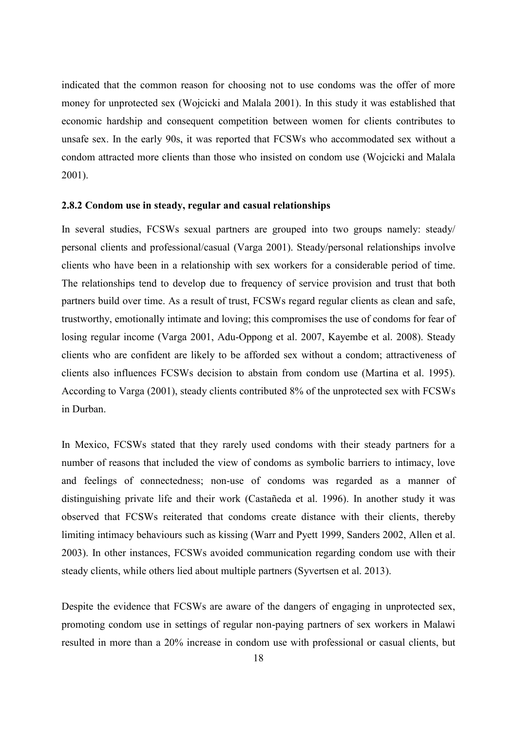indicated that the common reason for choosing not to use condoms was the offer of more money for unprotected sex (Wojcicki and Malala 2001). In this study it was established that economic hardship and consequent competition between women for clients contributes to unsafe sex. In the early 90s, it was reported that FCSWs who accommodated sex without a condom attracted more clients than those who insisted on condom use (Wojcicki and Malala 2001).

### 2.8.2 Condom use in steady, regular and casual relationships

In several studies, FCSWs sexual partners are grouped into two groups namely: steady/ personal clients and professional/casual (Varga 2001). Steady/personal relationships involve clients who have been in a relationship with sex workers for a considerable period of time. The relationships tend to develop due to frequency of service provision and trust that both partners build over time. As a result of trust, FCSWs regard regular clients as clean and safe, trustworthy, emotionally intimate and loving; this compromises the use of condoms for fear of losing regular income (Varga 2001, Adu-Oppong et al. 2007, Kayembe et al. 2008). Steady clients who are confident are likely to be afforded sex without a condom; attractiveness of clients also influences FCSWs decision to abstain from condom use (Martina et al. 1995). According to Varga (2001), steady clients contributed 8% of the unprotected sex with FCSWs in Durban.

In Mexico, FCSWs stated that they rarely used condoms with their steady partners for a number of reasons that included the view of condoms as symbolic barriers to intimacy, love and feelings of connectedness; non-use of condoms was regarded as a manner of distinguishing private life and their work (Castañeda et al. 1996). In another study it was observed that FCSWs reiterated that condoms create distance with their clients, thereby limiting intimacy behaviours such as kissing (Warr and Pyett 1999, Sanders 2002, Allen et al. 2003). In other instances, FCSWs avoided communication regarding condom use with their steady clients, while others lied about multiple partners (Syvertsen et al. 2013).

Despite the evidence that FCSWs are aware of the dangers of engaging in unprotected sex, promoting condom use in settings of regular non-paying partners of sex workers in Malawi resulted in more than a 20% increase in condom use with professional or casual clients, but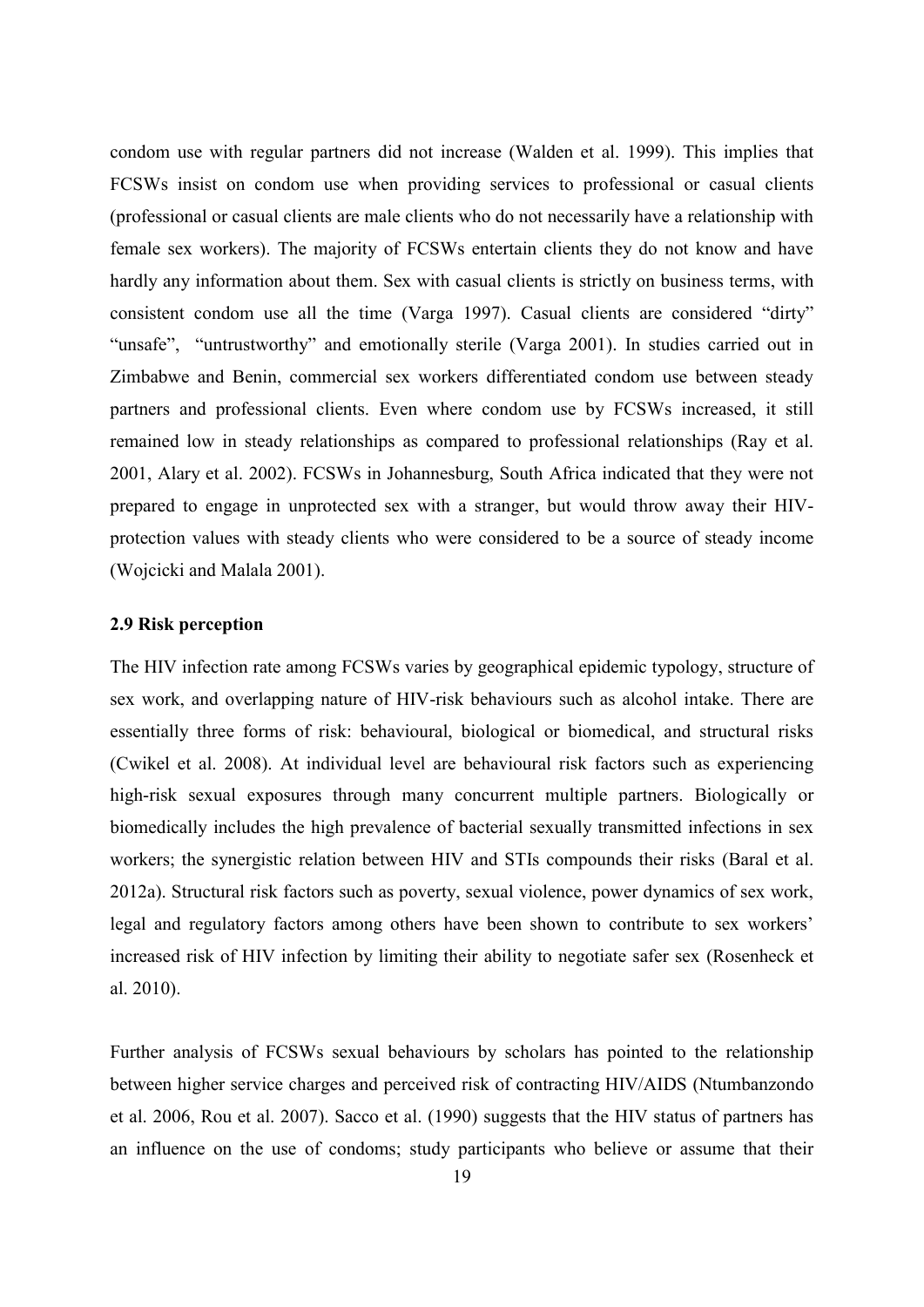condom use with regular partners did not increase (Walden et al. 1999). This implies that FCSWs insist on condom use when providing services to professional or casual clients (professional or casual clients are male clients who do not necessarily have a relationship with female sex workers). The majority of FCSWs entertain clients they do not know and have hardly any information about them. Sex with casual clients is strictly on business terms, with consistent condom use all the time (Varga 1997). Casual clients are considered "dirty" "unsafe", "untrustworthy" and emotionally sterile (Varga 2001). In studies carried out in Zimbabwe and Benin, commercial sex workers differentiated condom use between steady partners and professional clients. Even where condom use by FCSWs increased, it still remained low in steady relationships as compared to professional relationships (Ray et al. 2001, Alary et al. 2002). FCSWs in Johannesburg, South Africa indicated that they were not prepared to engage in unprotected sex with a stranger, but would throw away their HIV-protection values with steady clients who were considered to be a source of steady income (Wojcicki and Malala 2001).

### 2.9 Risk perception

The HIV infection rate among FCSWs varies by geographical epidemic typology, structure of sex work, and overlapping nature of HIV-risk behaviours such as alcohol intake. There are essentially three forms of risk: behavioural, biological or biomedical, and structural risks (Cwikel et al. 2008). At individual level are behavioural risk factors such as experiencing high-risk sexual exposures through many concurrent multiple partners. Biologically or biomedically includes the high prevalence of bacterial sexually transmitted infections in sex workers; the synergistic relation between HIV and STIs compounds their risks (Baral et al. 2012a). Structural risk factors such as poverty, sexual violence, power dynamics of sex work, legal and regulatory factors among others have been shown to contribute to sex workers' increased risk of HIV infection by limiting their ability to negotiate safer sex (Rosenheck et al. 2010).

Further analysis of FCSWs sexual behaviours by scholars has pointed to the relationship between higher service charges and perceived risk of contracting HIV/AIDS (Ntumbanzondo et al. 2006, Rou et al. 2007). Sacco et al. (1990) suggests that the HIV status of partners has an influence on the use of condoms; study participants who believe or assume that their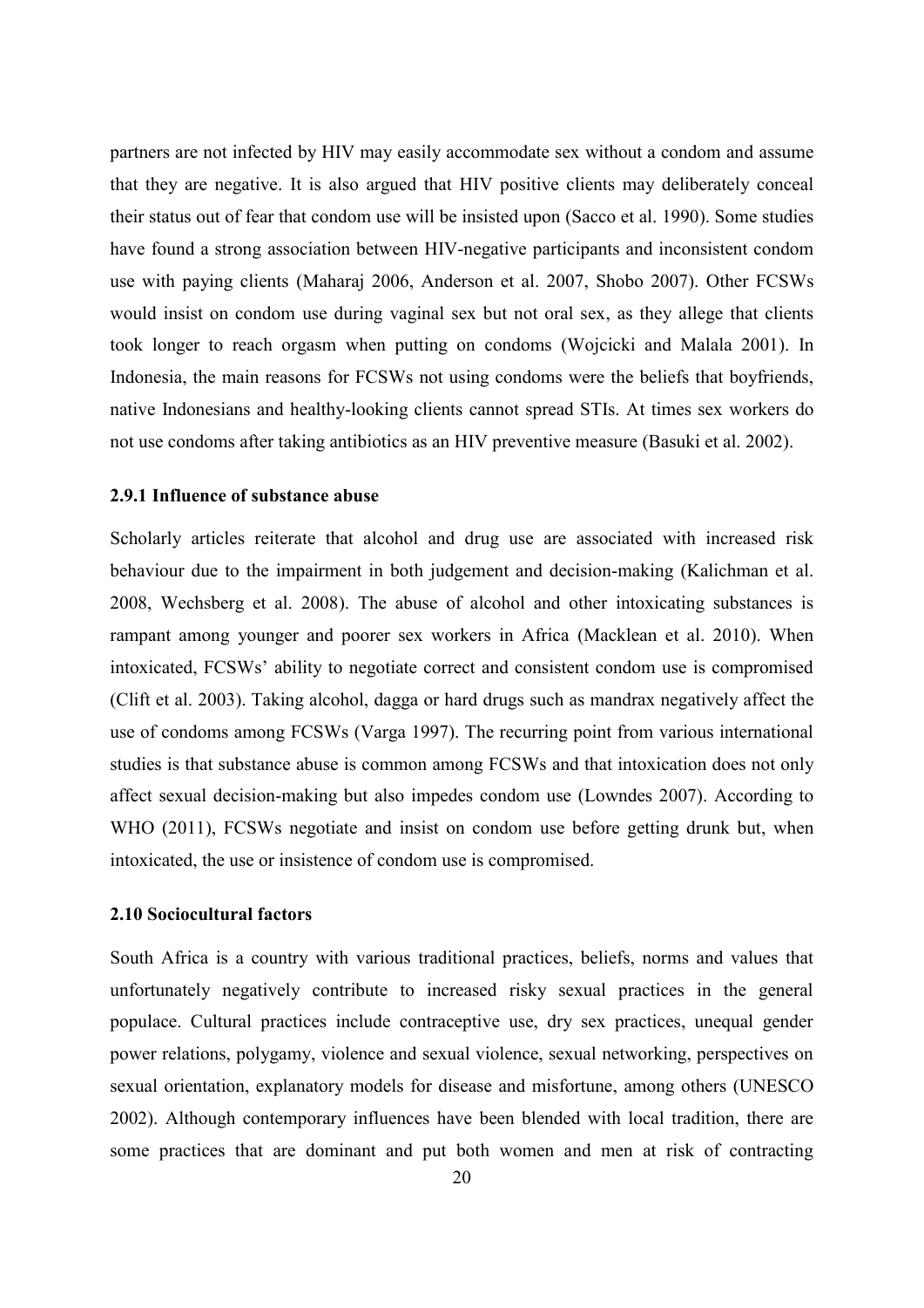partners are not infected by HIV may easily accommodate sex without a condom and assume that they are negative. It is also argued that HIV positive clients may deliberately conceal their status out of fear that condom use will be insisted upon (Sacco et al. 1990). Some studies have found a strong association between HIV-negative participants and inconsistent condom use with paying clients (Maharaj 2006, Anderson et al. 2007, Shobo 2007). Other FCSWs would insist on condom use during vaginal sex but not oral sex, as they allege that clients took longer to reach orgasm when putting on condoms (Wojcicki and Malala 2001). In Indonesia, the main reasons for FCSWs not using condoms were the beliefs that boyfriends, native Indonesians and healthy-looking clients cannot spread STIs. At times sex workers do not use condoms after taking antibiotics as an HIV preventive measure (Basuki et al. 2002).

### 2.9.1 Influence of substance abuse

Scholarly articles reiterate that alcohol and drug use are associated with increased risk behaviour due to the impairment in both judgement and decision-making (Kalichman et al. 2008, Wechsberg et al. 2008). The abuse of alcohol and other intoxicating substances is rampant among younger and poorer sex workers in Africa (Macklean et al. 2010). When intoxicated, FCSWs' ability to negotiate correct and consistent condom use is compromised (Clift et al. 2003). Taking alcohol, dagga or hard drugs such as mandrax negatively affect the use of condoms among FCSWs (Varga 1997). The recurring point from various international studies is that substance abuse is common among FCSWs and that intoxication does not only affect sexual decision-making but also impedes condom use (Lowndes 2007). According to WHO (2011), FCSWs negotiate and insist on condom use before getting drunk but, when intoxicated, the use or insistence of condom use is compromised.

## 2.10 Sociocultural factors

South Africa is a country with various traditional practices, beliefs, norms and values that unfortunately negatively contribute to increased risky sexual practices in the general populace. Cultural practices include contraceptive use, dry sex practices, unequal gender power relations, polygamy, violence and sexual violence, sexual networking, perspectives on sexual orientation, explanatory models for disease and misfortune, among others (UNESCO 2002). Although contemporary influences have been blended with local tradition, there are some practices that are dominant and put both women and men at risk of contracting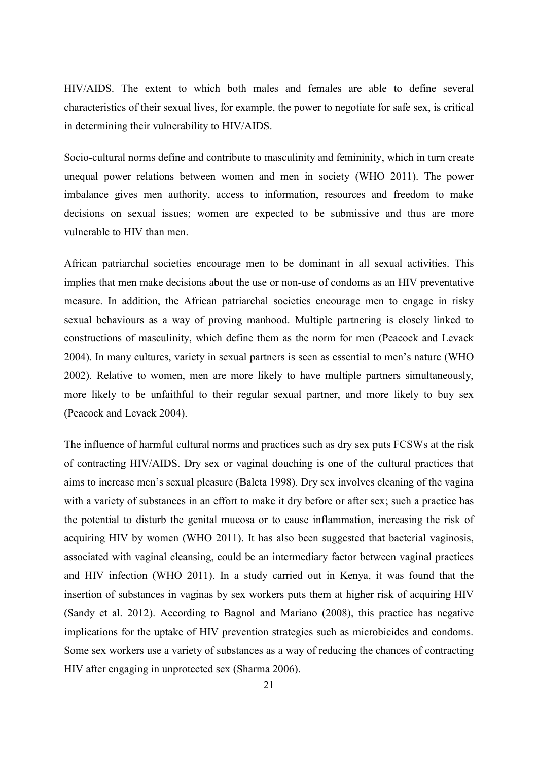HIV/AIDS. The extent to which both males and females are able to define several characteristics of their sexual lives, for example, the power to negotiate for safe sex, is critical in determining their vulnerability to HIV/AIDS.

Socio-cultural norms define and contribute to masculinity and femininity, which in turn create unequal power relations between women and men in society (WHO 2011). The power imbalance gives men authority, access to information, resources and freedom to make decisions on sexual issues; women are expected to be submissive and thus are more vulnerable to HIV than men.

African patriarchal societies encourage men to be dominant in all sexual activities. This implies that men make decisions about the use or non-use of condoms as an HIV preventative measure. In addition, the African patriarchal societies encourage men to engage in risky sexual behaviours as a way of proving manhood. Multiple partnering is closely linked to constructions of masculinity, which define them as the norm for men (Peacock and Levack 2004). In many cultures, variety in sexual partners is seen as essential to men's nature (WHO 2002). Relative to women, men are more likely to have multiple partners simultaneously, more likely to be unfaithful to their regular sexual partner, and more likely to buy sex (Peacock and Levack 2004).

The influence of harmful cultural norms and practices such as dry sex puts FCSWs at the risk of contracting HIV/AIDS. Dry sex or vaginal douching is one of the cultural practices that aims to increase men's sexual pleasure (Baleta 1998). Dry sex involves cleaning of the vagina with a variety of substances in an effort to make it dry before or after sex; such a practice has the potential to disturb the genital mucosa or to cause inflammation, increasing the risk of acquiring HIV by women (WHO 2011). It has also been suggested that bacterial vaginosis, associated with vaginal cleansing, could be an intermediary factor between vaginal practices and HIV infection (WHO 2011). In a study carried out in Kenya, it was found that the insertion of substances in vaginas by sex workers puts them at higher risk of acquiring HIV (Sandy et al. 2012). According to Bagnol and Mariano (2008), this practice has negative implications for the uptake of HIV prevention strategies such as microbicides and condoms. Some sex workers use a variety of substances as a way of reducing the chances of contracting HIV after engaging in unprotected sex (Sharma 2006).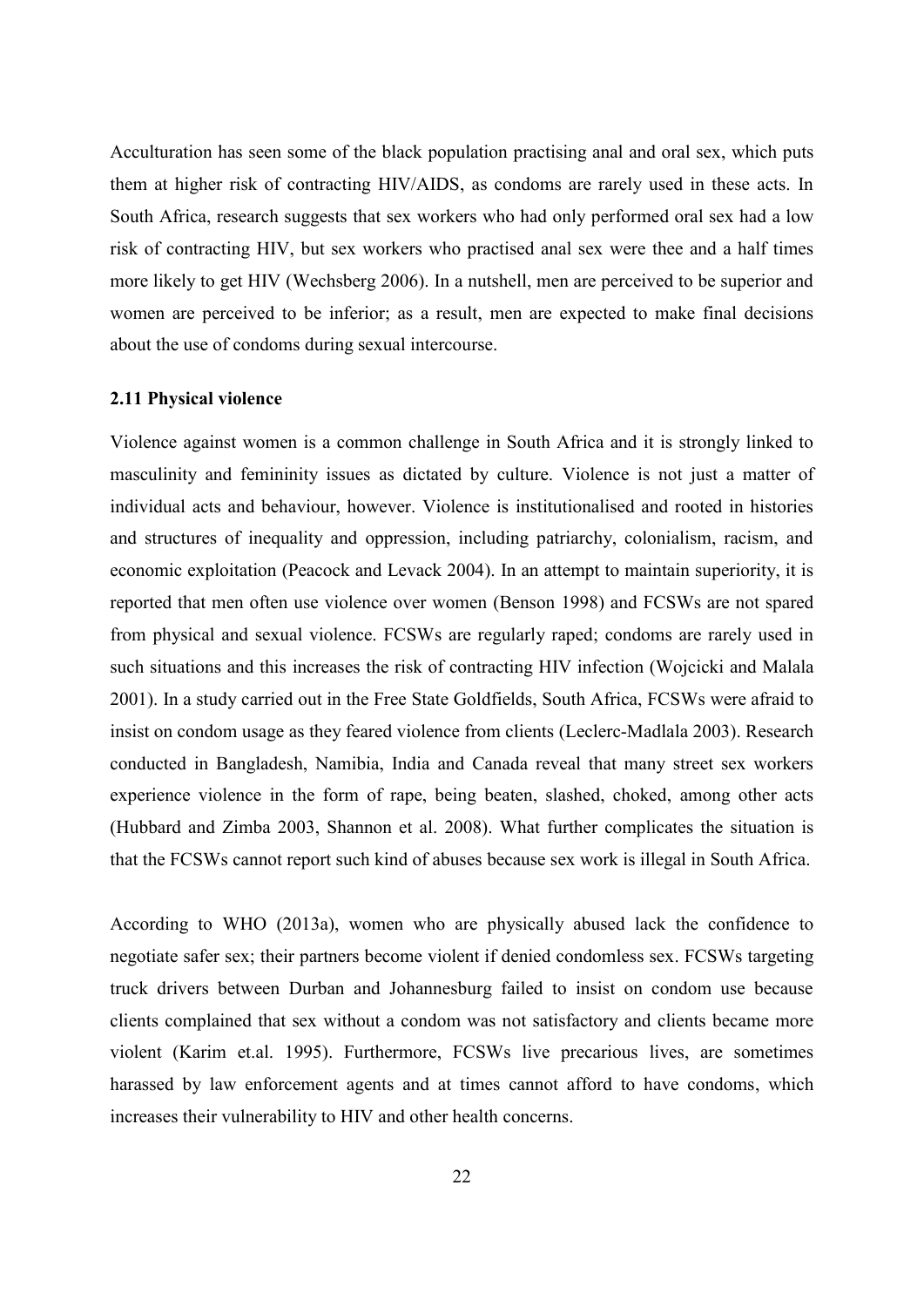Acculturation has seen some of the black population practising anal and oral sex, which puts them at higher risk of contracting HIV/AIDS, as condoms are rarely used in these acts. In South Africa, research suggests that sex workers who had only performed oral sex had a low risk of contracting HIV, but sex workers who practised anal sex were thee and a half times more likely to get HIV (Wechsberg 2006). In a nutshell, men are perceived to be superior and women are perceived to be inferior; as a result, men are expected to make final decisions about the use of condoms during sexual intercourse.

**2.11 Physical violence**

Violence against women is a common challenge in South Africa and it is strongly linked to masculinity and femininity issues as dictated by culture. Violence is not just a matter of individual acts and behaviour, however. Violence is institutionalised and rooted in histories and structures of inequality and oppression, including patriarchy, colonialism, racism, and economic exploitation (Peacock and Levack 2004). In an attempt to maintain superiority, it is reported that men often use violence over women (Benson 1998) and FCSWs are not spared from physical and sexual violence. FCSWs are regularly raped; condoms are rarely used in such situations and this increases the risk of contracting HIV infection (Wojcicki and Malala 2001). In a study carried out in the Free State Goldfields, South Africa, FCSWs were afraid to insist on condom usage as they feared violence from clients (Leclerc-Madlala 2003). Research conducted in Bangladesh, Namibia, India and Canada reveal that many street sex workers experience violence in the form of rape, being beaten, slashed, choked, among other acts (Hubbard and Zimba 2003, Shannon et al. 2008). What further complicates the situation is that the FCSWs cannot report such kind of abuses because sex work is illegal in South Africa.

According to WHO (2013a), women who are physically abused lack the confidence to negotiate safer sex; their partners become violent if denied condomless sex. FCSWs targeting truck drivers between Durban and Johannesburg failed to insist on condom use because clients complained that sex without a condom was not satisfactory and clients became more violent (Karim et.al. 1995). Furthermore, FCSWs live precarious lives, are sometimes harassed by law enforcement agents and at times cannot afford to have condoms, which increases their vulnerability to HIV and other health concerns.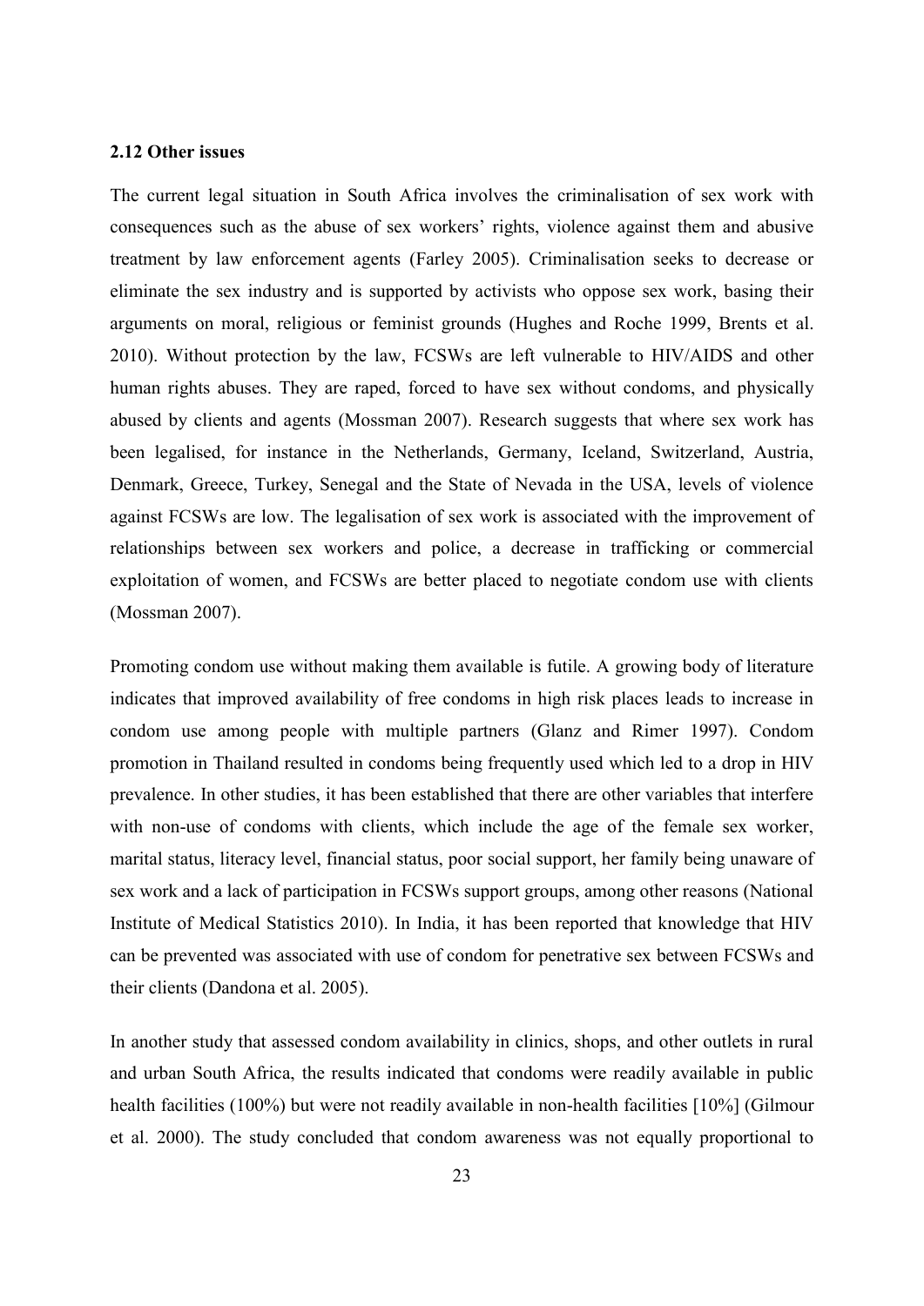## 2.12 Other issues

The current legal situation in South Africa involves the criminalisation of sex work with consequences such as the abuse of sex workers' rights, violence against them and abusive treatment by law enforcement agents (Farley 2005). Criminalisation seeks to decrease or eliminate the sex industry and is supported by activists who oppose sex work, basing their arguments on moral, religious or feminist grounds (Hughes and Roche 1999, Brents et al. 2010). Without protection by the law, FCSWs are left vulnerable to HIV/AIDS and other human rights abuses. They are raped, forced to have sex without condoms, and physically abused by clients and agents (Mossman 2007). Research suggests that where sex work has been legalised, for instance in the Netherlands, Germany, Iceland, Switzerland, Austria, Denmark, Greece, Turkey, Senegal and the State of Nevada in the USA, levels of violence against FCSWs are low. The legalisation of sex work is associated with the improvement of relationships between sex workers and police, a decrease in trafficking or commercial exploitation of women, and FCSWs are better placed to negotiate condom use with clients (Mossman 2007).

Promoting condom use without making them available is futile. A growing body of literature indicates that improved availability of free condoms in high risk places leads to increase in condom use among people with multiple partners (Glanz and Rimer 1997). Condom promotion in Thailand resulted in condoms being frequently used which led to a drop in HIV prevalence. In other studies, it has been established that there are other variables that interfere with non-use of condoms with clients, which include the age of the female sex worker, marital status, literacy level, financial status, poor social support, her family being unaware of sex work and a lack of participation in FCSWs support groups, among other reasons (National Institute of Medical Statistics 2010). In India, it has been reported that knowledge that HIV can be prevented was associated with use of condom for penetrative sex between FCSWs and their clients (Dandona et al. 2005).

In another study that assessed condom availability in clinics, shops, and other outlets in rural and urban South Africa, the results indicated that condoms were readily available in public health facilities (100%) but were not readily available in non-health facilities [10%] (Gilmour et al. 2000). The study concluded that condom awareness was not equally proportional to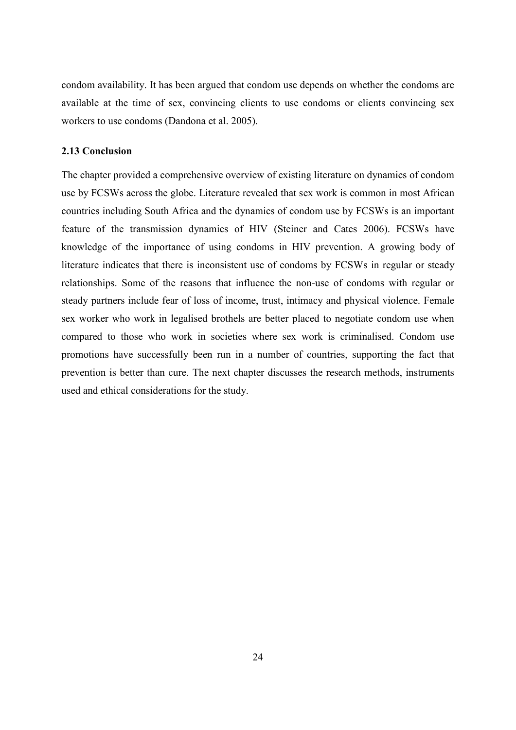condom availability. It has been argued that condom use depends on whether the condoms are available at the time of sex, convincing clients to use condoms or clients convincing sex workers to use condoms (Dandona et al. 2005).

### 2.13 Conclusion

The chapter provided a comprehensive overview of existing literature on dynamics of condom use by FCSWs across the globe. Literature revealed that sex work is common in most African countries including South Africa and the dynamics of condom use by FCSWs is an important feature of the transmission dynamics of HIV (Steiner and Cates 2006). FCSWs have knowledge of the importance of using condoms in HIV prevention. A growing body of literature indicates that there is inconsistent use of condoms by FCSWs in regular or steady relationships. Some of the reasons that influence the non-use of condoms with regular or steady partners include fear of loss of income, trust, intimacy and physical violence. Female sex worker who work in legalised brothels are better placed to negotiate condom use when compared to those who work in societies where sex work is criminalised. Condom use promotions have successfully been run in a number of countries, supporting the fact that prevention is better than cure. The next chapter discusses the research methods, instruments used and ethical considerations for the study.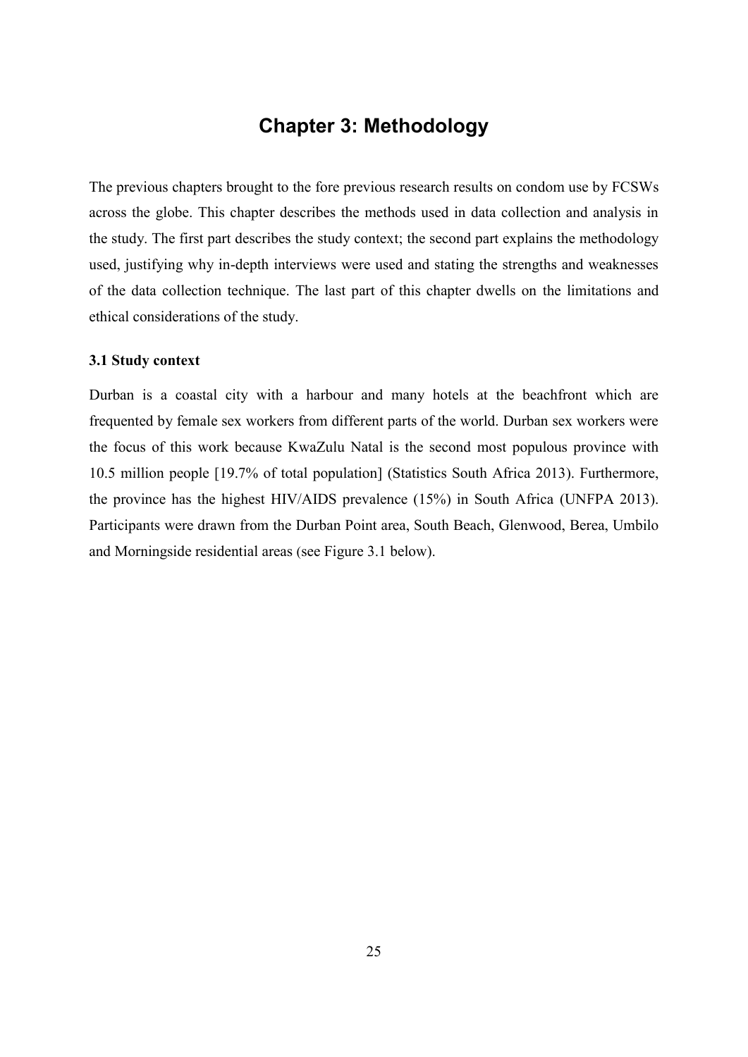# Chapter 3: Methodology

The previous chapters brought to the fore previous research results on condom use by FCSWs across the globe. This chapter describes the methods used in data collection and analysis in the study. The first part describes the study context; the second part explains the methodology used, justifying why in-depth interviews were used and stating the strengths and weaknesses of the data collection technique. The last part of this chapter dwells on the limitations and ethical considerations of the study.

### 3.1 Study context

Durban is a coastal city with a harbour and many hotels at the beachfront which are frequented by female sex workers from different parts of the world. Durban sex workers were the focus of this work because KwaZulu Natal is the second most populous province with 10.5 million people [19.7% of total population] (Statistics South Africa 2013). Furthermore, the province has the highest HIV/AIDS prevalence (15%) in South Africa (UNFPA 2013). Participants were drawn from the Durban Point area, South Beach, Glenwood, Berea, Umbilo and Morningside residential areas (see Figure 3.1 below).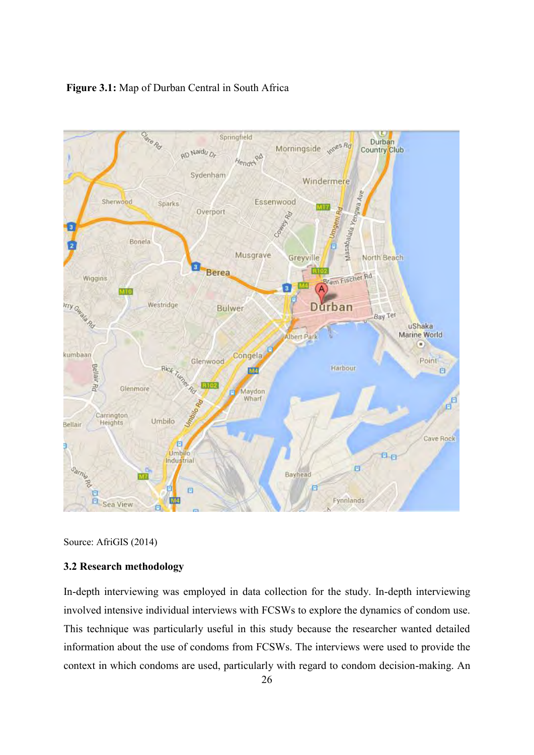**Figure 3.1:** Map of Durban Central in South Africa

Source: AfriGIS (2014)

### 3.2 Research methodology

In-depth interviewing was employed in data collection for the study. In-depth interviewing involved intensive individual interviews with FCSWs to explore the dynamics of condom use. This technique was particularly useful in this study because the researcher wanted detailed information about the use of condoms from FCSWs. The interviews were used to provide the context in which condoms are used, particularly with regard to condom decision-making. An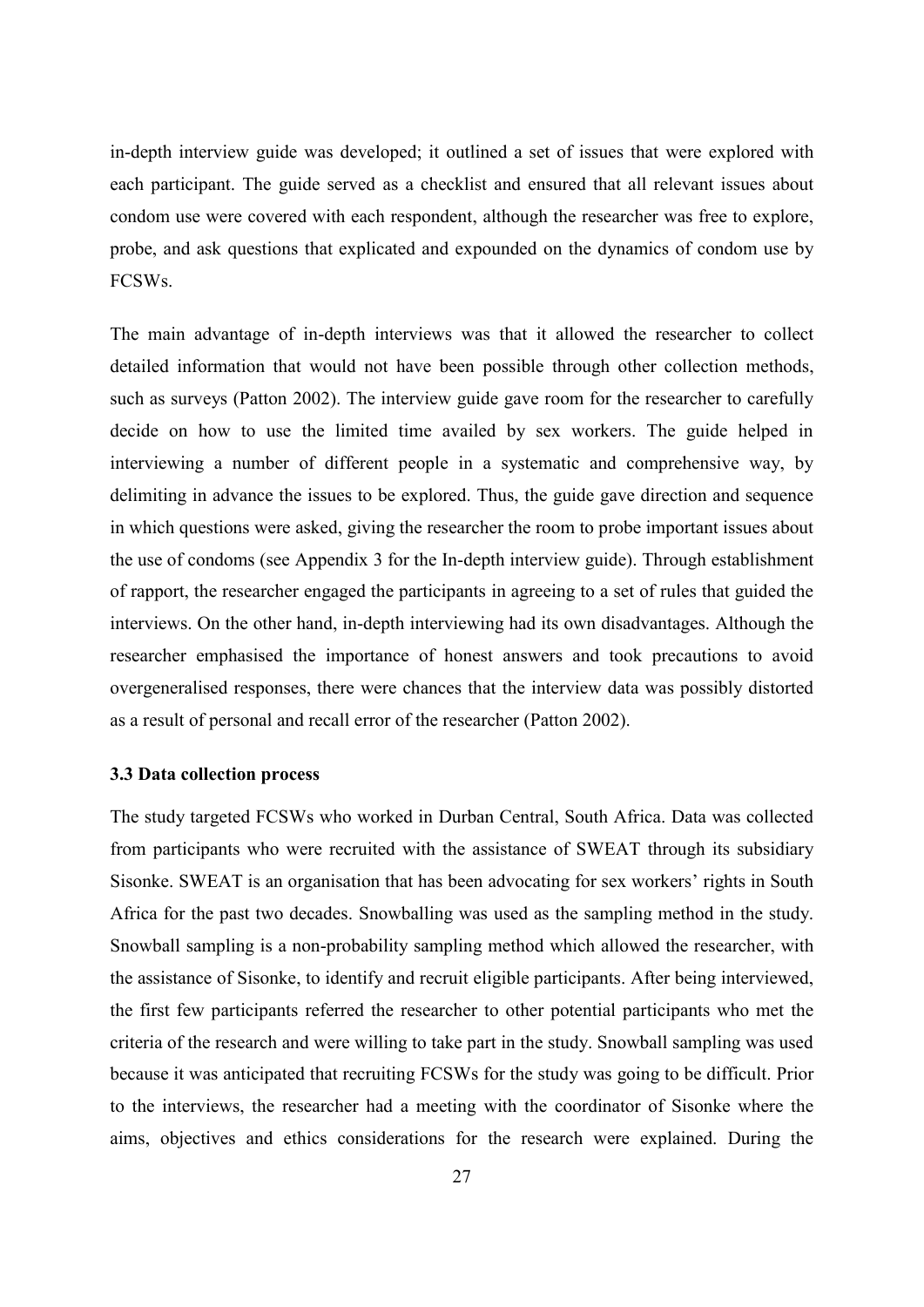in-depth interview guide was developed; it outlined a set of issues that were explored with each participant. The guide served as a checklist and ensured that all relevant issues about condom use were covered with each respondent, although the researcher was free to explore, probe, and ask questions that explicated and expounded on the dynamics of condom use by FCSWs.

The main advantage of in-depth interviews was that it allowed the researcher to collect detailed information that would not have been possible through other collection methods, such as surveys (Patton 2002). The interview guide gave room for the researcher to carefully decide on how to use the limited time availed by sex workers. The guide helped in interviewing a number of different people in a systematic and comprehensive way, by delimiting in advance the issues to be explored. Thus, the guide gave direction and sequence in which questions were asked, giving the researcher the room to probe important issues about the use of condoms (see Appendix 3 for the In-depth interview guide). Through establishment of rapport, the researcher engaged the participants in agreeing to a set of rules that guided the interviews. On the other hand, in-depth interviewing had its own disadvantages. Although the researcher emphasised the importance of honest answers and took precautions to avoid overgeneralised responses, there were chances that the interview data was possibly distorted as a result of personal and recall error of the researcher (Patton 2002).

### 3.3 Data collection process

The study targeted FCSWs who worked in Durban Central, South Africa. Data was collected from participants who were recruited with the assistance of SWEAT through its subsidiary Sisonke. SWEAT is an organisation that has been advocating for sex workers' rights in South Africa for the past two decades. Snowballing was used as the sampling method in the study. Snowball sampling is a non-probability sampling method which allowed the researcher, with the assistance of Sisonke, to identify and recruit eligible participants. After being interviewed, the first few participants referred the researcher to other potential participants who met the criteria of the research and were willing to take part in the study. Snowball sampling was used because it was anticipated that recruiting FCSWs for the study was going to be difficult. Prior to the interviews, the researcher had a meeting with the coordinator of Sisonke where the aims, objectives and ethics considerations for the research were explained. During the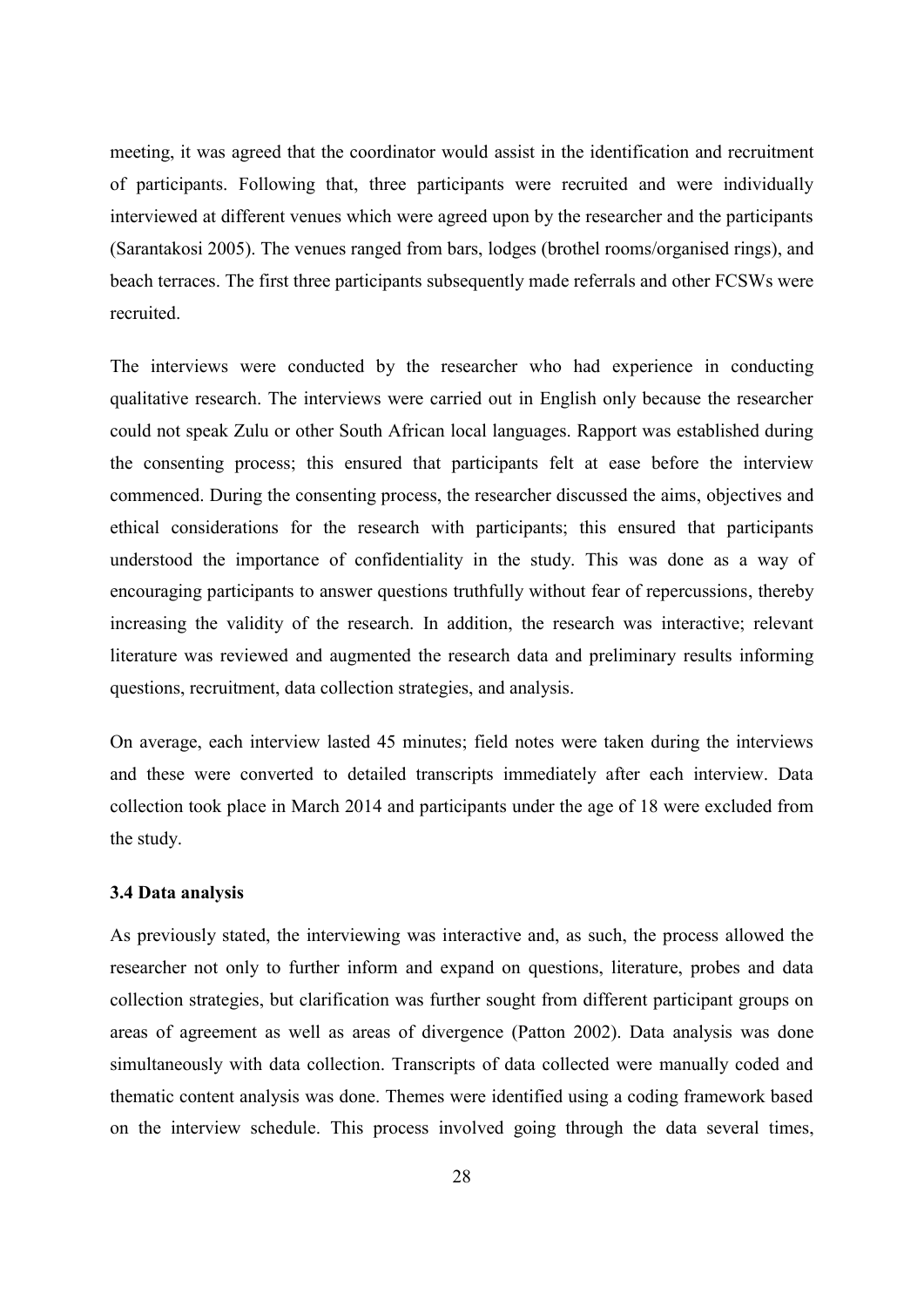meeting, it was agreed that the coordinator would assist in the identification and recruitment of participants. Following that, three participants were recruited and were individually interviewed at different venues which were agreed upon by the researcher and the participants (Sarantakosi 2005). The venues ranged from bars, lodges (brothel rooms/organised rings), and beach terraces. The first three participants subsequently made referrals and other FCSWs were recruited.

The interviews were conducted by the researcher who had experience in conducting qualitative research. The interviews were carried out in English only because the researcher could not speak Zulu or other South African local languages. Rapport was established during the consenting process; this ensured that participants felt at ease before the interview commenced. During the consenting process, the researcher discussed the aims, objectives and ethical considerations for the research with participants; this ensured that participants understood the importance of confidentiality in the study. This was done as a way of encouraging participants to answer questions truthfully without fear of repercussions, thereby increasing the validity of the research. In addition, the research was interactive; relevant literature was reviewed and augmented the research data and preliminary results informing questions, recruitment, data collection strategies, and analysis.

On average, each interview lasted 45 minutes; field notes were taken during the interviews and these were converted to detailed transcripts immediately after each interview. Data collection took place in March 2014 and participants under the age of 18 were excluded from the study.

### 3.4 Data analysis

As previously stated, the interviewing was interactive and, as such, the process allowed the researcher not only to further inform and expand on questions, literature, probes and data collection strategies, but clarification was further sought from different participant groups on areas of agreement as well as areas of divergence (Patton 2002). Data analysis was done simultaneously with data collection. Transcripts of data collected were manually coded and thematic content analysis was done. Themes were identified using a coding framework based on the interview schedule. This process involved going through the data several times,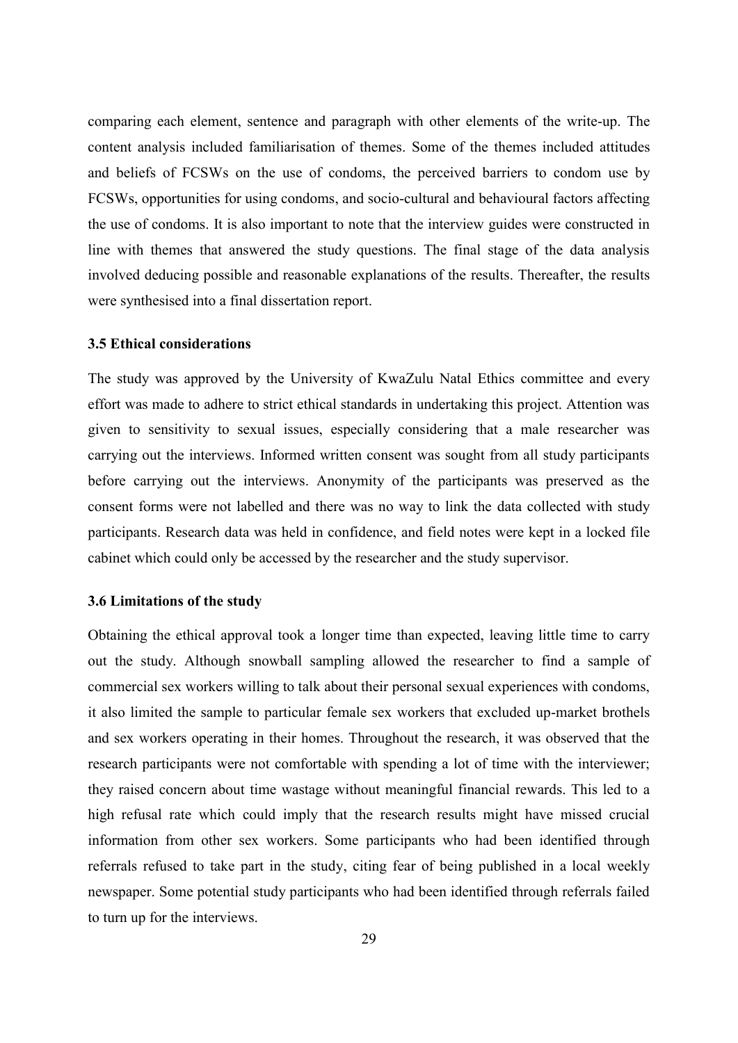comparing each element, sentence and paragraph with other elements of the write-up. The content analysis included familiarisation of themes. Some of the themes included attitudes and beliefs of FCSWs on the use of condoms, the perceived barriers to condom use by FCSWs, opportunities for using condoms, and socio-cultural and behavioural factors affecting the use of condoms. It is also important to note that the interview guides were constructed in line with themes that answered the study questions. The final stage of the data analysis involved deducing possible and reasonable explanations of the results. Thereafter, the results were synthesised into a final dissertation report.

### 3.5 Ethical considerations

The study was approved by the University of KwaZulu Natal Ethics committee and every effort was made to adhere to strict ethical standards in undertaking this project. Attention was given to sensitivity to sexual issues, especially considering that a male researcher was carrying out the interviews. Informed written consent was sought from all study participants before carrying out the interviews. Anonymity of the participants was preserved as the consent forms were not labelled and there was no way to link the data collected with study participants. Research data was held in confidence, and field notes were kept in a locked file cabinet which could only be accessed by the researcher and the study supervisor.

### 3.6 Limitations of the study

Obtaining the ethical approval took a longer time than expected, leaving little time to carry out the study. Although snowball sampling allowed the researcher to find a sample of commercial sex workers willing to talk about their personal sexual experiences with condoms, it also limited the sample to particular female sex workers that excluded up-market brothels and sex workers operating in their homes. Throughout the research, it was observed that the research participants were not comfortable with spending a lot of time with the interviewer; they raised concern about time wastage without meaningful financial rewards. This led to a high refusal rate which could imply that the research results might have missed crucial information from other sex workers. Some participants who had been identified through referrals refused to take part in the study, citing fear of being published in a local weekly newspaper. Some potential study participants who had been identified through referrals failed to turn up for the interviews.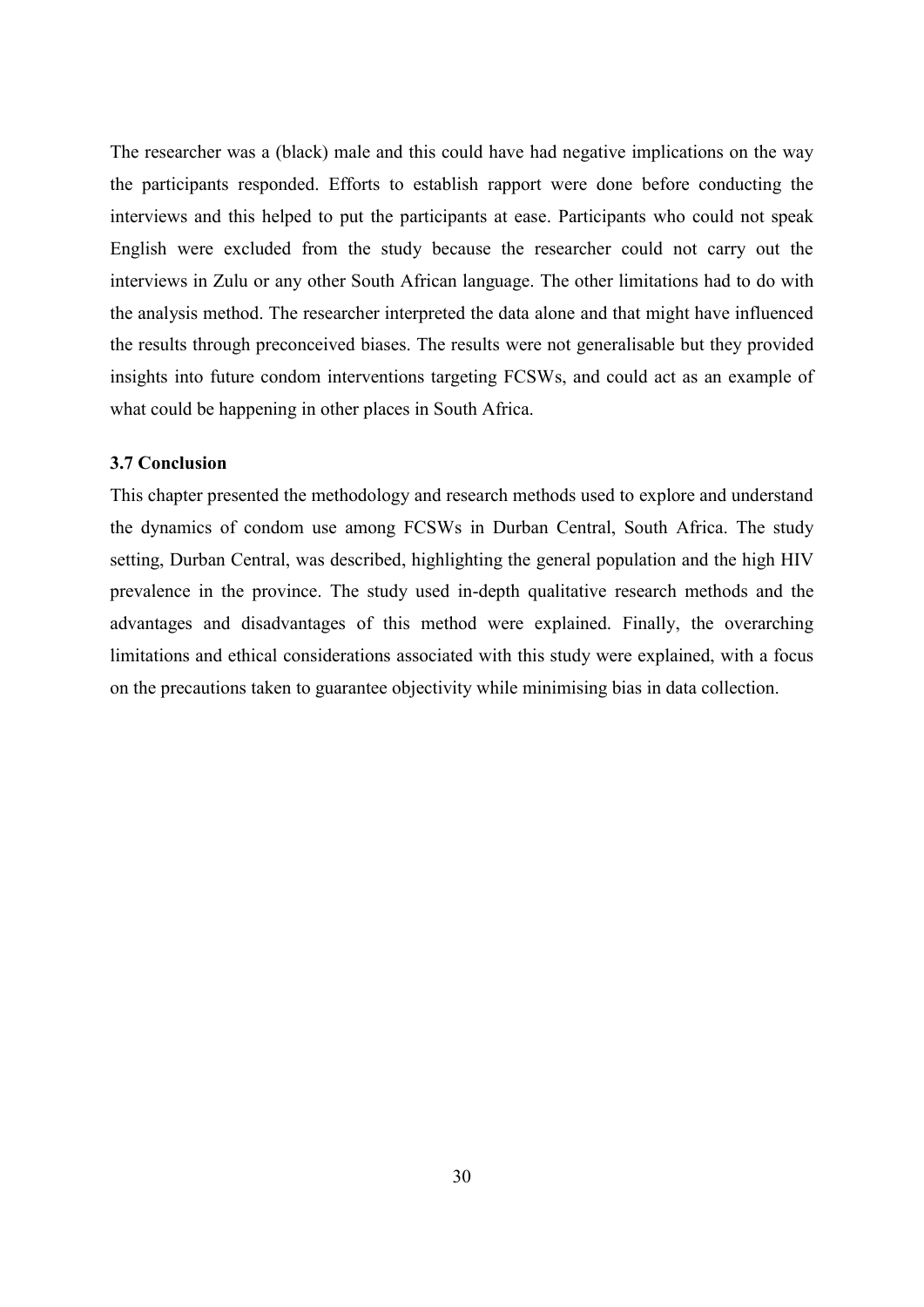The researcher was a (black) male and this could have had negative implications on the way the participants responded. Efforts to establish rapport were done before conducting the interviews and this helped to put the participants at ease. Participants who could not speak English were excluded from the study because the researcher could not carry out the interviews in Zulu or any other South African language. The other limitations had to do with the analysis method. The researcher interpreted the data alone and that might have influenced the results through preconceived biases. The results were not generalisable but they provided insights into future condom interventions targeting FCSWs, and could act as an example of what could be happening in other places in South Africa.

### 3.7 Conclusion

This chapter presented the methodology and research methods used to explore and understand the dynamics of condom use among FCSWs in Durban Central, South Africa. The study setting, Durban Central, was described, highlighting the general population and the high HIV prevalence in the province. The study used in-depth qualitative research methods and the advantages and disadvantages of this method were explained. Finally, the overarching limitations and ethical considerations associated with this study were explained, with a focus on the precautions taken to guarantee objectivity while minimising bias in data collection.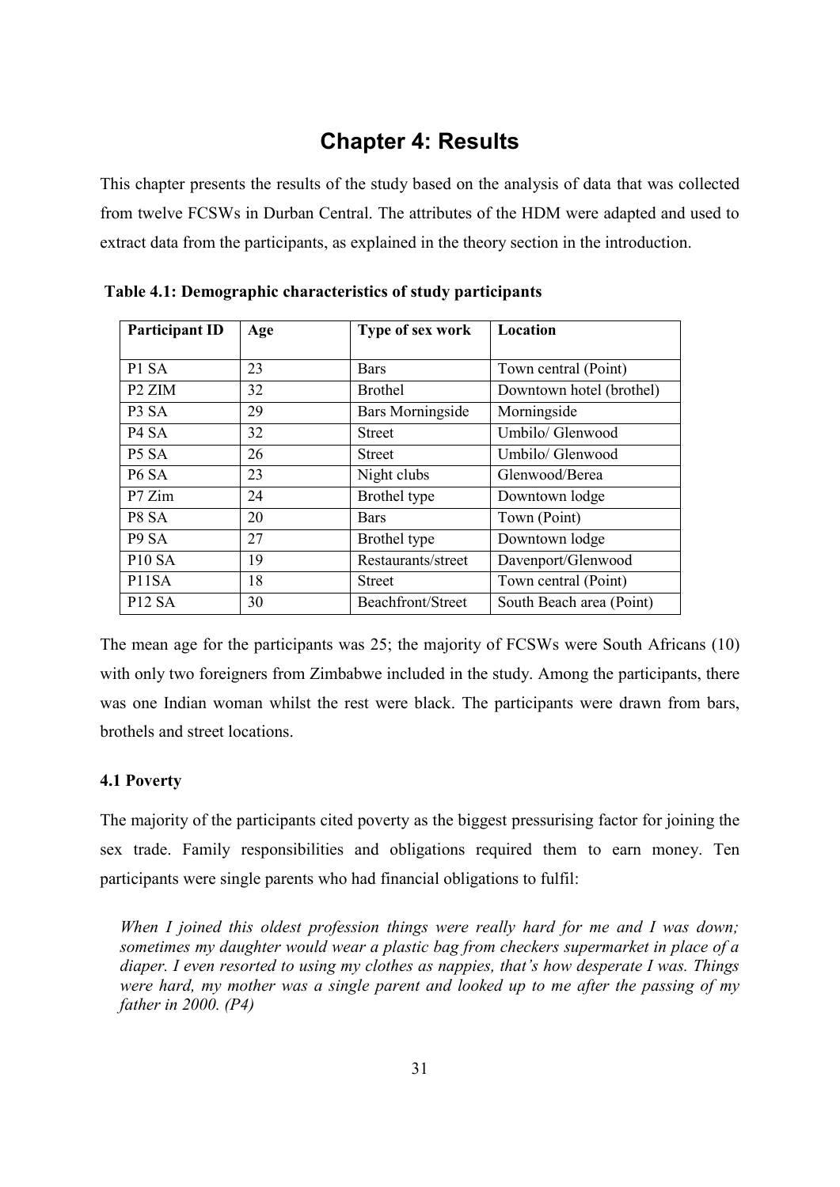# Chapter 4: Results

This chapter presents the results of the study based on the analysis of data that was collected from twelve FCSWs in Durban Central. The attributes of the HDM were adapted and used to extract data from the participants, as explained in the theory section in the introduction.

**Table 4.1: Demographic characteristics of study participants**

| Participant ID | Age | Type of sex work | Location |
|---|---|---|---|
| P1 SA | 23 | Bars | Town central (Point) |
| P2 ZIM | 32 | Brothel | Downtown hotel (brothel) |
| P3 SA | 29 | Bars Morningside | Morningside |
| P4 SA | 32 | Street | Umbilo/ Glenwood |
| P5 SA | 26 | Street | Umbilo/ Glenwood |
| P6 SA | 23 | Night clubs | Glenwood/Berea |
| P7 Zim | 24 | Brothel type | Downtown lodge |
| P8 SA | 20 | Bars | Town (Point) |
| P9 SA | 27 | Brothel type | Downtown lodge |
| P10 SA | 19 | Restaurants/street | Davenport/Glenwood |
| P11SA | 18 | Street | Town central (Point) |
| P12 SA | 30 | Beachfront/Street | South Beach area (Point) |

The mean age for the participants was 25; the majority of FCSWs were South Africans (10) with only two foreigners from Zimbabwe included in the study. Among the participants, there was one Indian woman whilst the rest were black. The participants were drawn from bars, brothels and street locations.

### 4.1 Poverty

The majority of the participants cited poverty as the biggest pressurising factor for joining the sex trade. Family responsibilities and obligations required them to earn money. Ten participants were single parents who had financial obligations to fulfil:

> *When I joined this oldest profession things were really hard for me and I was down; sometimes my daughter would wear a plastic bag from checkers supermarket in place of a diaper. I even resorted to using my clothes as nappies, that's how desperate I was. Things were hard, my mother was a single parent and looked up to me after the passing of my father in 2000. (P4)*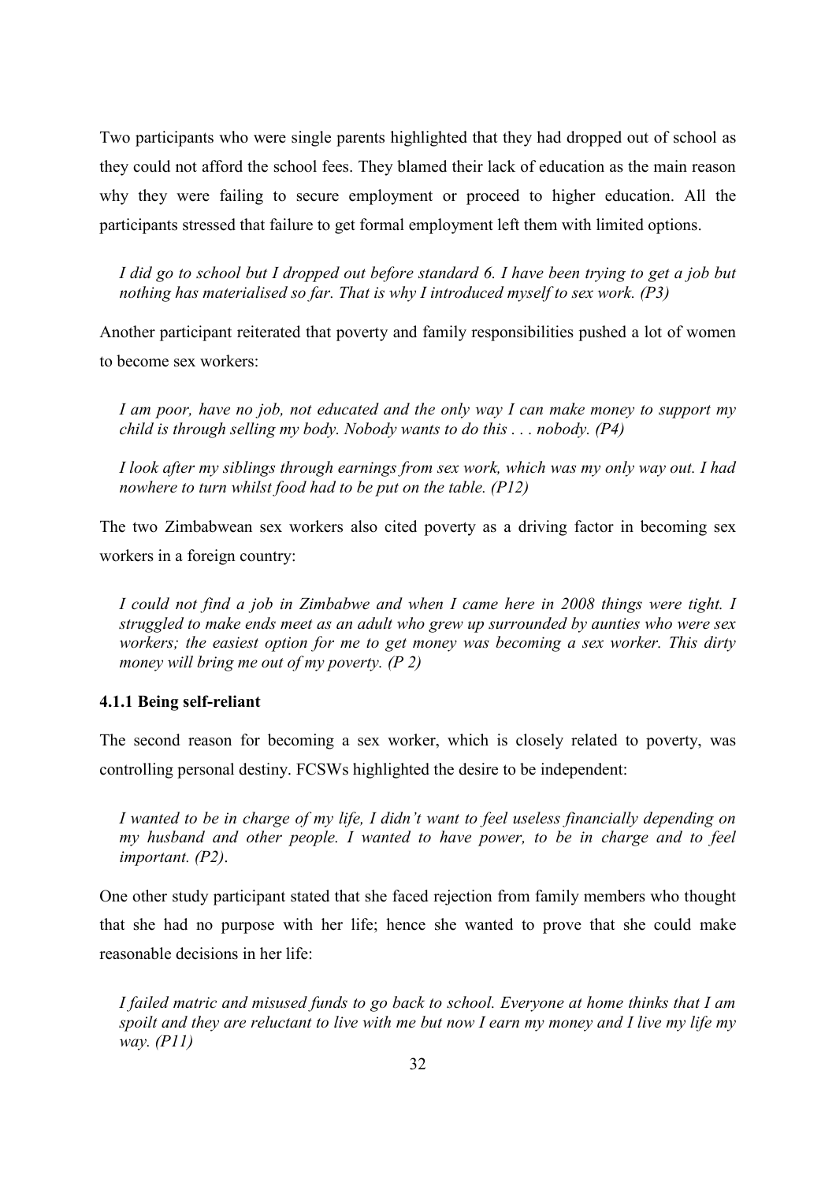Two participants who were single parents highlighted that they had dropped out of school as they could not afford the school fees. They blamed their lack of education as the main reason why they were failing to secure employment or proceed to higher education. All the participants stressed that failure to get formal employment left them with limited options.

> *I did go to school but I dropped out before standard 6. I have been trying to get a job but nothing has materialised so far. That is why I introduced myself to sex work. (P3)*

Another participant reiterated that poverty and family responsibilities pushed a lot of women to become sex workers:

> *I am poor, have no job, not educated and the only way I can make money to support my child is through selling my body. Nobody wants to do this . . . nobody. (P4)*

> *I look after my siblings through earnings from sex work, which was my only way out. I had nowhere to turn whilst food had to be put on the table. (P12)*

The two Zimbabwean sex workers also cited poverty as a driving factor in becoming sex workers in a foreign country:

> *I could not find a job in Zimbabwe and when I came here in 2008 things were tight. I struggled to make ends meet as an adult who grew up surrounded by aunties who were sex workers; the easiest option for me to get money was becoming a sex worker. This dirty money will bring me out of my poverty. (P 2)*

### 4.1.1 Being self-reliant

The second reason for becoming a sex worker, which is closely related to poverty, was controlling personal destiny. FCSWs highlighted the desire to be independent:

> *I wanted to be in charge of my life, I didn't want to feel useless financially depending on my husband and other people. I wanted to have power, to be in charge and to feel important. (P2)*.

One other study participant stated that she faced rejection from family members who thought that she had no purpose with her life; hence she wanted to prove that she could make reasonable decisions in her life:

> *I failed matric and misused funds to go back to school. Everyone at home thinks that I am spoilt and they are reluctant to live with me but now I earn my money and I live my life my way. (P11)*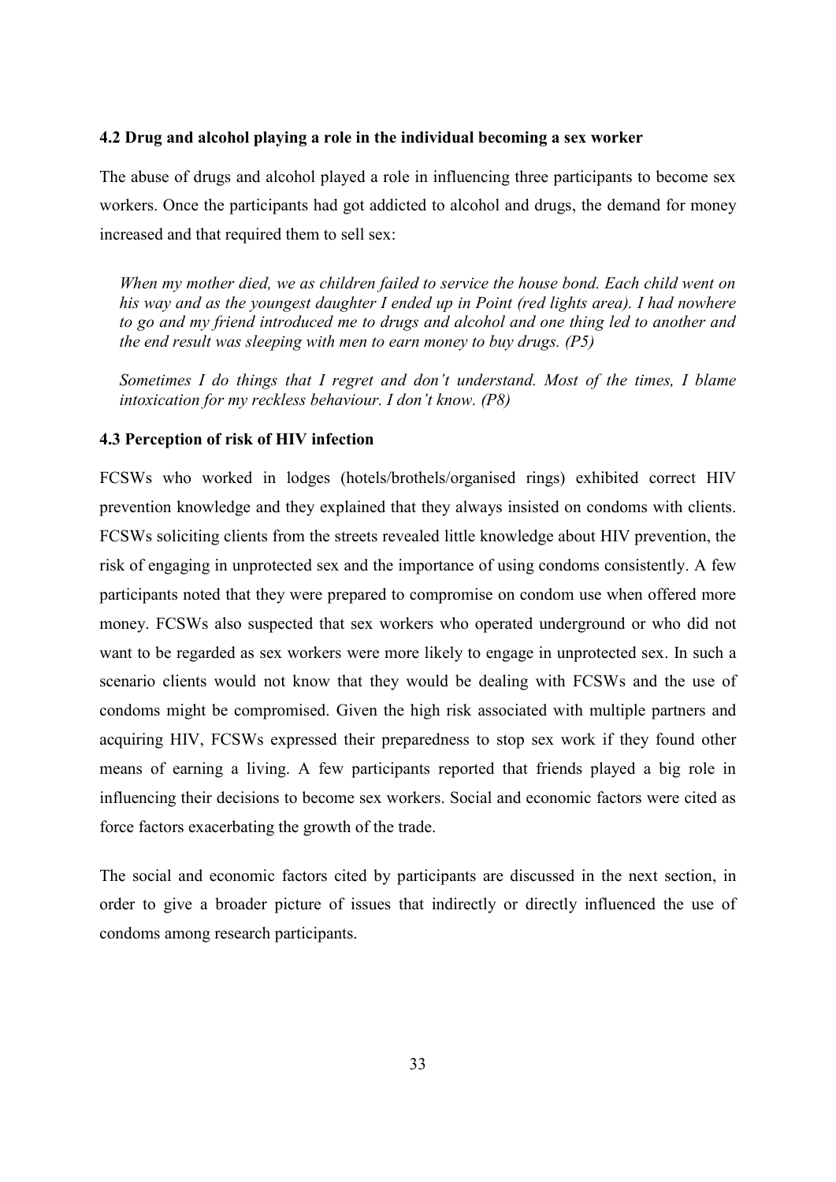### 4.2 Drug and alcohol playing a role in the individual becoming a sex worker

The abuse of drugs and alcohol played a role in influencing three participants to become sex workers. Once the participants had got addicted to alcohol and drugs, the demand for money increased and that required them to sell sex:

> *When my mother died, we as children failed to service the house bond. Each child went on his way and as the youngest daughter I ended up in Point (red lights area). I had nowhere to go and my friend introduced me to drugs and alcohol and one thing led to another and the end result was sleeping with men to earn money to buy drugs. (P5)*

> *Sometimes I do things that I regret and don't understand. Most of the times, I blame intoxication for my reckless behaviour. I don't know. (P8)*

### 4.3 Perception of risk of HIV infection

FCSWs who worked in lodges (hotels/brothels/organised rings) exhibited correct HIV prevention knowledge and they explained that they always insisted on condoms with clients. FCSWs soliciting clients from the streets revealed little knowledge about HIV prevention, the risk of engaging in unprotected sex and the importance of using condoms consistently. A few participants noted that they were prepared to compromise on condom use when offered more money. FCSWs also suspected that sex workers who operated underground or who did not want to be regarded as sex workers were more likely to engage in unprotected sex. In such a scenario clients would not know that they would be dealing with FCSWs and the use of condoms might be compromised. Given the high risk associated with multiple partners and acquiring HIV, FCSWs expressed their preparedness to stop sex work if they found other means of earning a living. A few participants reported that friends played a big role in influencing their decisions to become sex workers. Social and economic factors were cited as force factors exacerbating the growth of the trade.

The social and economic factors cited by participants are discussed in the next section, in order to give a broader picture of issues that indirectly or directly influenced the use of condoms among research participants.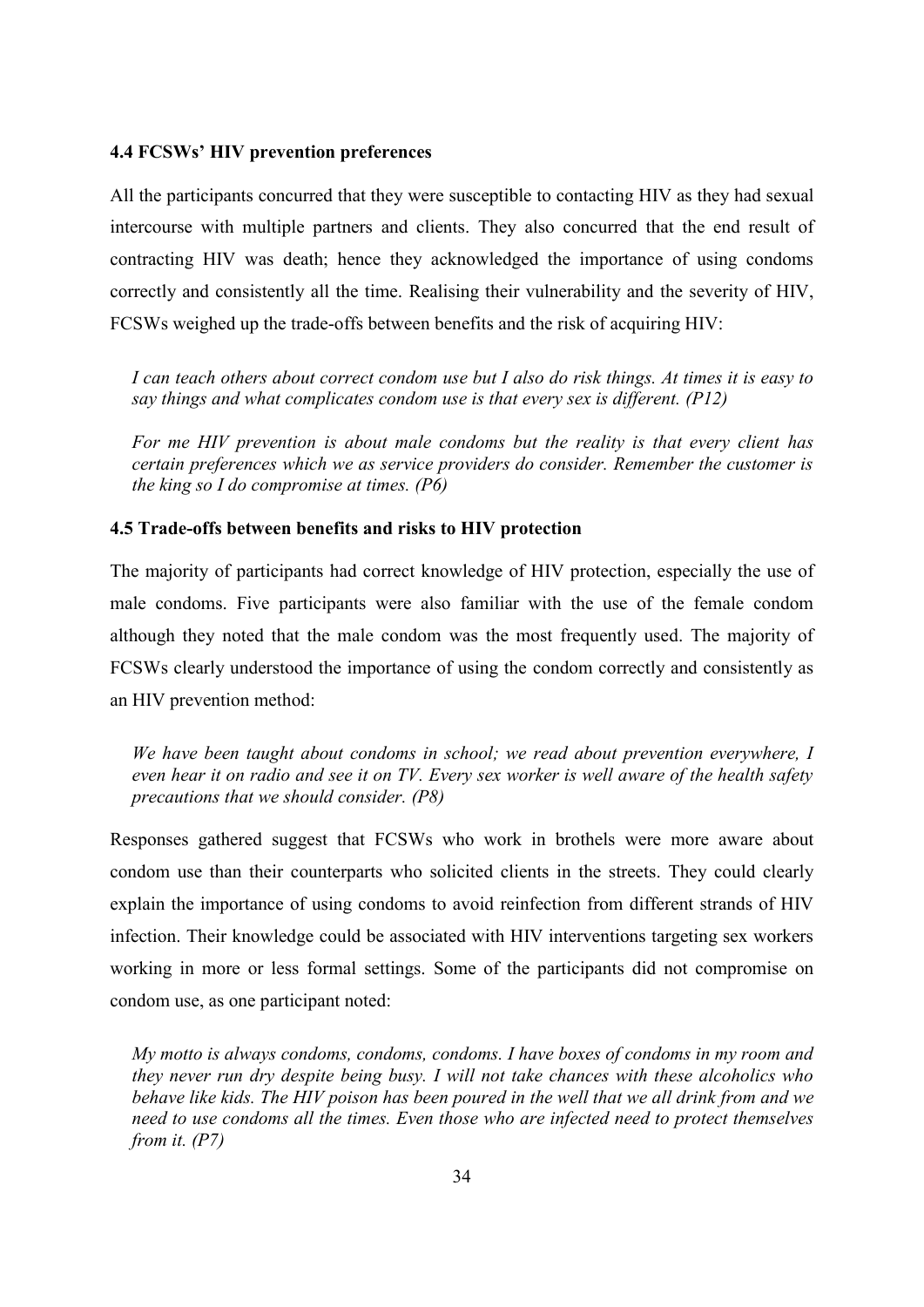### 4.4 FCSWs' HIV prevention preferences

All the participants concurred that they were susceptible to contacting HIV as they had sexual intercourse with multiple partners and clients. They also concurred that the end result of contracting HIV was death; hence they acknowledged the importance of using condoms correctly and consistently all the time. Realising their vulnerability and the severity of HIV, FCSWs weighed up the trade-offs between benefits and the risk of acquiring HIV:

> *I can teach others about correct condom use but I also do risk things. At times it is easy to say things and what complicates condom use is that every sex is different. (P12)*

> *For me HIV prevention is about male condoms but the reality is that every client has certain preferences which we as service providers do consider. Remember the customer is the king so I do compromise at times. (P6)*

### 4.5 Trade-offs between benefits and risks to HIV protection

The majority of participants had correct knowledge of HIV protection, especially the use of male condoms. Five participants were also familiar with the use of the female condom although they noted that the male condom was the most frequently used. The majority of FCSWs clearly understood the importance of using the condom correctly and consistently as an HIV prevention method:

> *We have been taught about condoms in school; we read about prevention everywhere, I even hear it on radio and see it on TV. Every sex worker is well aware of the health safety precautions that we should consider. (P8)*

Responses gathered suggest that FCSWs who work in brothels were more aware about condom use than their counterparts who solicited clients in the streets. They could clearly explain the importance of using condoms to avoid reinfection from different strands of HIV infection. Their knowledge could be associated with HIV interventions targeting sex workers working in more or less formal settings. Some of the participants did not compromise on condom use, as one participant noted:

> *My motto is always condoms, condoms, condoms. I have boxes of condoms in my room and they never run dry despite being busy. I will not take chances with these alcoholics who behave like kids. The HIV poison has been poured in the well that we all drink from and we need to use condoms all the times. Even those who are infected need to protect themselves from it. (P7)*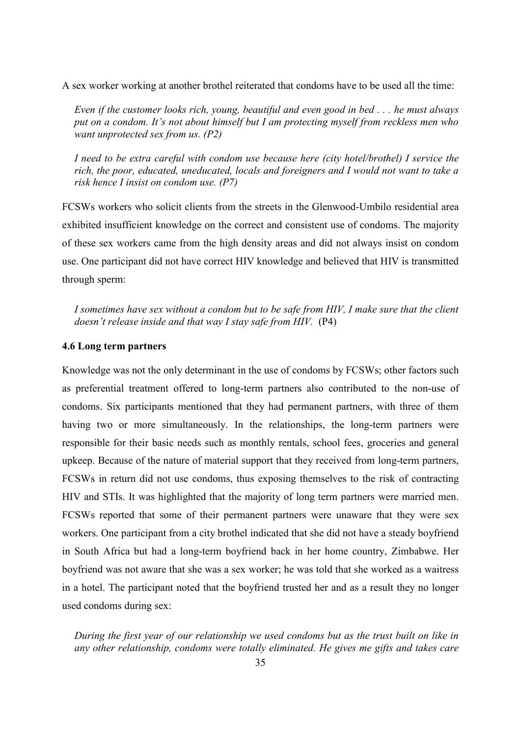A sex worker working at another brothel reiterated that condoms have to be used all the time:

> *Even if the customer looks rich, young, beautiful and even good in bed . . . he must always put on a condom. It's not about himself but I am protecting myself from reckless men who want unprotected sex from us. (P2)*

> *I need to be extra careful with condom use because here (city hotel/brothel) I service the rich, the poor, educated, uneducated, locals and foreigners and I would not want to take a risk hence I insist on condom use. (P7)*

FCSWs workers who solicit clients from the streets in the Glenwood-Umbilo residential area exhibited insufficient knowledge on the correct and consistent use of condoms. The majority of these sex workers came from the high density areas and did not always insist on condom use. One participant did not have correct HIV knowledge and believed that HIV is transmitted through sperm:

> *I sometimes have sex without a condom but to be safe from HIV, I make sure that the client doesn't release inside and that way I stay safe from HIV.* (P4)

### 4.6 Long term partners

Knowledge was not the only determinant in the use of condoms by FCSWs; other factors such as preferential treatment offered to long-term partners also contributed to the non-use of condoms. Six participants mentioned that they had permanent partners, with three of them having two or more simultaneously. In the relationships, the long-term partners were responsible for their basic needs such as monthly rentals, school fees, groceries and general upkeep. Because of the nature of material support that they received from long-term partners, FCSWs in return did not use condoms, thus exposing themselves to the risk of contracting HIV and STIs. It was highlighted that the majority of long term partners were married men. FCSWs reported that some of their permanent partners were unaware that they were sex workers. One participant from a city brothel indicated that she did not have a steady boyfriend in South Africa but had a long-term boyfriend back in her home country, Zimbabwe. Her boyfriend was not aware that she was a sex worker; he was told that she worked as a waitress in a hotel. The participant noted that the boyfriend trusted her and as a result they no longer used condoms during sex:

> *During the first year of our relationship we used condoms but as the trust built on like in any other relationship, condoms were totally eliminated. He gives me gifts and takes care*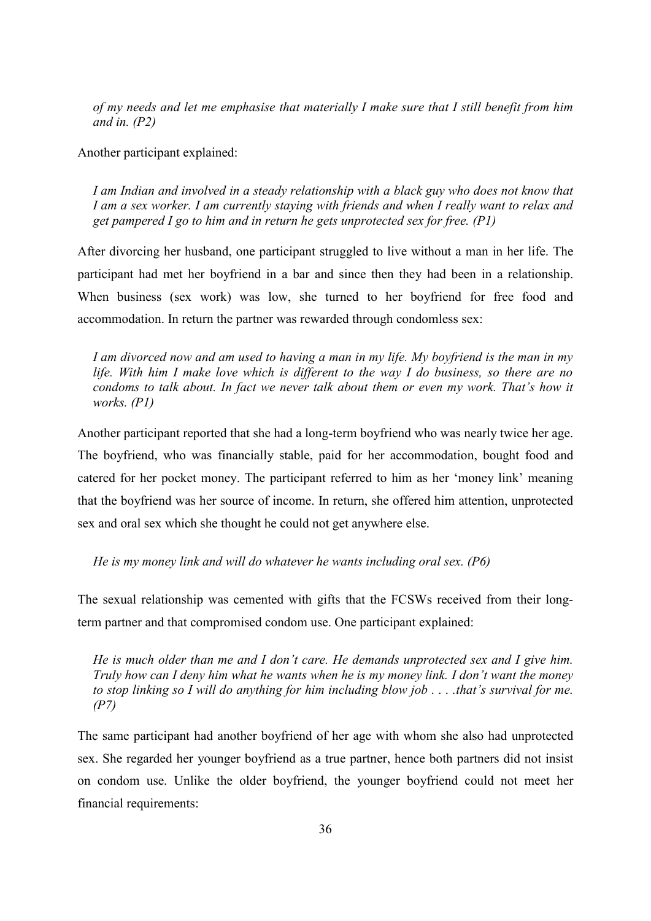*of my needs and let me emphasise that materially I make sure that I still benefit from him and in. (P2)*

Another participant explained:

*I am Indian and involved in a steady relationship with a black guy who does not know that I am a sex worker. I am currently staying with friends and when I really want to relax and get pampered I go to him and in return he gets unprotected sex for free. (P1)*

After divorcing her husband, one participant struggled to live without a man in her life. The participant had met her boyfriend in a bar and since then they had been in a relationship. When business (sex work) was low, she turned to her boyfriend for free food and accommodation. In return the partner was rewarded through condomless sex:

*I am divorced now and am used to having a man in my life. My boyfriend is the man in my life. With him I make love which is different to the way I do business, so there are no condoms to talk about. In fact we never talk about them or even my work. That's how it works. (P1)*

Another participant reported that she had a long-term boyfriend who was nearly twice her age. The boyfriend, who was financially stable, paid for her accommodation, bought food and catered for her pocket money. The participant referred to him as her 'money link' meaning that the boyfriend was her source of income. In return, she offered him attention, unprotected sex and oral sex which she thought he could not get anywhere else.

*He is my money link and will do whatever he wants including oral sex. (P6)*

The sexual relationship was cemented with gifts that the FCSWs received from their long-term partner and that compromised condom use. One participant explained:

*He is much older than me and I don't care. He demands unprotected sex and I give him. Truly how can I deny him what he wants when he is my money link. I don't want the money to stop linking so I will do anything for him including blow job . . . .that's survival for me. (P7)*

The same participant had another boyfriend of her age with whom she also had unprotected sex. She regarded her younger boyfriend as a true partner, hence both partners did not insist on condom use. Unlike the older boyfriend, the younger boyfriend could not meet her financial requirements: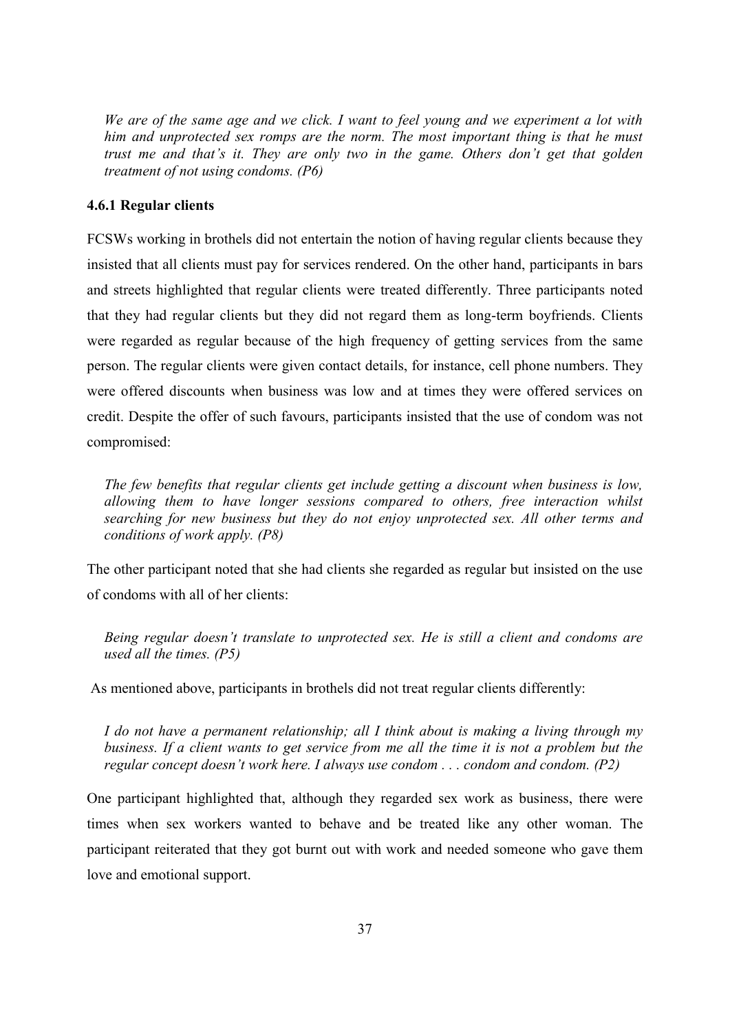*We are of the same age and we click. I want to feel young and we experiment a lot with him and unprotected sex romps are the norm. The most important thing is that he must trust me and that's it. They are only two in the game. Others don't get that golden treatment of not using condoms. (P6)*

### 4.6.1 Regular clients

FCSWs working in brothels did not entertain the notion of having regular clients because they insisted that all clients must pay for services rendered. On the other hand, participants in bars and streets highlighted that regular clients were treated differently. Three participants noted that they had regular clients but they did not regard them as long-term boyfriends. Clients were regarded as regular because of the high frequency of getting services from the same person. The regular clients were given contact details, for instance, cell phone numbers. They were offered discounts when business was low and at times they were offered services on credit. Despite the offer of such favours, participants insisted that the use of condom was not compromised:

*The few benefits that regular clients get include getting a discount when business is low, allowing them to have longer sessions compared to others, free interaction whilst searching for new business but they do not enjoy unprotected sex. All other terms and conditions of work apply. (P8)*

The other participant noted that she had clients she regarded as regular but insisted on the use of condoms with all of her clients:

*Being regular doesn't translate to unprotected sex. He is still a client and condoms are used all the times. (P5)*

As mentioned above, participants in brothels did not treat regular clients differently:

*I do not have a permanent relationship; all I think about is making a living through my business. If a client wants to get service from me all the time it is not a problem but the regular concept doesn't work here. I always use condom . . . condom and condom. (P2)*

One participant highlighted that, although they regarded sex work as business, there were times when sex workers wanted to behave and be treated like any other woman. The participant reiterated that they got burnt out with work and needed someone who gave them love and emotional support.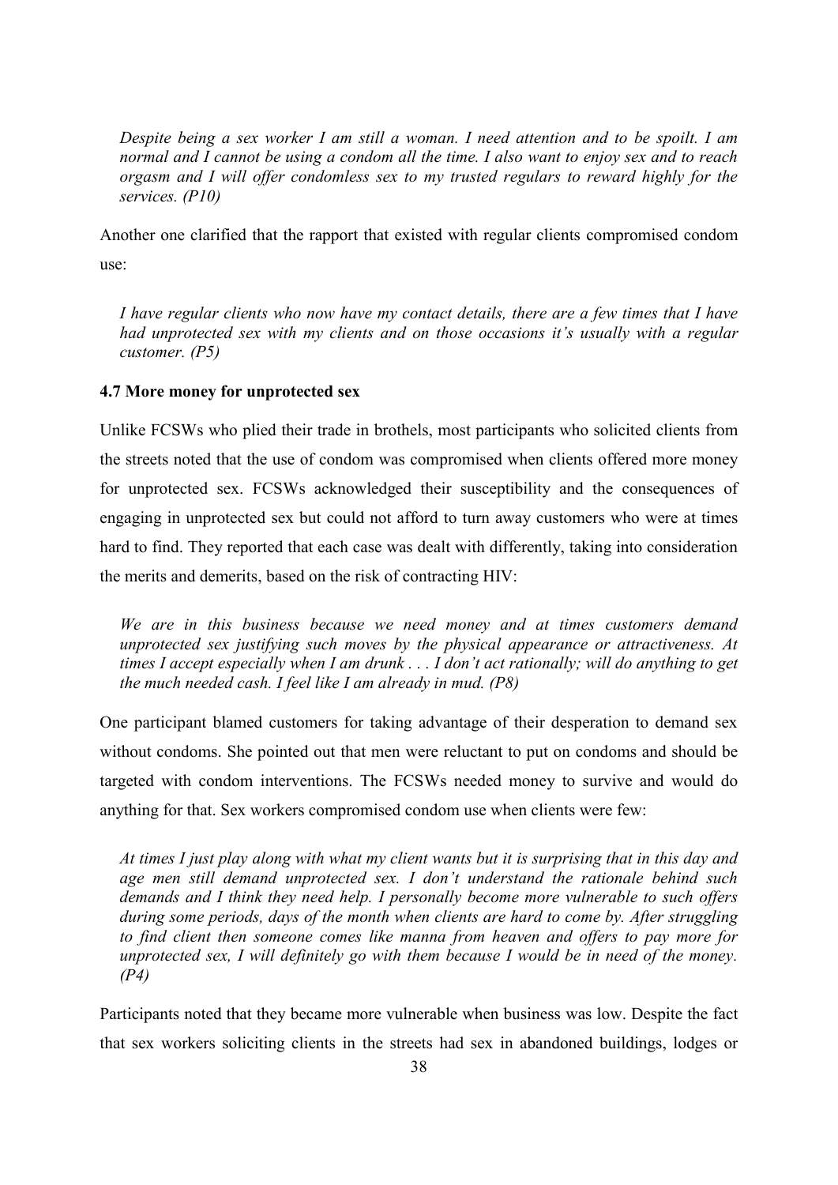*Despite being a sex worker I am still a woman. I need attention and to be spoilt. I am normal and I cannot be using a condom all the time. I also want to enjoy sex and to reach orgasm and I will offer condomless sex to my trusted regulars to reward highly for the services. (P10)*

Another one clarified that the rapport that existed with regular clients compromised condom use:

*I have regular clients who now have my contact details, there are a few times that I have had unprotected sex with my clients and on those occasions it's usually with a regular customer. (P5)*

### 4.7 More money for unprotected sex

Unlike FCSWs who plied their trade in brothels, most participants who solicited clients from the streets noted that the use of condom was compromised when clients offered more money for unprotected sex. FCSWs acknowledged their susceptibility and the consequences of engaging in unprotected sex but could not afford to turn away customers who were at times hard to find. They reported that each case was dealt with differently, taking into consideration the merits and demerits, based on the risk of contracting HIV:

*We are in this business because we need money and at times customers demand unprotected sex justifying such moves by the physical appearance or attractiveness. At times I accept especially when I am drunk . . . I don't act rationally; will do anything to get the much needed cash. I feel like I am already in mud. (P8)*

One participant blamed customers for taking advantage of their desperation to demand sex without condoms. She pointed out that men were reluctant to put on condoms and should be targeted with condom interventions. The FCSWs needed money to survive and would do anything for that. Sex workers compromised condom use when clients were few:

*At times I just play along with what my client wants but it is surprising that in this day and age men still demand unprotected sex. I don't understand the rationale behind such demands and I think they need help. I personally become more vulnerable to such offers during some periods, days of the month when clients are hard to come by. After struggling to find client then someone comes like manna from heaven and offers to pay more for unprotected sex, I will definitely go with them because I would be in need of the money. (P4)*

Participants noted that they became more vulnerable when business was low. Despite the fact that sex workers soliciting clients in the streets had sex in abandoned buildings, lodges or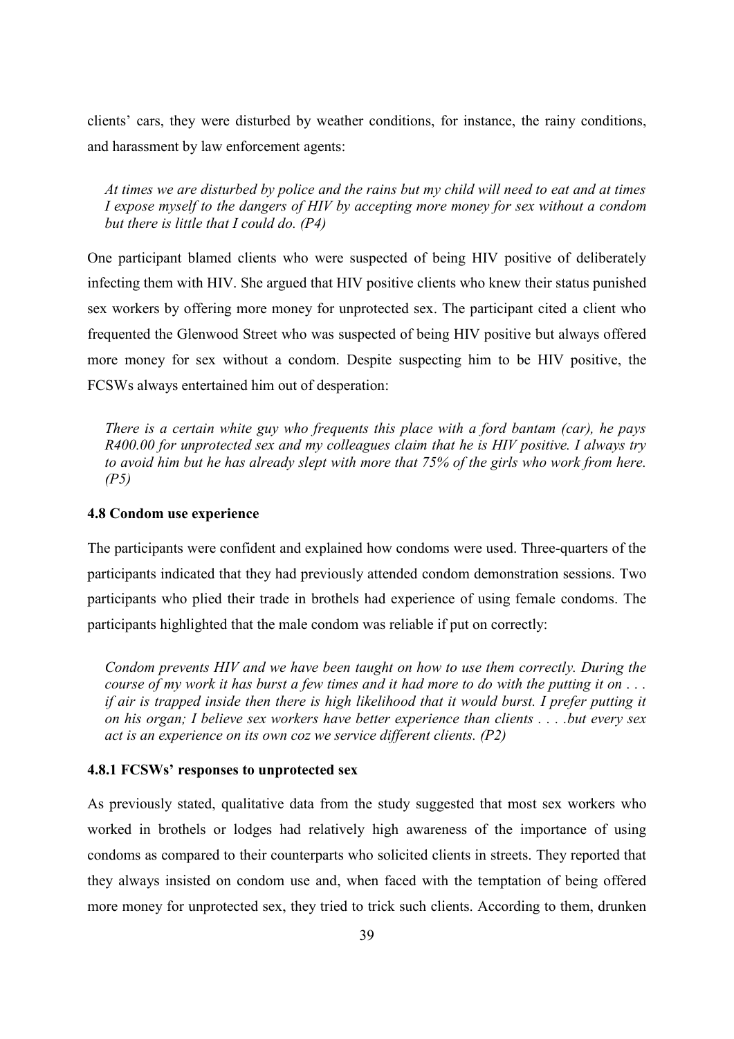clients' cars, they were disturbed by weather conditions, for instance, the rainy conditions, and harassment by law enforcement agents:

> *At times we are disturbed by police and the rains but my child will need to eat and at times I expose myself to the dangers of HIV by accepting more money for sex without a condom but there is little that I could do. (P4)*

One participant blamed clients who were suspected of being HIV positive of deliberately infecting them with HIV. She argued that HIV positive clients who knew their status punished sex workers by offering more money for unprotected sex. The participant cited a client who frequented the Glenwood Street who was suspected of being HIV positive but always offered more money for sex without a condom. Despite suspecting him to be HIV positive, the FCSWs always entertained him out of desperation:

> *There is a certain white guy who frequents this place with a ford bantam (car), he pays R400.00 for unprotected sex and my colleagues claim that he is HIV positive. I always try to avoid him but he has already slept with more that 75% of the girls who work from here. (P5)*

### 4.8 Condom use experience

The participants were confident and explained how condoms were used. Three-quarters of the participants indicated that they had previously attended condom demonstration sessions. Two participants who plied their trade in brothels had experience of using female condoms. The participants highlighted that the male condom was reliable if put on correctly:

> *Condom prevents HIV and we have been taught on how to use them correctly. During the course of my work it has burst a few times and it had more to do with the putting it on . . . if air is trapped inside then there is high likelihood that it would burst. I prefer putting it on his organ; I believe sex workers have better experience than clients . . . .but every sex act is an experience on its own coz we service different clients. (P2)*

#### 4.8.1 FCSWs' responses to unprotected sex

As previously stated, qualitative data from the study suggested that most sex workers who worked in brothels or lodges had relatively high awareness of the importance of using condoms as compared to their counterparts who solicited clients in streets. They reported that they always insisted on condom use and, when faced with the temptation of being offered more money for unprotected sex, they tried to trick such clients. According to them, drunken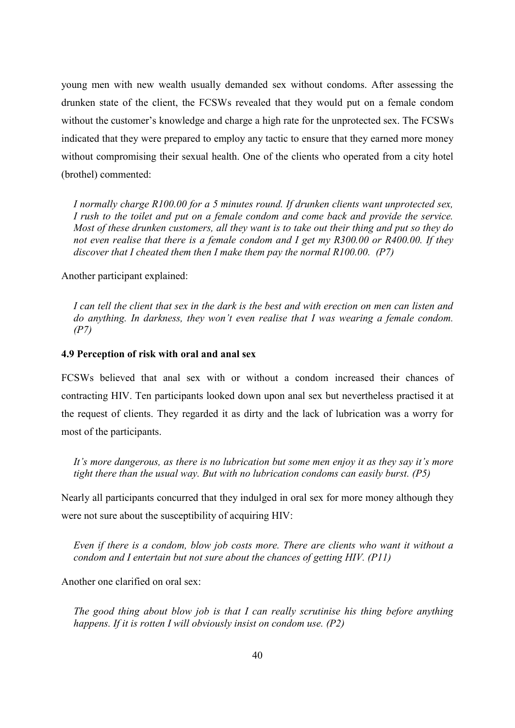young men with new wealth usually demanded sex without condoms. After assessing the drunken state of the client, the FCSWs revealed that they would put on a female condom without the customer's knowledge and charge a high rate for the unprotected sex. The FCSWs indicated that they were prepared to employ any tactic to ensure that they earned more money without compromising their sexual health. One of the clients who operated from a city hotel (brothel) commented:

> *I normally charge R100.00 for a 5 minutes round. If drunken clients want unprotected sex, I rush to the toilet and put on a female condom and come back and provide the service. Most of these drunken customers, all they want is to take out their thing and put so they do not even realise that there is a female condom and I get my R300.00 or R400.00. If they discover that I cheated them then I make them pay the normal R100.00. (P7)*

Another participant explained:

> *I can tell the client that sex in the dark is the best and with erection on men can listen and do anything. In darkness, they won't even realise that I was wearing a female condom. (P7)*

### 4.9 Perception of risk with oral and anal sex

FCSWs believed that anal sex with or without a condom increased their chances of contracting HIV. Ten participants looked down upon anal sex but nevertheless practised it at the request of clients. They regarded it as dirty and the lack of lubrication was a worry for most of the participants.

> *It's more dangerous, as there is no lubrication but some men enjoy it as they say it's more tight there than the usual way. But with no lubrication condoms can easily burst. (P5)*

Nearly all participants concurred that they indulged in oral sex for more money although they were not sure about the susceptibility of acquiring HIV:

> *Even if there is a condom, blow job costs more. There are clients who want it without a condom and I entertain but not sure about the chances of getting HIV. (P11)*

Another one clarified on oral sex:

> *The good thing about blow job is that I can really scrutinise his thing before anything happens. If it is rotten I will obviously insist on condom use. (P2)*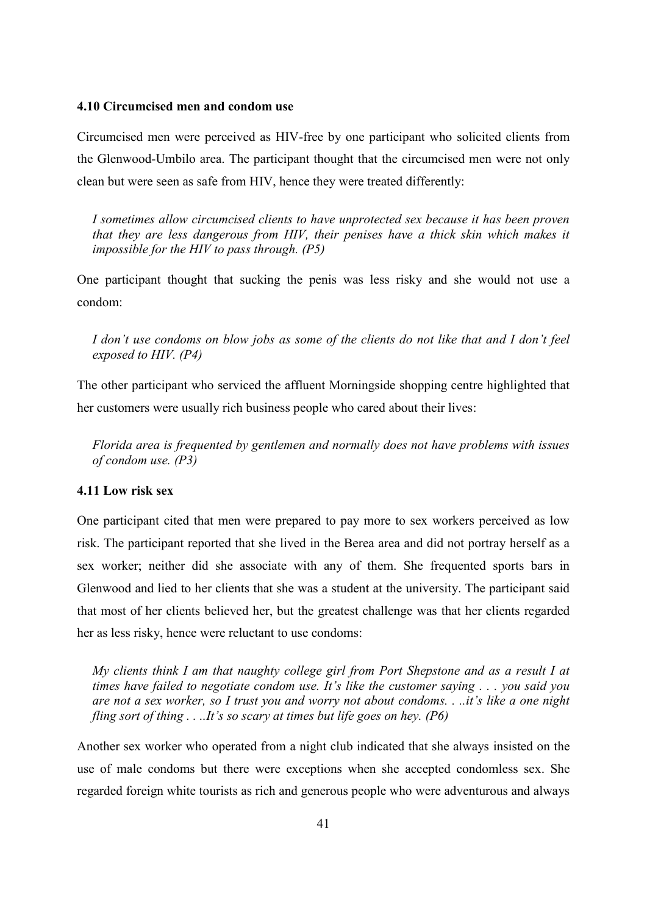### 4.10 Circumcised men and condom use

Circumcised men were perceived as HIV-free by one participant who solicited clients from the Glenwood-Umbilo area. The participant thought that the circumcised men were not only clean but were seen as safe from HIV, hence they were treated differently:

> *I sometimes allow circumcised clients to have unprotected sex because it has been proven that they are less dangerous from HIV, their penises have a thick skin which makes it impossible for the HIV to pass through. (P5)*

One participant thought that sucking the penis was less risky and she would not use a condom:

> *I don't use condoms on blow jobs as some of the clients do not like that and I don't feel exposed to HIV. (P4)*

The other participant who serviced the affluent Morningside shopping centre highlighted that her customers were usually rich business people who cared about their lives:

> *Florida area is frequented by gentlemen and normally does not have problems with issues of condom use. (P3)*

### 4.11 Low risk sex

One participant cited that men were prepared to pay more to sex workers perceived as low risk. The participant reported that she lived in the Berea area and did not portray herself as a sex worker; neither did she associate with any of them. She frequented sports bars in Glenwood and lied to her clients that she was a student at the university. The participant said that most of her clients believed her, but the greatest challenge was that her clients regarded her as less risky, hence were reluctant to use condoms:

> *My clients think I am that naughty college girl from Port Shepstone and as a result I at times have failed to negotiate condom use. It's like the customer saying . . . you said you are not a sex worker, so I trust you and worry not about condoms. . ..it's like a one night fling sort of thing . . ..It's so scary at times but life goes on hey. (P6)*

Another sex worker who operated from a night club indicated that she always insisted on the use of male condoms but there were exceptions when she accepted condomless sex. She regarded foreign white tourists as rich and generous people who were adventurous and always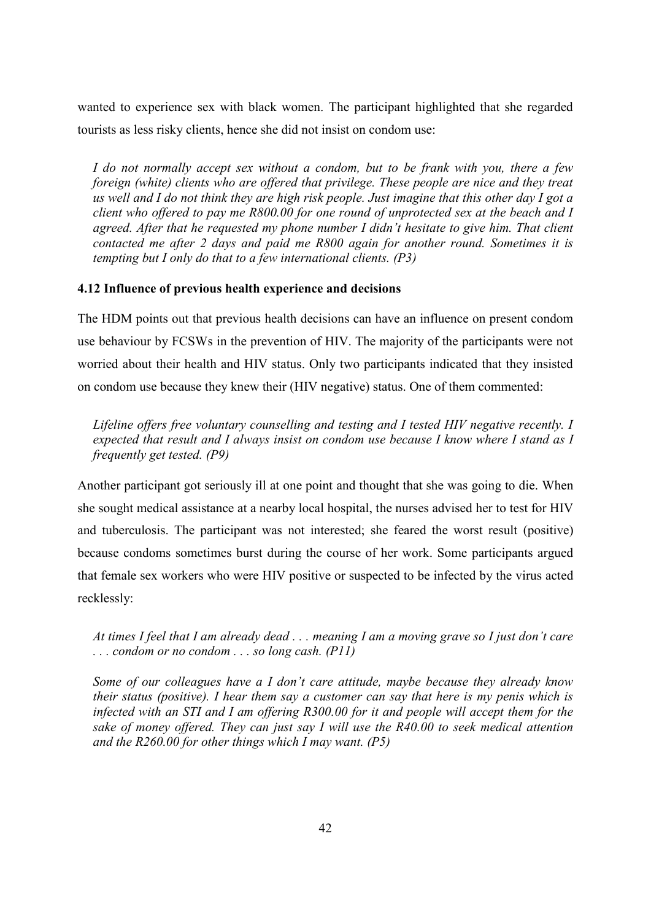wanted to experience sex with black women. The participant highlighted that she regarded tourists as less risky clients, hence she did not insist on condom use:

> *I do not normally accept sex without a condom, but to be frank with you, there a few foreign (white) clients who are offered that privilege. These people are nice and they treat us well and I do not think they are high risk people. Just imagine that this other day I got a client who offered to pay me R800.00 for one round of unprotected sex at the beach and I agreed. After that he requested my phone number I didn't hesitate to give him. That client contacted me after 2 days and paid me R800 again for another round. Sometimes it is tempting but I only do that to a few international clients. (P3)*

### 4.12 Influence of previous health experience and decisions

The HDM points out that previous health decisions can have an influence on present condom use behaviour by FCSWs in the prevention of HIV. The majority of the participants were not worried about their health and HIV status. Only two participants indicated that they insisted on condom use because they knew their (HIV negative) status. One of them commented:

> *Lifeline offers free voluntary counselling and testing and I tested HIV negative recently. I expected that result and I always insist on condom use because I know where I stand as I frequently get tested. (P9)*

Another participant got seriously ill at one point and thought that she was going to die. When she sought medical assistance at a nearby local hospital, the nurses advised her to test for HIV and tuberculosis. The participant was not interested; she feared the worst result (positive) because condoms sometimes burst during the course of her work. Some participants argued that female sex workers who were HIV positive or suspected to be infected by the virus acted recklessly:

> *At times I feel that I am already dead . . . meaning I am a moving grave so I just don't care . . . condom or no condom . . . so long cash. (P11)*

> *Some of our colleagues have a I don't care attitude, maybe because they already know their status (positive). I hear them say a customer can say that here is my penis which is infected with an STI and I am offering R300.00 for it and people will accept them for the sake of money offered. They can just say I will use the R40.00 to seek medical attention and the R260.00 for other things which I may want. (P5)*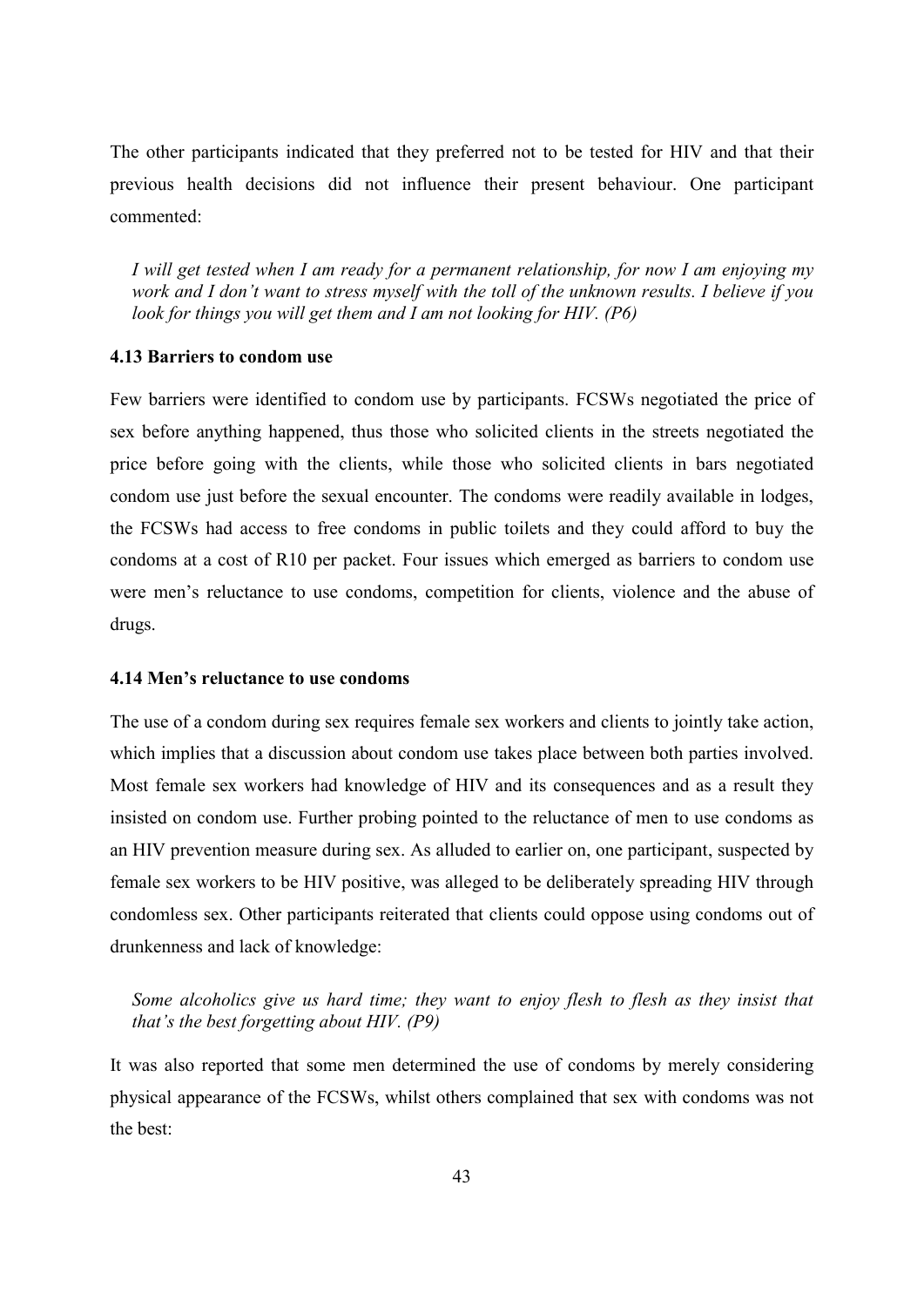The other participants indicated that they preferred not to be tested for HIV and that their previous health decisions did not influence their present behaviour. One participant commented:

> *I will get tested when I am ready for a permanent relationship, for now I am enjoying my work and I don't want to stress myself with the toll of the unknown results. I believe if you look for things you will get them and I am not looking for HIV. (P6)*

### 4.13 Barriers to condom use

Few barriers were identified to condom use by participants. FCSWs negotiated the price of sex before anything happened, thus those who solicited clients in the streets negotiated the price before going with the clients, while those who solicited clients in bars negotiated condom use just before the sexual encounter. The condoms were readily available in lodges, the FCSWs had access to free condoms in public toilets and they could afford to buy the condoms at a cost of R10 per packet. Four issues which emerged as barriers to condom use were men's reluctance to use condoms, competition for clients, violence and the abuse of drugs.

### 4.14 Men's reluctance to use condoms

The use of a condom during sex requires female sex workers and clients to jointly take action, which implies that a discussion about condom use takes place between both parties involved. Most female sex workers had knowledge of HIV and its consequences and as a result they insisted on condom use. Further probing pointed to the reluctance of men to use condoms as an HIV prevention measure during sex. As alluded to earlier on, one participant, suspected by female sex workers to be HIV positive, was alleged to be deliberately spreading HIV through condomless sex. Other participants reiterated that clients could oppose using condoms out of drunkenness and lack of knowledge:

> *Some alcoholics give us hard time; they want to enjoy flesh to flesh as they insist that that's the best forgetting about HIV. (P9)*

It was also reported that some men determined the use of condoms by merely considering physical appearance of the FCSWs, whilst others complained that sex with condoms was not the best: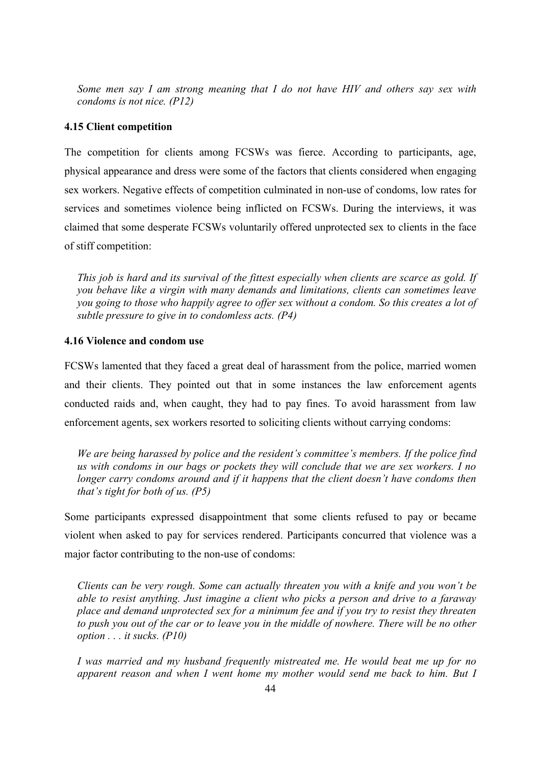*Some men say I am strong meaning that I do not have HIV and others say sex with condoms is not nice. (P12)*

### 4.15 Client competition

The competition for clients among FCSWs was fierce. According to participants, age, physical appearance and dress were some of the factors that clients considered when engaging sex workers. Negative effects of competition culminated in non-use of condoms, low rates for services and sometimes violence being inflicted on FCSWs. During the interviews, it was claimed that some desperate FCSWs voluntarily offered unprotected sex to clients in the face of stiff competition:

*This job is hard and its survival of the fittest especially when clients are scarce as gold. If you behave like a virgin with many demands and limitations, clients can sometimes leave you going to those who happily agree to offer sex without a condom. So this creates a lot of subtle pressure to give in to condomless acts. (P4)*

### 4.16 Violence and condom use

FCSWs lamented that they faced a great deal of harassment from the police, married women and their clients. They pointed out that in some instances the law enforcement agents conducted raids and, when caught, they had to pay fines. To avoid harassment from law enforcement agents, sex workers resorted to soliciting clients without carrying condoms:

*We are being harassed by police and the resident's committee's members. If the police find us with condoms in our bags or pockets they will conclude that we are sex workers. I no longer carry condoms around and if it happens that the client doesn't have condoms then that's tight for both of us. (P5)*

Some participants expressed disappointment that some clients refused to pay or became violent when asked to pay for services rendered. Participants concurred that violence was a major factor contributing to the non-use of condoms:

*Clients can be very rough. Some can actually threaten you with a knife and you won't be able to resist anything. Just imagine a client who picks a person and drive to a faraway place and demand unprotected sex for a minimum fee and if you try to resist they threaten to push you out of the car or to leave you in the middle of nowhere. There will be no other option . . . it sucks. (P10)*

*I was married and my husband frequently mistreated me. He would beat me up for no apparent reason and when I went home my mother would send me back to him. But I*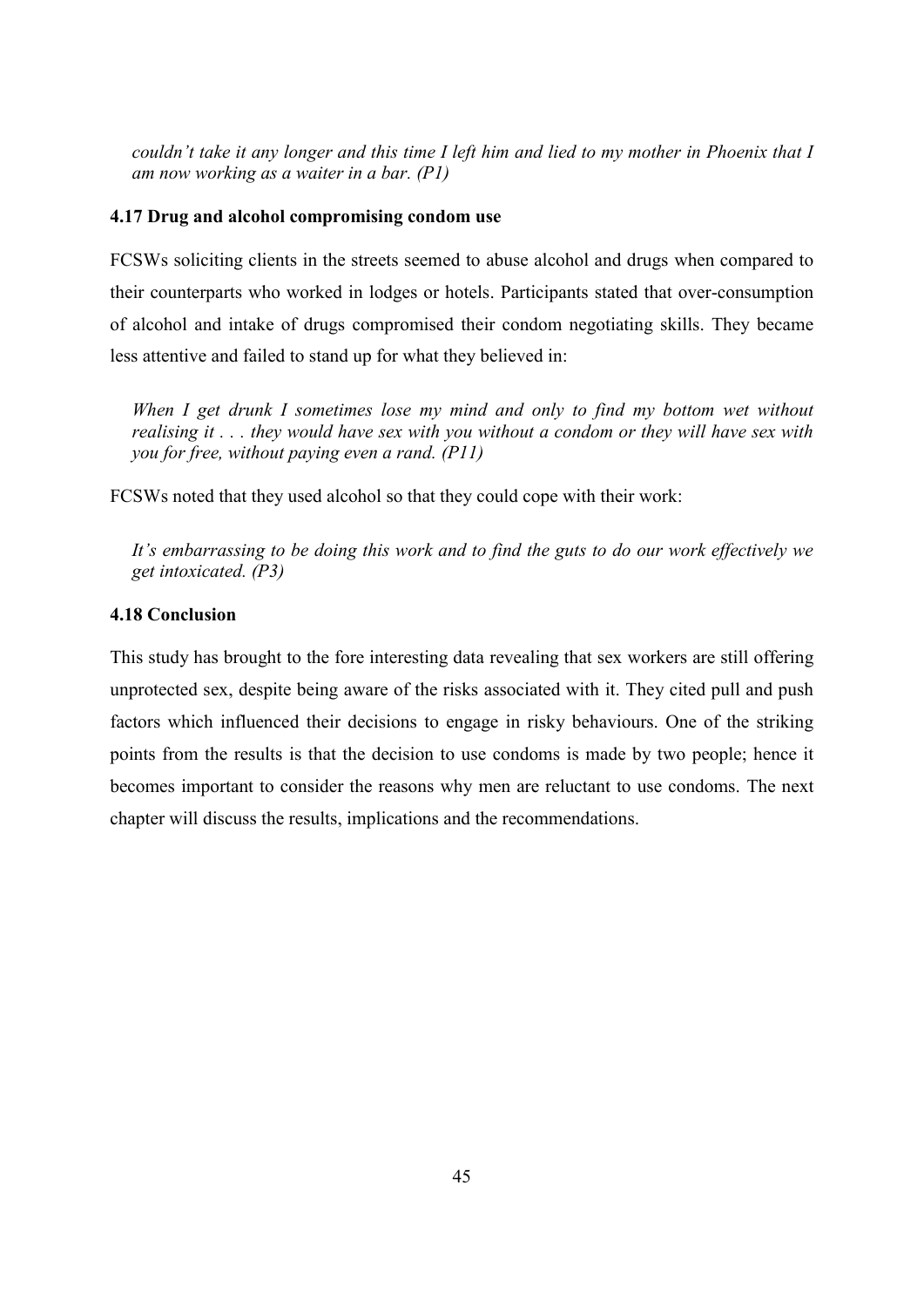*couldn't take it any longer and this time I left him and lied to my mother in Phoenix that I am now working as a waiter in a bar. (P1)*

### 4.17 Drug and alcohol compromising condom use

FCSWs soliciting clients in the streets seemed to abuse alcohol and drugs when compared to their counterparts who worked in lodges or hotels. Participants stated that over-consumption of alcohol and intake of drugs compromised their condom negotiating skills. They became less attentive and failed to stand up for what they believed in:

> *When I get drunk I sometimes lose my mind and only to find my bottom wet without realising it . . . they would have sex with you without a condom or they will have sex with you for free, without paying even a rand. (P11)*

FCSWs noted that they used alcohol so that they could cope with their work:

> *It's embarrassing to be doing this work and to find the guts to do our work effectively we get intoxicated. (P3)*

### 4.18 Conclusion

This study has brought to the fore interesting data revealing that sex workers are still offering unprotected sex, despite being aware of the risks associated with it. They cited pull and push factors which influenced their decisions to engage in risky behaviours. One of the striking points from the results is that the decision to use condoms is made by two people; hence it becomes important to consider the reasons why men are reluctant to use condoms. The next chapter will discuss the results, implications and the recommendations.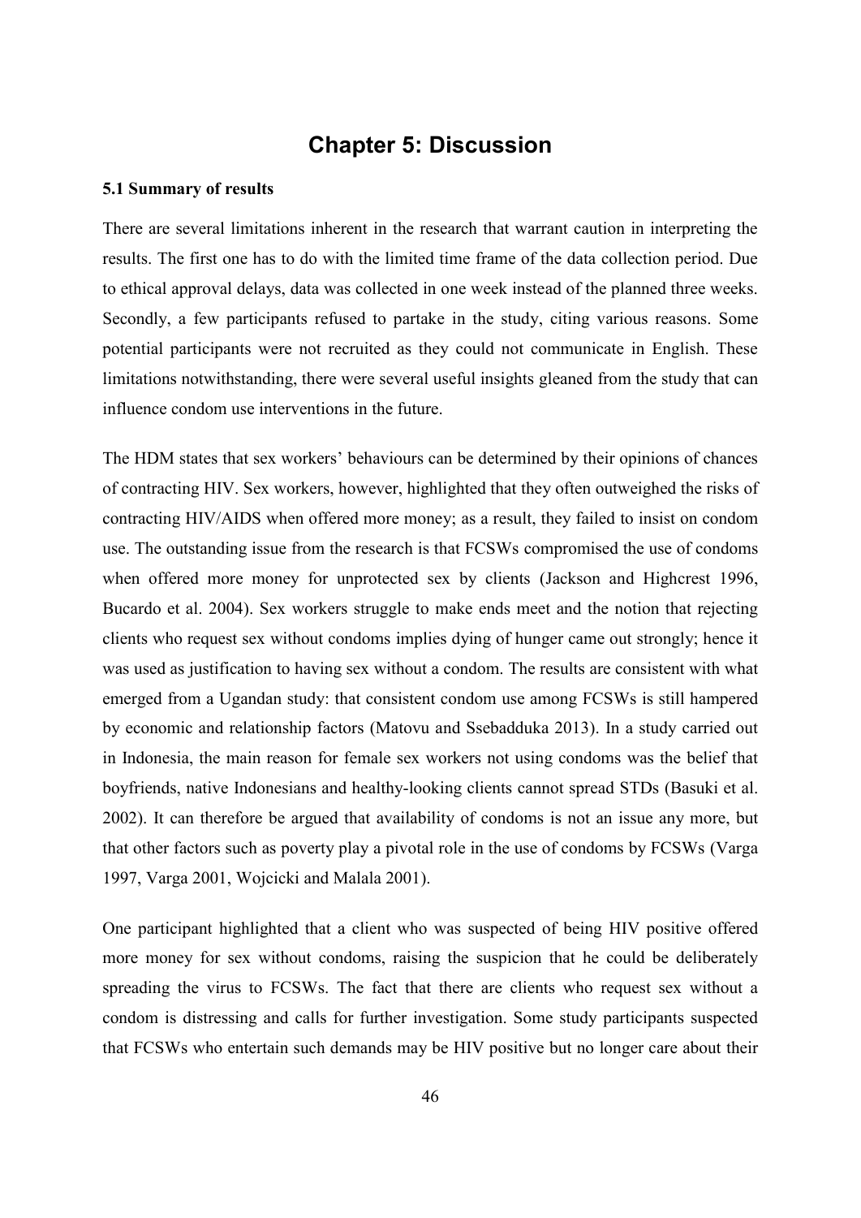# Chapter 5: Discussion

### 5.1 Summary of results

There are several limitations inherent in the research that warrant caution in interpreting the results. The first one has to do with the limited time frame of the data collection period. Due to ethical approval delays, data was collected in one week instead of the planned three weeks. Secondly, a few participants refused to partake in the study, citing various reasons. Some potential participants were not recruited as they could not communicate in English. These limitations notwithstanding, there were several useful insights gleaned from the study that can influence condom use interventions in the future.

The HDM states that sex workers' behaviours can be determined by their opinions of chances of contracting HIV. Sex workers, however, highlighted that they often outweighed the risks of contracting HIV/AIDS when offered more money; as a result, they failed to insist on condom use. The outstanding issue from the research is that FCSWs compromised the use of condoms when offered more money for unprotected sex by clients (Jackson and Highcrest 1996, Bucardo et al. 2004). Sex workers struggle to make ends meet and the notion that rejecting clients who request sex without condoms implies dying of hunger came out strongly; hence it was used as justification to having sex without a condom. The results are consistent with what emerged from a Ugandan study: that consistent condom use among FCSWs is still hampered by economic and relationship factors (Matovu and Ssebadduka 2013). In a study carried out in Indonesia, the main reason for female sex workers not using condoms was the belief that boyfriends, native Indonesians and healthy-looking clients cannot spread STDs (Basuki et al. 2002). It can therefore be argued that availability of condoms is not an issue any more, but that other factors such as poverty play a pivotal role in the use of condoms by FCSWs (Varga 1997, Varga 2001, Wojcicki and Malala 2001).

One participant highlighted that a client who was suspected of being HIV positive offered more money for sex without condoms, raising the suspicion that he could be deliberately spreading the virus to FCSWs. The fact that there are clients who request sex without a condom is distressing and calls for further investigation. Some study participants suspected that FCSWs who entertain such demands may be HIV positive but no longer care about their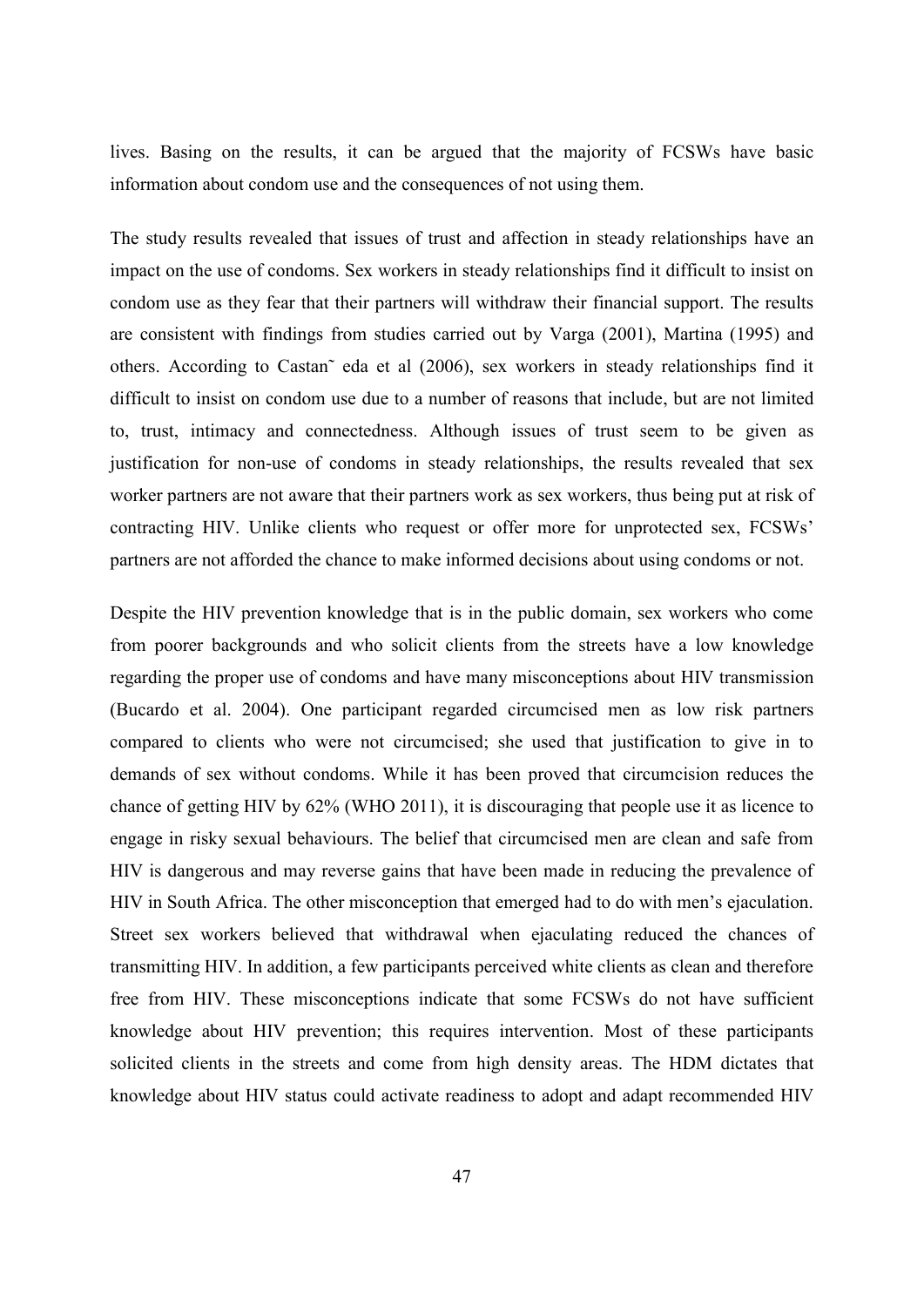lives. Basing on the results, it can be argued that the majority of FCSWs have basic information about condom use and the consequences of not using them.

The study results revealed that issues of trust and affection in steady relationships have an impact on the use of condoms. Sex workers in steady relationships find it difficult to insist on condom use as they fear that their partners will withdraw their financial support. The results are consistent with findings from studies carried out by Varga (2001), Martina (1995) and others. According to Castan˜ eda et al (2006), sex workers in steady relationships find it difficult to insist on condom use due to a number of reasons that include, but are not limited to, trust, intimacy and connectedness. Although issues of trust seem to be given as justification for non-use of condoms in steady relationships, the results revealed that sex worker partners are not aware that their partners work as sex workers, thus being put at risk of contracting HIV. Unlike clients who request or offer more for unprotected sex, FCSWs' partners are not afforded the chance to make informed decisions about using condoms or not.

Despite the HIV prevention knowledge that is in the public domain, sex workers who come from poorer backgrounds and who solicit clients from the streets have a low knowledge regarding the proper use of condoms and have many misconceptions about HIV transmission (Bucardo et al. 2004). One participant regarded circumcised men as low risk partners compared to clients who were not circumcised; she used that justification to give in to demands of sex without condoms. While it has been proved that circumcision reduces the chance of getting HIV by 62% (WHO 2011), it is discouraging that people use it as licence to engage in risky sexual behaviours. The belief that circumcised men are clean and safe from HIV is dangerous and may reverse gains that have been made in reducing the prevalence of HIV in South Africa. The other misconception that emerged had to do with men's ejaculation. Street sex workers believed that withdrawal when ejaculating reduced the chances of transmitting HIV. In addition, a few participants perceived white clients as clean and therefore free from HIV. These misconceptions indicate that some FCSWs do not have sufficient knowledge about HIV prevention; this requires intervention. Most of these participants solicited clients in the streets and come from high density areas. The HDM dictates that knowledge about HIV status could activate readiness to adopt and adapt recommended HIV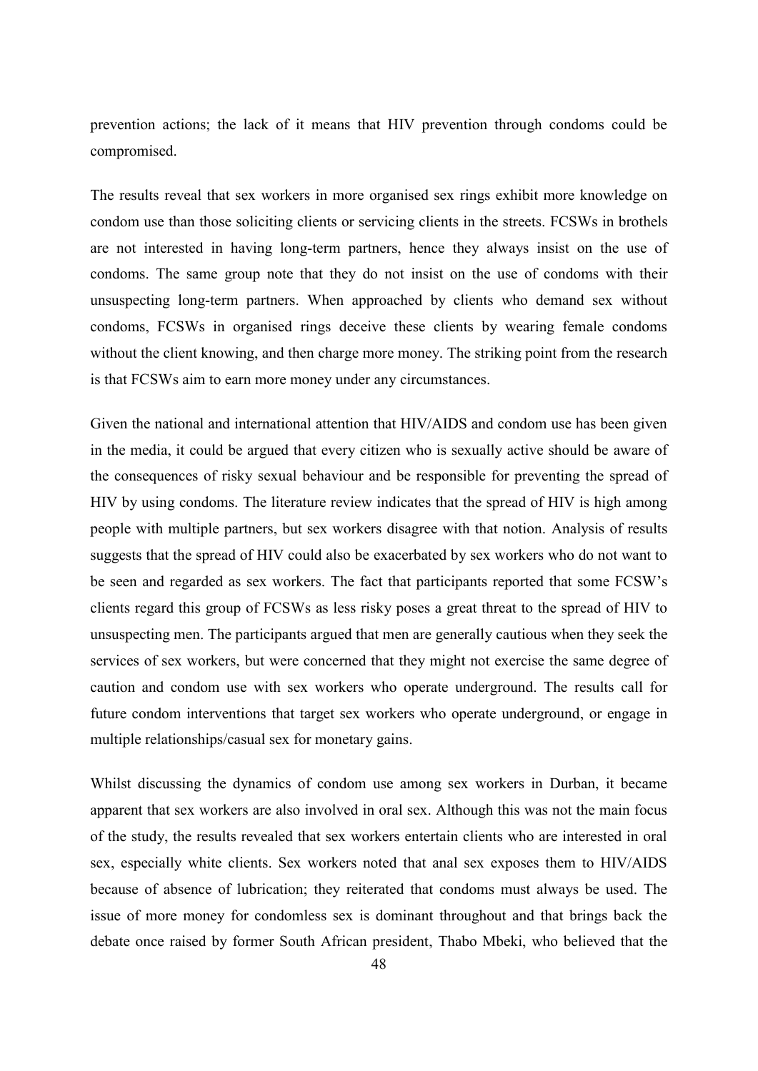prevention actions; the lack of it means that HIV prevention through condoms could be compromised.

The results reveal that sex workers in more organised sex rings exhibit more knowledge on condom use than those soliciting clients or servicing clients in the streets. FCSWs in brothels are not interested in having long-term partners, hence they always insist on the use of condoms. The same group note that they do not insist on the use of condoms with their unsuspecting long-term partners. When approached by clients who demand sex without condoms, FCSWs in organised rings deceive these clients by wearing female condoms without the client knowing, and then charge more money. The striking point from the research is that FCSWs aim to earn more money under any circumstances.

Given the national and international attention that HIV/AIDS and condom use has been given in the media, it could be argued that every citizen who is sexually active should be aware of the consequences of risky sexual behaviour and be responsible for preventing the spread of HIV by using condoms. The literature review indicates that the spread of HIV is high among people with multiple partners, but sex workers disagree with that notion. Analysis of results suggests that the spread of HIV could also be exacerbated by sex workers who do not want to be seen and regarded as sex workers. The fact that participants reported that some FCSW's clients regard this group of FCSWs as less risky poses a great threat to the spread of HIV to unsuspecting men. The participants argued that men are generally cautious when they seek the services of sex workers, but were concerned that they might not exercise the same degree of caution and condom use with sex workers who operate underground. The results call for future condom interventions that target sex workers who operate underground, or engage in multiple relationships/casual sex for monetary gains.

Whilst discussing the dynamics of condom use among sex workers in Durban, it became apparent that sex workers are also involved in oral sex. Although this was not the main focus of the study, the results revealed that sex workers entertain clients who are interested in oral sex, especially white clients. Sex workers noted that anal sex exposes them to HIV/AIDS because of absence of lubrication; they reiterated that condoms must always be used. The issue of more money for condomless sex is dominant throughout and that brings back the debate once raised by former South African president, Thabo Mbeki, who believed that the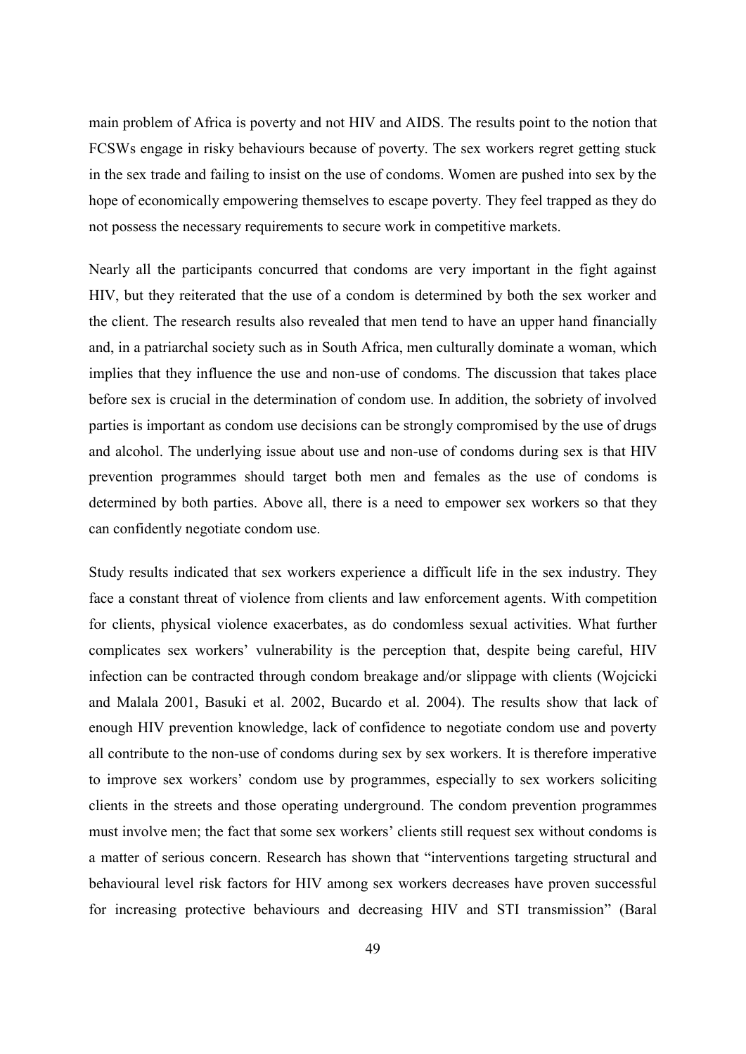main problem of Africa is poverty and not HIV and AIDS. The results point to the notion that FCSWs engage in risky behaviours because of poverty. The sex workers regret getting stuck in the sex trade and failing to insist on the use of condoms. Women are pushed into sex by the hope of economically empowering themselves to escape poverty. They feel trapped as they do not possess the necessary requirements to secure work in competitive markets.

Nearly all the participants concurred that condoms are very important in the fight against HIV, but they reiterated that the use of a condom is determined by both the sex worker and the client. The research results also revealed that men tend to have an upper hand financially and, in a patriarchal society such as in South Africa, men culturally dominate a woman, which implies that they influence the use and non-use of condoms. The discussion that takes place before sex is crucial in the determination of condom use. In addition, the sobriety of involved parties is important as condom use decisions can be strongly compromised by the use of drugs and alcohol. The underlying issue about use and non-use of condoms during sex is that HIV prevention programmes should target both men and females as the use of condoms is determined by both parties. Above all, there is a need to empower sex workers so that they can confidently negotiate condom use.

Study results indicated that sex workers experience a difficult life in the sex industry. They face a constant threat of violence from clients and law enforcement agents. With competition for clients, physical violence exacerbates, as do condomless sexual activities. What further complicates sex workers' vulnerability is the perception that, despite being careful, HIV infection can be contracted through condom breakage and/or slippage with clients (Wojcicki and Malala 2001, Basuki et al. 2002, Bucardo et al. 2004). The results show that lack of enough HIV prevention knowledge, lack of confidence to negotiate condom use and poverty all contribute to the non-use of condoms during sex by sex workers. It is therefore imperative to improve sex workers' condom use by programmes, especially to sex workers soliciting clients in the streets and those operating underground. The condom prevention programmes must involve men; the fact that some sex workers' clients still request sex without condoms is a matter of serious concern. Research has shown that "interventions targeting structural and behavioural level risk factors for HIV among sex workers decreases have proven successful for increasing protective behaviours and decreasing HIV and STI transmission" (Baral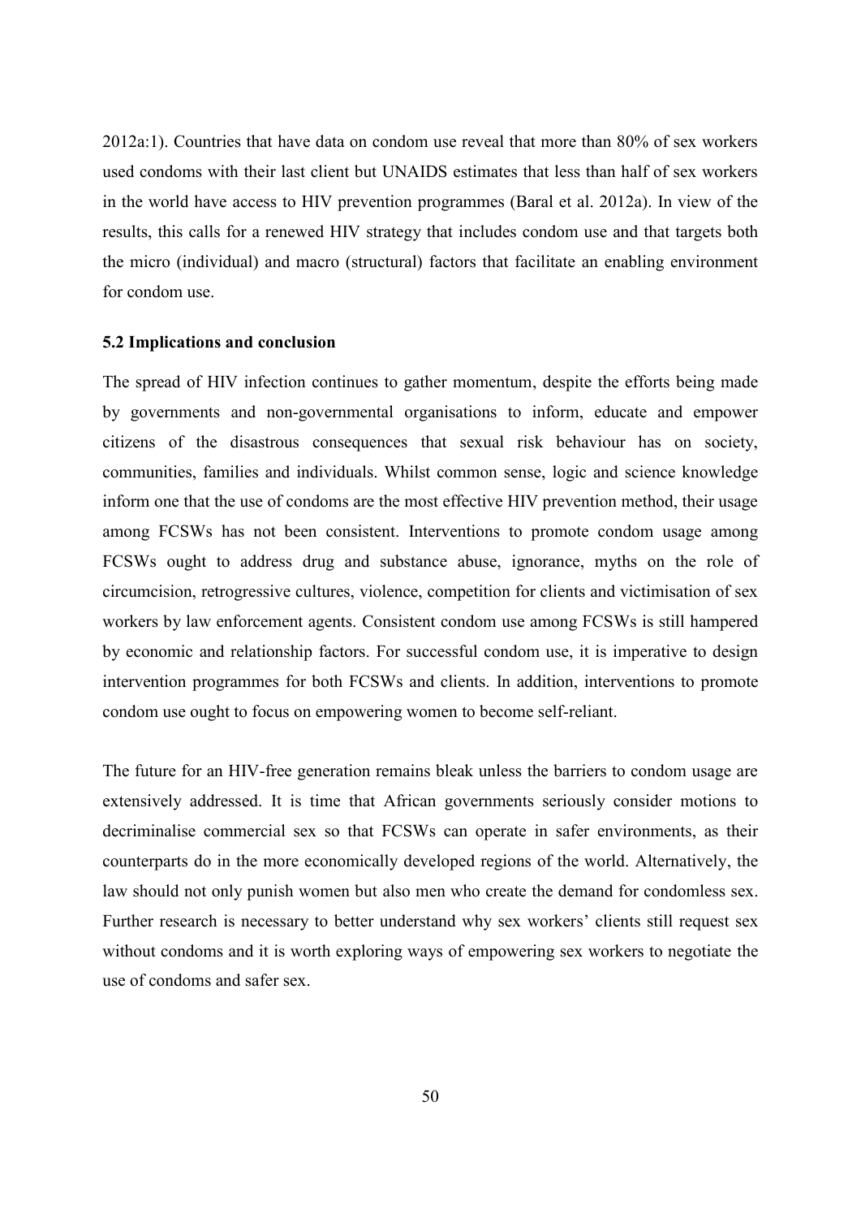2012a:1). Countries that have data on condom use reveal that more than 80% of sex workers used condoms with their last client but UNAIDS estimates that less than half of sex workers in the world have access to HIV prevention programmes (Baral et al. 2012a). In view of the results, this calls for a renewed HIV strategy that includes condom use and that targets both the micro (individual) and macro (structural) factors that facilitate an enabling environment for condom use.

### 5.2 Implications and conclusion

The spread of HIV infection continues to gather momentum, despite the efforts being made by governments and non-governmental organisations to inform, educate and empower citizens of the disastrous consequences that sexual risk behaviour has on society, communities, families and individuals. Whilst common sense, logic and science knowledge inform one that the use of condoms are the most effective HIV prevention method, their usage among FCSWs has not been consistent. Interventions to promote condom usage among FCSWs ought to address drug and substance abuse, ignorance, myths on the role of circumcision, retrogressive cultures, violence, competition for clients and victimisation of sex workers by law enforcement agents. Consistent condom use among FCSWs is still hampered by economic and relationship factors. For successful condom use, it is imperative to design intervention programmes for both FCSWs and clients. In addition, interventions to promote condom use ought to focus on empowering women to become self-reliant.

The future for an HIV-free generation remains bleak unless the barriers to condom usage are extensively addressed. It is time that African governments seriously consider motions to decriminalise commercial sex so that FCSWs can operate in safer environments, as their counterparts do in the more economically developed regions of the world. Alternatively, the law should not only punish women but also men who create the demand for condomless sex. Further research is necessary to better understand why sex workers' clients still request sex without condoms and it is worth exploring ways of empowering sex workers to negotiate the use of condoms and safer sex.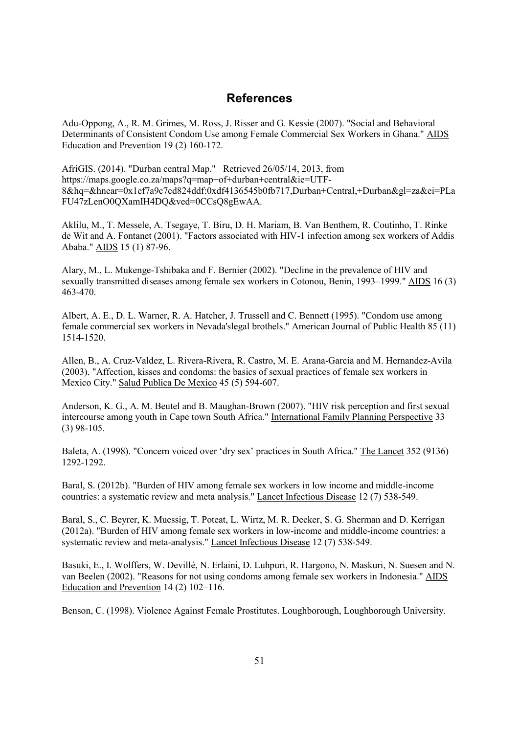# References

Adu-Oppong, A., R. M. Grimes, M. Ross, J. Risser and G. Kessie (2007). "Social and Behavioral Determinants of Consistent Condom Use among Female Commercial Sex Workers in Ghana." AIDS Education and Prevention 19 (2) 160-172.

AfriGIS. (2014). "Durban central Map." Retrieved 26/05/14, 2013, from https://maps.google.co.za/maps?q=map+of+durban+central&ie=UTF-8&hq=&hnear=0x1ef7a9c7cd824ddf:0xdf4136545b0fb717,Durban+Central,+Durban&gl=za&ei=PLaFU47zLenO0QXamIH4DQ&ved=0CCsQ8gEwAA.

Aklilu, M., T. Messele, A. Tsegaye, T. Biru, D. H. Mariam, B. Van Benthem, R. Coutinho, T. Rinke de Wit and A. Fontanet (2001). "Factors associated with HIV-1 infection among sex workers of Addis Ababa." AIDS 15 (1) 87-96.

Alary, M., L. Mukenge-Tshibaka and F. Bernier (2002). "Decline in the prevalence of HIV and sexually transmitted diseases among female sex workers in Cotonou, Benin, 1993–1999." AIDS 16 (3) 463-470.

Albert, A. E., D. L. Warner, R. A. Hatcher, J. Trussell and C. Bennett (1995). "Condom use among female commercial sex workers in Nevada'slegal brothels." American Journal of Public Health 85 (11) 1514-1520.

Allen, B., A. Cruz-Valdez, L. Rivera-Rivera, R. Castro, M. E. Arana-Garcia and M. Hernandez-Avila (2003). "Affection, kisses and condoms: the basics of sexual practices of female sex workers in Mexico City." Salud Publica De Mexico 45 (5) 594-607.

Anderson, K. G., A. M. Beutel and B. Maughan-Brown (2007). "HIV risk perception and first sexual intercourse among youth in Cape town South Africa." International Family Planning Perspective 33 (3) 98-105.

Baleta, A. (1998). "Concern voiced over 'dry sex' practices in South Africa." The Lancet 352 (9136) 1292-1292.

Baral, S. (2012b). "Burden of HIV among female sex workers in low income and middle-income countries: a systematic review and meta analysis." Lancet Infectious Disease 12 (7) 538-549.

Baral, S., C. Beyrer, K. Muessig, T. Poteat, L. Wirtz, M. R. Decker, S. G. Sherman and D. Kerrigan (2012a). "Burden of HIV among female sex workers in low-income and middle-income countries: a systematic review and meta-analysis." Lancet Infectious Disease 12 (7) 538-549.

Basuki, E., I. Wolffers, W. Devillé, N. Erlaini, D. Luhpuri, R. Hargono, N. Maskuri, N. Suesen and N. van Beelen (2002). "Reasons for not using condoms among female sex workers in Indonesia." AIDS Education and Prevention 14 (2) 102–116.

Benson, C. (1998). Violence Against Female Prostitutes. Loughborough, Loughborough University.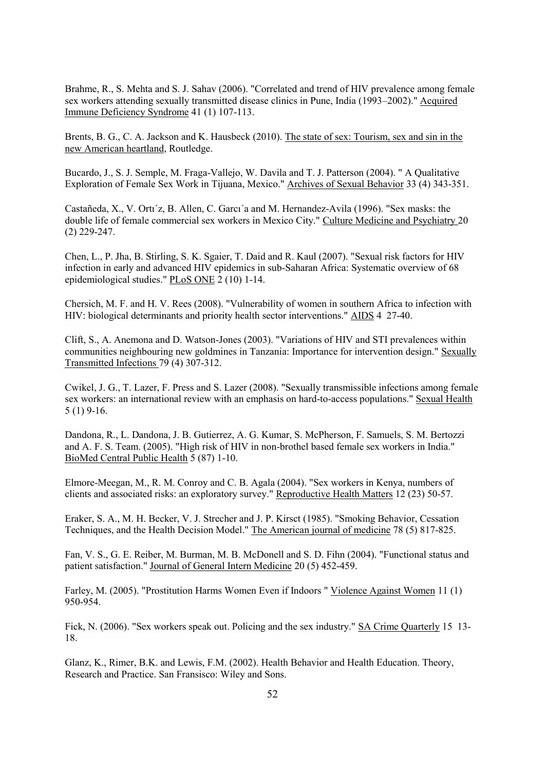Brahme, R., S. Mehta and S. J. Sahav (2006). "Correlated and trend of HIV prevalence among female sex workers attending sexually transmitted disease clinics in Pune, India (1993–2002)." Acquired Immune Deficiency Syndrome 41 (1) 107-113.

Brents, B. G., C. A. Jackson and K. Hausbeck (2010). The state of sex: Tourism, sex and sin in the new American heartland, Routledge.

Bucardo, J., S. J. Semple, M. Fraga-Vallejo, W. Davila and T. J. Patterson (2004). " A Qualitative Exploration of Female Sex Work in Tijuana, Mexico." Archives of Sexual Behavior 33 (4) 343-351.

Castañeda, X., V. Ortı´z, B. Allen, C. Garcı´a and M. Hernandez-Avila (1996). "Sex masks: the double life of female commercial sex workers in Mexico City." Culture Medicine and Psychiatry 20 (2) 229-247.

Chen, L., P. Jha, B. Stirling, S. K. Sgaier, T. Daid and R. Kaul (2007). "Sexual risk factors for HIV infection in early and advanced HIV epidemics in sub-Saharan Africa: Systematic overview of 68 epidemiological studies." PLoS ONE 2 (10) 1-14.

Chersich, M. F. and H. V. Rees (2008). "Vulnerability of women in southern Africa to infection with HIV: biological determinants and priority health sector interventions." AIDS 4 27-40.

Clift, S., A. Anemona and D. Watson-Jones (2003). "Variations of HIV and STI prevalences within communities neighbouring new goldmines in Tanzania: Importance for intervention design." Sexually Transmitted Infections 79 (4) 307-312.

Cwikel, J. G., T. Lazer, F. Press and S. Lazer (2008). "Sexually transmissible infections among female sex workers: an international review with an emphasis on hard-to-access populations." Sexual Health 5 (1) 9-16.

Dandona, R., L. Dandona, J. B. Gutierrez, A. G. Kumar, S. McPherson, F. Samuels, S. M. Bertozzi and A. F. S. Team. (2005). "High risk of HIV in non-brothel based female sex workers in India." BioMed Central Public Health 5 (87) 1-10.

Elmore-Meegan, M., R. M. Conroy and C. B. Agala (2004). "Sex workers in Kenya, numbers of clients and associated risks: an exploratory survey." Reproductive Health Matters 12 (23) 50-57.

Eraker, S. A., M. H. Becker, V. J. Strecher and J. P. Kirsct (1985). "Smoking Behavior, Cessation Techniques, and the Health Decision Model." The American journal of medicine 78 (5) 817-825.

Fan, V. S., G. E. Reiber, M. Burman, M. B. McDonell and S. D. Fihn (2004). "Functional status and patient satisfaction." Journal of General Intern Medicine 20 (5) 452-459.

Farley, M. (2005). "Prostitution Harms Women Even if Indoors " Violence Against Women 11 (1) 950-954.

Fick, N. (2006). "Sex workers speak out. Policing and the sex industry." SA Crime Quarterly 15 13-18.

Glanz, K., Rimer, B.K. and Lewis, F.M. (2002). Health Behavior and Health Education. Theory, Research and Practice. San Fransisco: Wiley and Sons.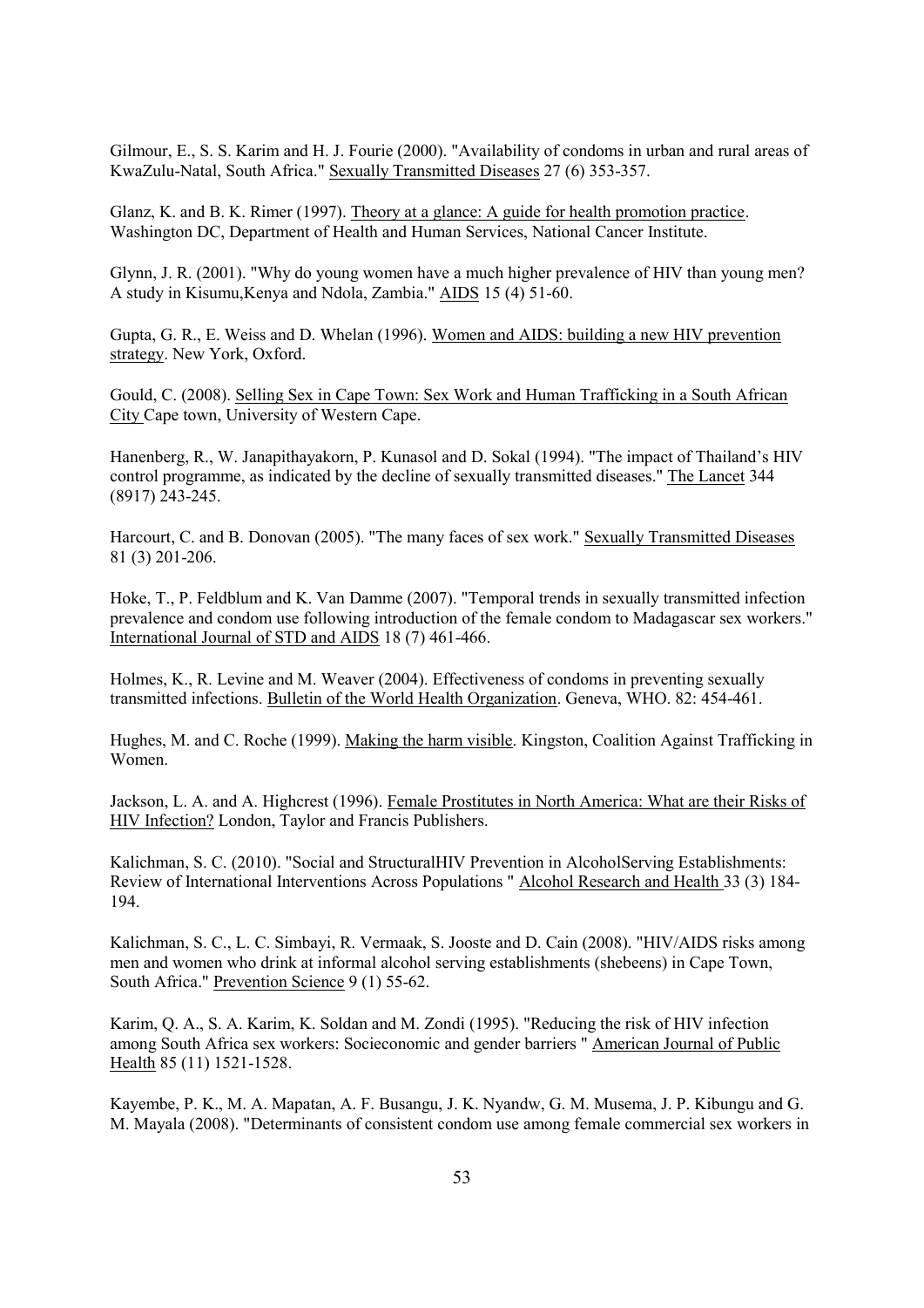Gilmour, E., S. S. Karim and H. J. Fourie (2000). "Availability of condoms in urban and rural areas of KwaZulu-Natal, South Africa." Sexually Transmitted Diseases 27 (6) 353-357.

Glanz, K. and B. K. Rimer (1997). Theory at a glance: A guide for health promotion practice. Washington DC, Department of Health and Human Services, National Cancer Institute.

Glynn, J. R. (2001). "Why do young women have a much higher prevalence of HIV than young men? A study in Kisumu,Kenya and Ndola, Zambia." AIDS 15 (4) 51-60.

Gupta, G. R., E. Weiss and D. Whelan (1996). Women and AIDS: building a new HIV prevention strategy. New York, Oxford.

Gould, C. (2008). Selling Sex in Cape Town: Sex Work and Human Trafficking in a South African City Cape town, University of Western Cape.

Hanenberg, R., W. Janapithayakorn, P. Kunasol and D. Sokal (1994). "The impact of Thailand's HIV control programme, as indicated by the decline of sexually transmitted diseases." The Lancet 344 (8917) 243-245.

Harcourt, C. and B. Donovan (2005). "The many faces of sex work." Sexually Transmitted Diseases 81 (3) 201-206.

Hoke, T., P. Feldblum and K. Van Damme (2007). "Temporal trends in sexually transmitted infection prevalence and condom use following introduction of the female condom to Madagascar sex workers." International Journal of STD and AIDS 18 (7) 461-466.

Holmes, K., R. Levine and M. Weaver (2004). Effectiveness of condoms in preventing sexually transmitted infections. Bulletin of the World Health Organization. Geneva, WHO. 82: 454-461.

Hughes, M. and C. Roche (1999). Making the harm visible. Kingston, Coalition Against Trafficking in Women.

Jackson, L. A. and A. Highcrest (1996). Female Prostitutes in North America: What are their Risks of HIV Infection? London, Taylor and Francis Publishers.

Kalichman, S. C. (2010). "Social and StructuralHIV Prevention in AlcoholServing Establishments: Review of International Interventions Across Populations " Alcohol Research and Health 33 (3) 184-194.

Kalichman, S. C., L. C. Simbayi, R. Vermaak, S. Jooste and D. Cain (2008). "HIV/AIDS risks among men and women who drink at informal alcohol serving establishments (shebeens) in Cape Town, South Africa." Prevention Science 9 (1) 55-62.

Karim, Q. A., S. A. Karim, K. Soldan and M. Zondi (1995). "Reducing the risk of HIV infection among South Africa sex workers: Socieconomic and gender barriers " American Journal of Public Health 85 (11) 1521-1528.

Kayembe, P. K., M. A. Mapatan, A. F. Busangu, J. K. Nyandw, G. M. Musema, J. P. Kibungu and G. M. Mayala (2008). "Determinants of consistent condom use among female commercial sex workers in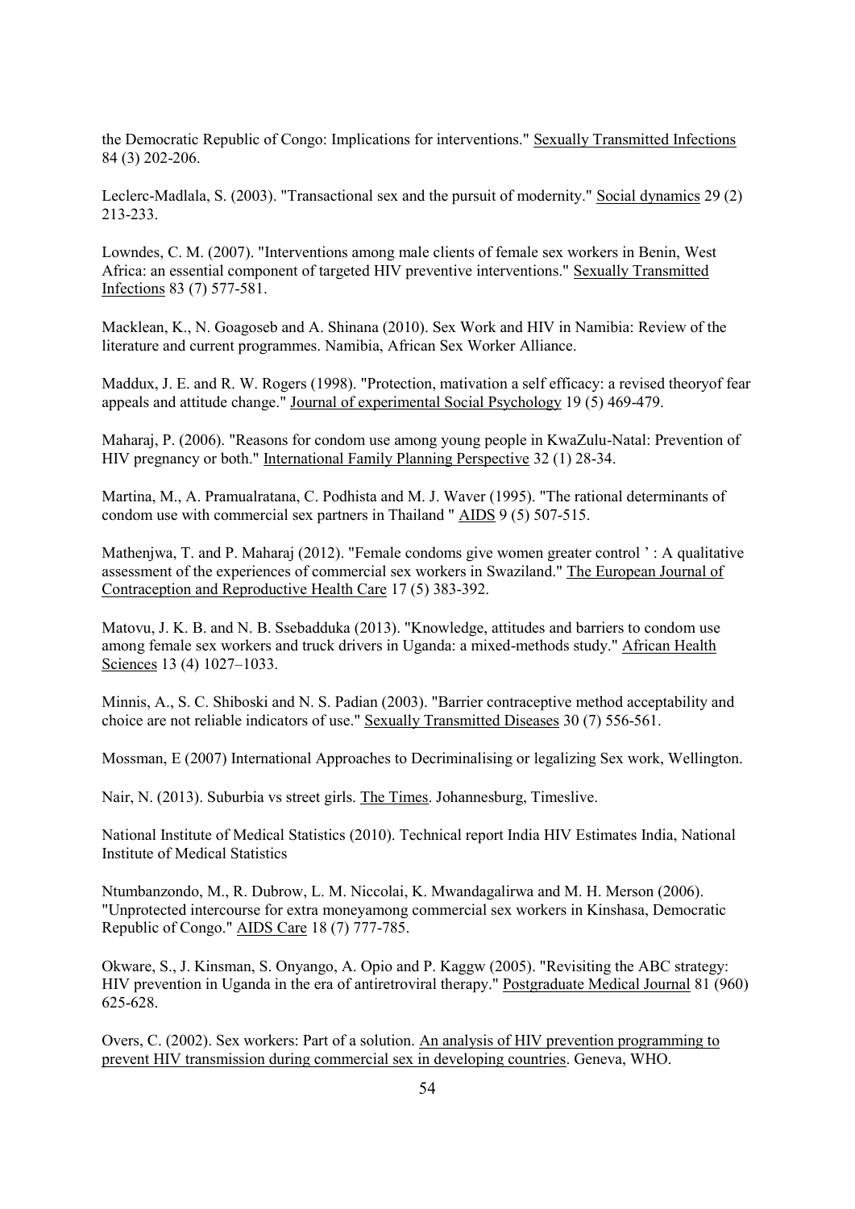the Democratic Republic of Congo: Implications for interventions." Sexually Transmitted Infections 84 (3) 202-206.

Leclerc-Madlala, S. (2003). "Transactional sex and the pursuit of modernity." Social dynamics 29 (2) 213-233.

Lowndes, C. M. (2007). "Interventions among male clients of female sex workers in Benin, West Africa: an essential component of targeted HIV preventive interventions." Sexually Transmitted Infections 83 (7) 577-581.

Macklean, K., N. Goagoseb and A. Shinana (2010). Sex Work and HIV in Namibia: Review of the literature and current programmes. Namibia, African Sex Worker Alliance.

Maddux, J. E. and R. W. Rogers (1998). "Protection, mativation a self efficacy: a revised theoryof fear appeals and attitude change." Journal of experimental Social Psychology 19 (5) 469-479.

Maharaj, P. (2006). "Reasons for condom use among young people in KwaZulu-Natal: Prevention of HIV pregnancy or both." International Family Planning Perspective 32 (1) 28-34.

Martina, M., A. Pramualratana, C. Podhista and M. J. Waver (1995). "The rational determinants of condom use with commercial sex partners in Thailand " AIDS 9 (5) 507-515.

Mathenjwa, T. and P. Maharaj (2012). "Female condoms give women greater control ' : A qualitative assessment of the experiences of commercial sex workers in Swaziland." The European Journal of Contraception and Reproductive Health Care 17 (5) 383-392.

Matovu, J. K. B. and N. B. Ssebadduka (2013). "Knowledge, attitudes and barriers to condom use among female sex workers and truck drivers in Uganda: a mixed-methods study." African Health Sciences 13 (4) 1027–1033.

Minnis, A., S. C. Shiboski and N. S. Padian (2003). "Barrier contraceptive method acceptability and choice are not reliable indicators of use." Sexually Transmitted Diseases 30 (7) 556-561.

Mossman, E (2007) International Approaches to Decriminalising or legalizing Sex work, Wellington.

Nair, N. (2013). Suburbia vs street girls. The Times. Johannesburg, Timeslive.

National Institute of Medical Statistics (2010). Technical report India HIV Estimates India, National Institute of Medical Statistics

Ntumbanzondo, M., R. Dubrow, L. M. Niccolai, K. Mwandagalirwa and M. H. Merson (2006). "Unprotected intercourse for extra moneyamong commercial sex workers in Kinshasa, Democratic Republic of Congo." AIDS Care 18 (7) 777-785.

Okware, S., J. Kinsman, S. Onyango, A. Opio and P. Kaggw (2005). "Revisiting the ABC strategy: HIV prevention in Uganda in the era of antiretroviral therapy." Postgraduate Medical Journal 81 (960) 625-628.

Overs, C. (2002). Sex workers: Part of a solution. An analysis of HIV prevention programming to prevent HIV transmission during commercial sex in developing countries. Geneva, WHO.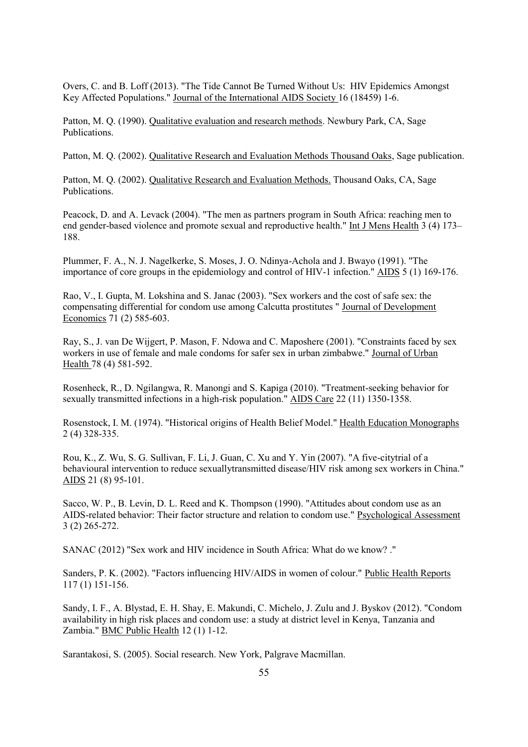Overs, C. and B. Loff (2013). "The Tide Cannot Be Turned Without Us: HIV Epidemics Amongst Key Affected Populations." Journal of the International AIDS Society 16 (18459) 1-6.

Patton, M. Q. (1990). Qualitative evaluation and research methods. Newbury Park, CA, Sage Publications.

Patton, M. Q. (2002). Qualitative Research and Evaluation Methods Thousand Oaks, Sage publication.

Patton, M. Q. (2002). Qualitative Research and Evaluation Methods. Thousand Oaks, CA, Sage Publications.

Peacock, D. and A. Levack (2004). "The men as partners program in South Africa: reaching men to end gender-based violence and promote sexual and reproductive health." Int J Mens Health 3 (4) 173–188.

Plummer, F. A., N. J. Nagelkerke, S. Moses, J. O. Ndinya-Achola and J. Bwayo (1991). "The importance of core groups in the epidemiology and control of HIV-1 infection." AIDS 5 (1) 169-176.

Rao, V., I. Gupta, M. Lokshina and S. Janac (2003). "Sex workers and the cost of safe sex: the compensating differential for condom use among Calcutta prostitutes " Journal of Development Economics 71 (2) 585-603.

Ray, S., J. van De Wijgert, P. Mason, F. Ndowa and C. Maposhere (2001). "Constraints faced by sex workers in use of female and male condoms for safer sex in urban zimbabwe." Journal of Urban Health 78 (4) 581-592.

Rosenheck, R., D. Ngilangwa, R. Manongi and S. Kapiga (2010). "Treatment-seeking behavior for sexually transmitted infections in a high-risk population." AIDS Care 22 (11) 1350-1358.

Rosenstock, I. M. (1974). "Historical origins of Health Belief Model." Health Education Monographs 2 (4) 328-335.

Rou, K., Z. Wu, S. G. Sullivan, F. Li, J. Guan, C. Xu and Y. Yin (2007). "A five-citytrial of a behavioural intervention to reduce sexuallytransmitted disease/HIV risk among sex workers in China." AIDS 21 (8) 95-101.

Sacco, W. P., B. Levin, D. L. Reed and K. Thompson (1990). "Attitudes about condom use as an AIDS-related behavior: Their factor structure and relation to condom use." Psychological Assessment 3 (2) 265-272.

SANAC (2012) "Sex work and HIV incidence in South Africa: What do we know? ."

Sanders, P. K. (2002). "Factors influencing HIV/AIDS in women of colour." Public Health Reports 117 (1) 151-156.

Sandy, I. F., A. Blystad, E. H. Shay, E. Makundi, C. Michelo, J. Zulu and J. Byskov (2012). "Condom availability in high risk places and condom use: a study at district level in Kenya, Tanzania and Zambia." BMC Public Health 12 (1) 1-12.

Sarantakosi, S. (2005). Social research. New York, Palgrave Macmillan.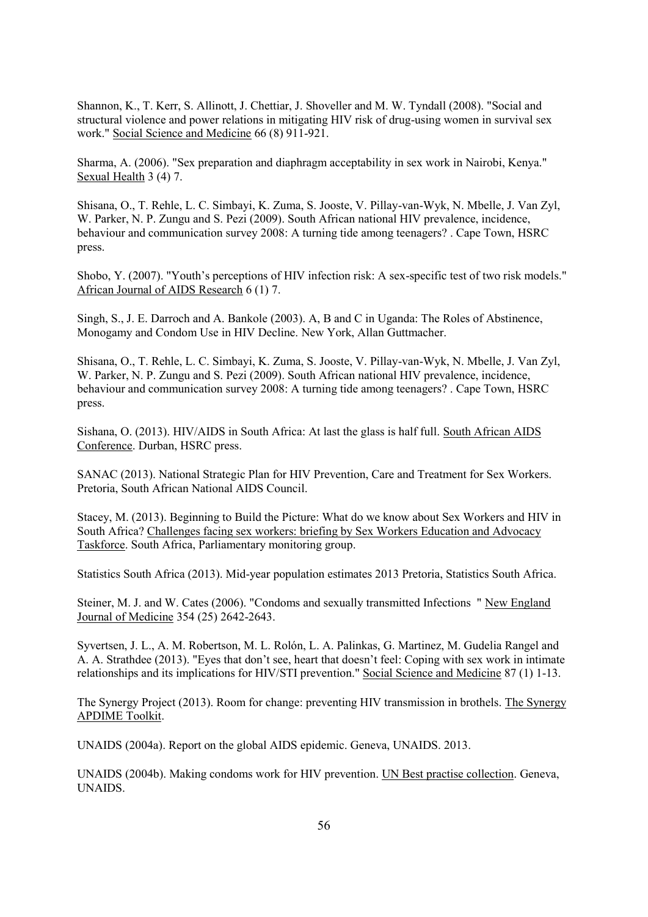Shannon, K., T. Kerr, S. Allinott, J. Chettiar, J. Shoveller and M. W. Tyndall (2008). "Social and structural violence and power relations in mitigating HIV risk of drug-using women in survival sex work." Social Science and Medicine 66 (8) 911-921.

Sharma, A. (2006). "Sex preparation and diaphragm acceptability in sex work in Nairobi, Kenya." Sexual Health 3 (4) 7.

Shisana, O., T. Rehle, L. C. Simbayi, K. Zuma, S. Jooste, V. Pillay-van-Wyk, N. Mbelle, J. Van Zyl, W. Parker, N. P. Zungu and S. Pezi (2009). South African national HIV prevalence, incidence, behaviour and communication survey 2008: A turning tide among teenagers? . Cape Town, HSRC press.

Shobo, Y. (2007). "Youth's perceptions of HIV infection risk: A sex-specific test of two risk models." African Journal of AIDS Research 6 (1) 7.

Singh, S., J. E. Darroch and A. Bankole (2003). A, B and C in Uganda: The Roles of Abstinence, Monogamy and Condom Use in HIV Decline. New York, Allan Guttmacher.

Shisana, O., T. Rehle, L. C. Simbayi, K. Zuma, S. Jooste, V. Pillay-van-Wyk, N. Mbelle, J. Van Zyl, W. Parker, N. P. Zungu and S. Pezi (2009). South African national HIV prevalence, incidence, behaviour and communication survey 2008: A turning tide among teenagers? . Cape Town, HSRC press.

Sishana, O. (2013). HIV/AIDS in South Africa: At last the glass is half full. South African AIDS Conference. Durban, HSRC press.

SANAC (2013). National Strategic Plan for HIV Prevention, Care and Treatment for Sex Workers. Pretoria, South African National AIDS Council.

Stacey, M. (2013). Beginning to Build the Picture: What do we know about Sex Workers and HIV in South Africa? Challenges facing sex workers: briefing by Sex Workers Education and Advocacy Taskforce. South Africa, Parliamentary monitoring group.

Statistics South Africa (2013). Mid-year population estimates 2013 Pretoria, Statistics South Africa.

Steiner, M. J. and W. Cates (2006). "Condoms and sexually transmitted Infections " New England Journal of Medicine 354 (25) 2642-2643.

Syvertsen, J. L., A. M. Robertson, M. L. Rolón, L. A. Palinkas, G. Martinez, M. Gudelia Rangel and A. A. Strathdee (2013). "Eyes that don't see, heart that doesn't feel: Coping with sex work in intimate relationships and its implications for HIV/STI prevention." Social Science and Medicine 87 (1) 1-13.

The Synergy Project (2013). Room for change: preventing HIV transmission in brothels. The Synergy APDIME Toolkit.

UNAIDS (2004a). Report on the global AIDS epidemic. Geneva, UNAIDS. 2013.

UNAIDS (2004b). Making condoms work for HIV prevention. UN Best practise collection. Geneva, UNAIDS.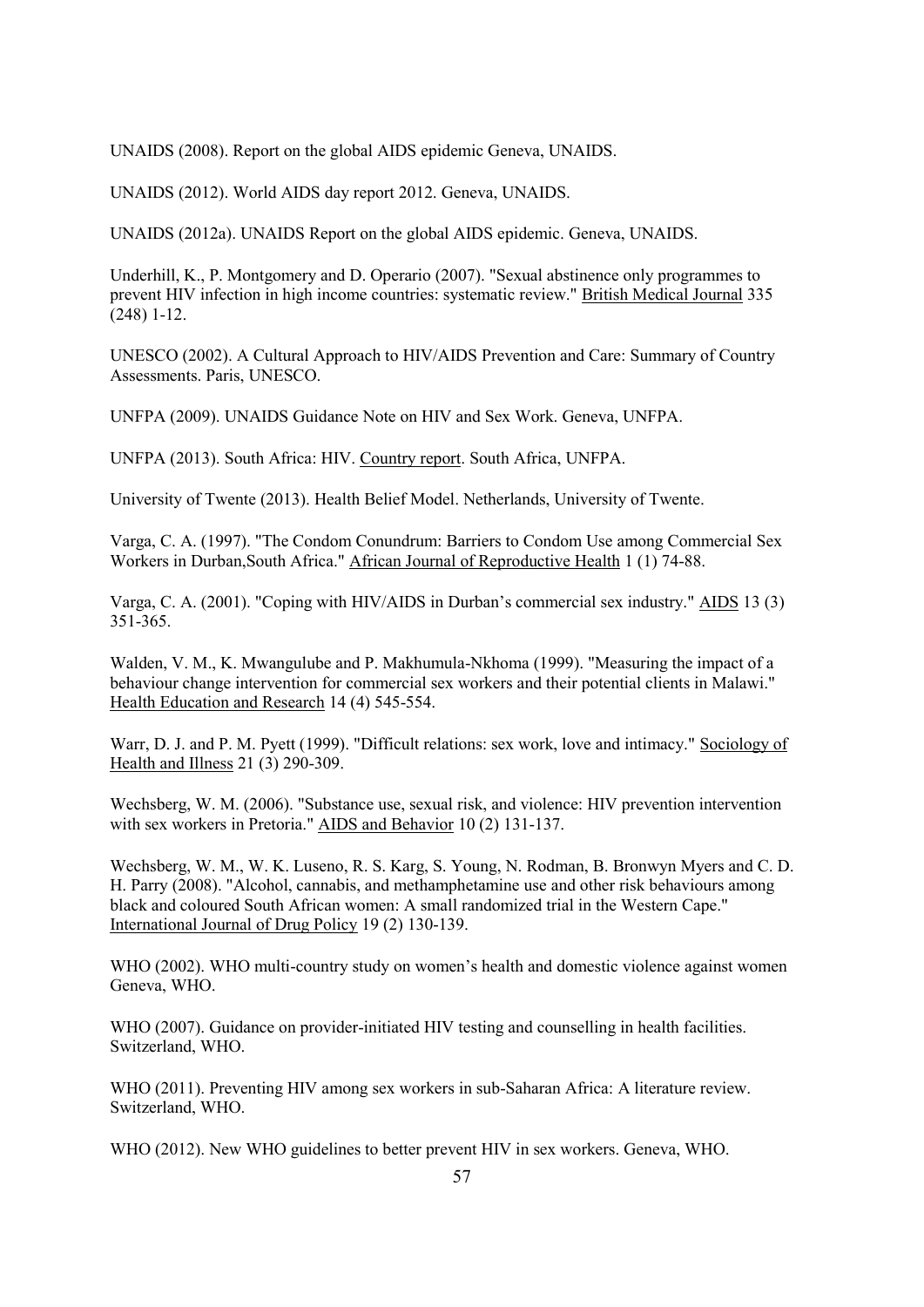UNAIDS (2008). Report on the global AIDS epidemic Geneva, UNAIDS.

UNAIDS (2012). World AIDS day report 2012. Geneva, UNAIDS.

UNAIDS (2012a). UNAIDS Report on the global AIDS epidemic. Geneva, UNAIDS.

Underhill, K., P. Montgomery and D. Operario (2007). "Sexual abstinence only programmes to prevent HIV infection in high income countries: systematic review." British Medical Journal 335 (248) 1-12.

UNESCO (2002). A Cultural Approach to HIV/AIDS Prevention and Care: Summary of Country Assessments. Paris, UNESCO.

UNFPA (2009). UNAIDS Guidance Note on HIV and Sex Work. Geneva, UNFPA.

UNFPA (2013). South Africa: HIV. Country report. South Africa, UNFPA.

University of Twente (2013). Health Belief Model. Netherlands, University of Twente.

Varga, C. A. (1997). "The Condom Conundrum: Barriers to Condom Use among Commercial Sex Workers in Durban,South Africa." African Journal of Reproductive Health 1 (1) 74-88.

Varga, C. A. (2001). "Coping with HIV/AIDS in Durban's commercial sex industry." AIDS 13 (3) 351-365.

Walden, V. M., K. Mwangulube and P. Makhumula-Nkhoma (1999). "Measuring the impact of a behaviour change intervention for commercial sex workers and their potential clients in Malawi." Health Education and Research 14 (4) 545-554.

Warr, D. J. and P. M. Pyett (1999). "Difficult relations: sex work, love and intimacy." Sociology of Health and Illness 21 (3) 290-309.

Wechsberg, W. M. (2006). "Substance use, sexual risk, and violence: HIV prevention intervention with sex workers in Pretoria." AIDS and Behavior 10 (2) 131-137.

Wechsberg, W. M., W. K. Luseno, R. S. Karg, S. Young, N. Rodman, B. Bronwyn Myers and C. D. H. Parry (2008). "Alcohol, cannabis, and methamphetamine use and other risk behaviours among black and coloured South African women: A small randomized trial in the Western Cape." International Journal of Drug Policy 19 (2) 130-139.

WHO (2002). WHO multi-country study on women's health and domestic violence against women Geneva, WHO.

WHO (2007). Guidance on provider-initiated HIV testing and counselling in health facilities. Switzerland, WHO.

WHO (2011). Preventing HIV among sex workers in sub-Saharan Africa: A literature review. Switzerland, WHO.

WHO (2012). New WHO guidelines to better prevent HIV in sex workers. Geneva, WHO.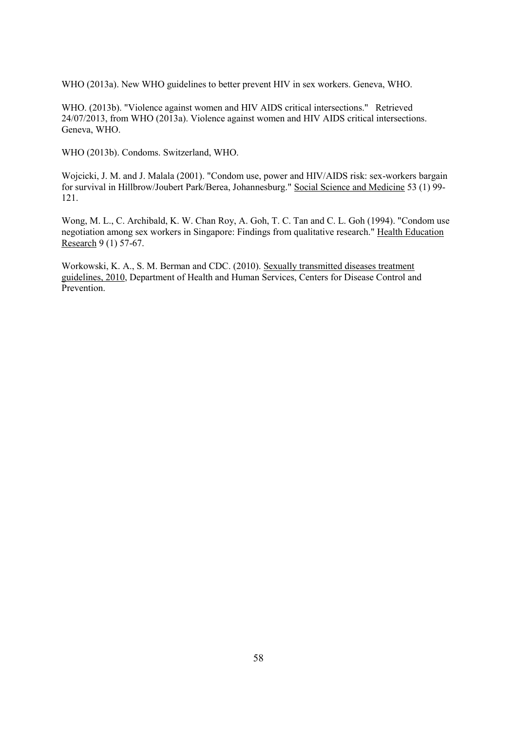WHO (2013a). New WHO guidelines to better prevent HIV in sex workers. Geneva, WHO.

WHO. (2013b). "Violence against women and HIV AIDS critical intersections."   Retrieved 24/07/2013, from WHO (2013a). Violence against women and HIV AIDS critical intersections. Geneva, WHO.

WHO (2013b). Condoms. Switzerland, WHO.

Wojcicki, J. M. and J. Malala (2001). "Condom use, power and HIV/AIDS risk: sex-workers bargain for survival in Hillbrow/Joubert Park/Berea, Johannesburg." Social Science and Medicine 53 (1) 99-121.

Wong, M. L., C. Archibald, K. W. Chan Roy, A. Goh, T. C. Tan and C. L. Goh (1994). "Condom use negotiation among sex workers in Singapore: Findings from qualitative research." Health Education Research 9 (1) 57-67.

Workowski, K. A., S. M. Berman and CDC. (2010). Sexually transmitted diseases treatment guidelines, 2010, Department of Health and Human Services, Centers for Disease Control and Prevention.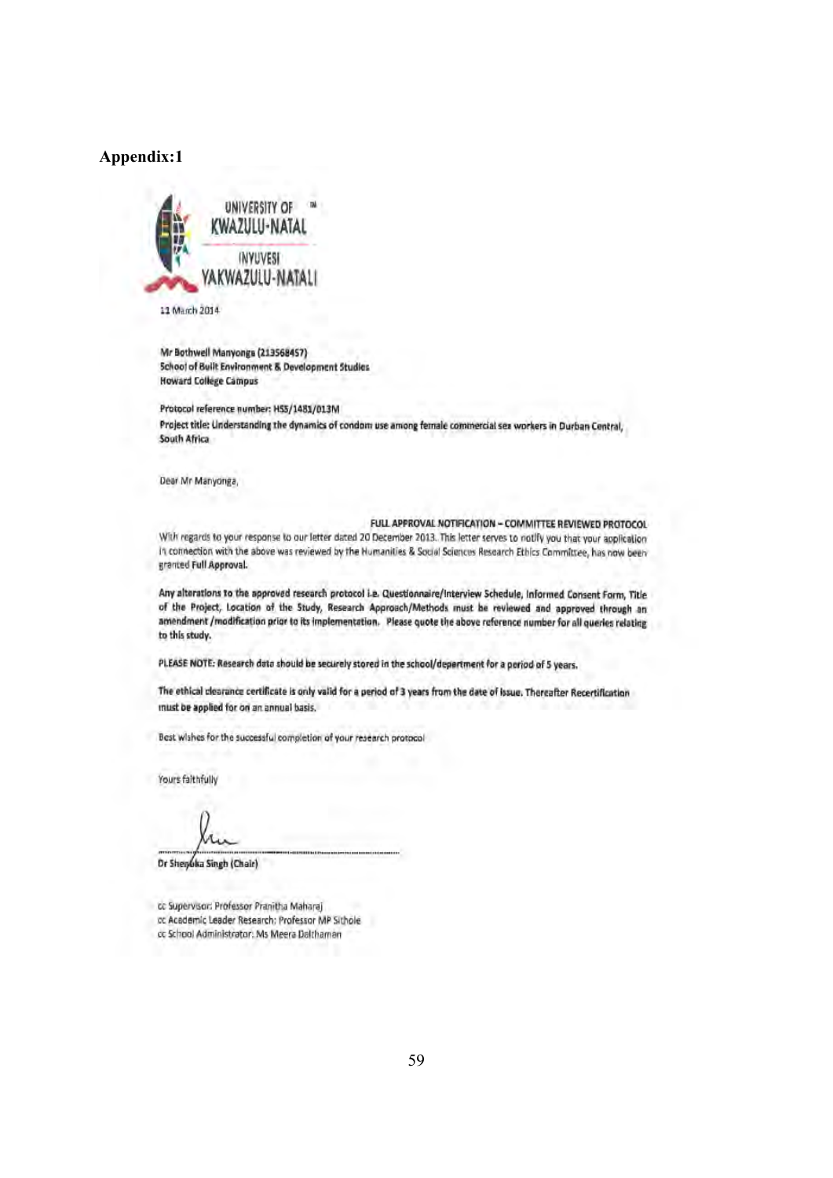**Appendix:1**

UNIVERSITY OF KWAZULU-NATAL

INYUVESI YAKWAZULU-NATALI

11 March 2014

**Mr Bothwell Manyonga (213568457)**
**School of Built Environment & Development Studies**
**Howard College Campus**

**Protocol reference number: HSS/1481/013M**
**Project title: Understanding the dynamics of condom use among female commercial sex workers in Durban Central, South Africa**

Dear Mr Manyonga,

**FULL APPROVAL NOTIFICATION – COMMITTEE REVIEWED PROTOCOL**

With regards to your response to our letter dated 20 December 2013. This letter serves to notify you that your application in connection with the above was reviewed by the Humanities & Social Sciences Research Ethics Committee, has now been granted **Full Approval.**

**Any alterations to the approved research protocol i.e. Questionnaire/Interview Schedule, Informed Consent Form, Title of the Project, Location of the Study, Research Approach/Methods must be reviewed and approved through an amendment /modification prior to its implementation. Please quote the above reference number for all queries relating to this study.**

**PLEASE NOTE: Research data should be securely stored in the school/department for a period of 5 years.**

**The ethical clearance certificate is only valid for a period of 3 years from the date of issue. Thereafter Recertification must be applied for on an annual basis.**

Best wishes for the successful completion of your research protocol

Yours faithfully

**Dr Shenuka Singh (Chair)**

cc Supervisor: Professor Pranitha Maharaj
cc Academic Leader Research: Professor MP Sithole
cc School Administrator: Ms Meera Dalthamen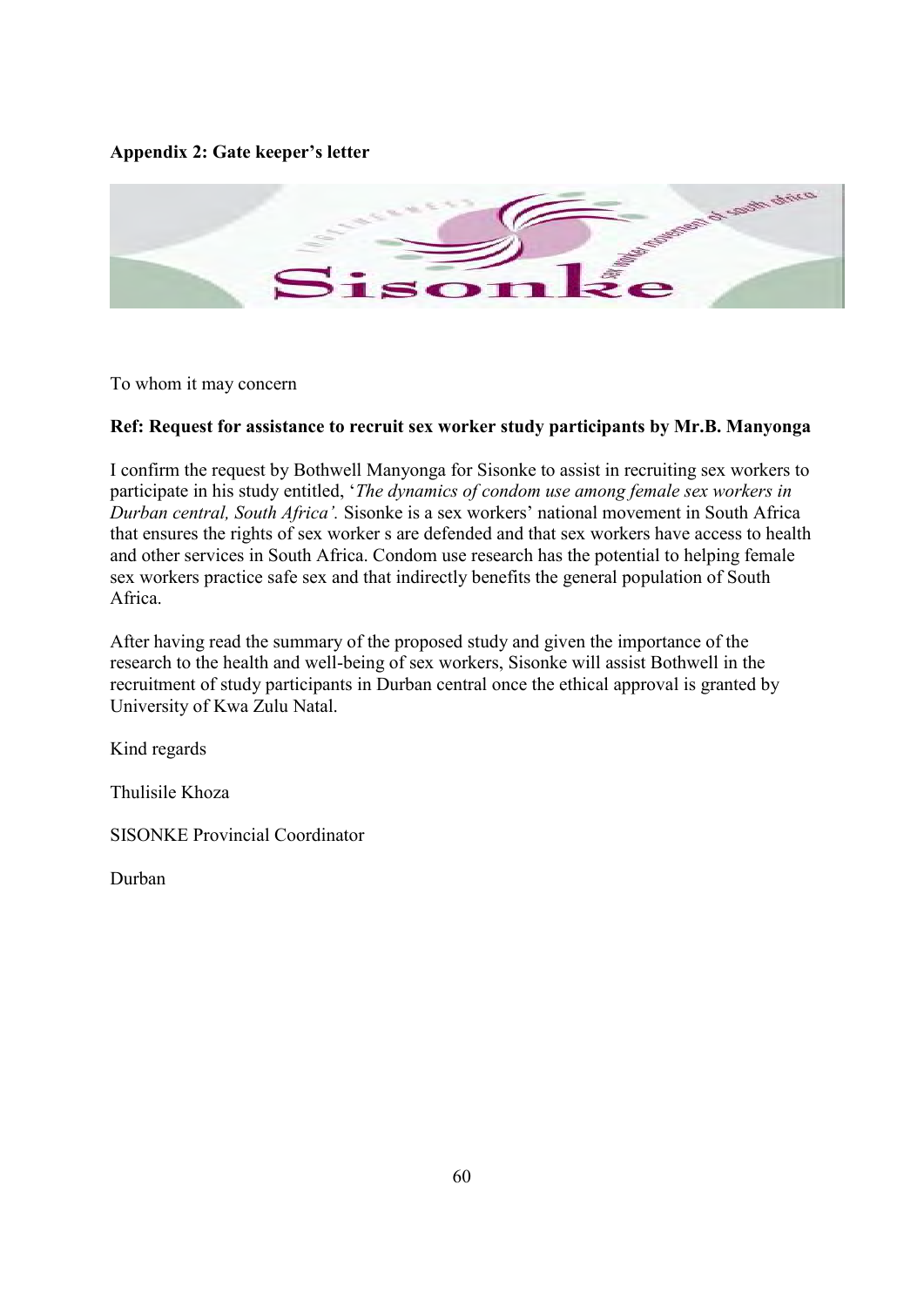**Appendix 2: Gate keeper's letter**

To whom it may concern

**Ref: Request for assistance to recruit sex worker study participants by Mr.B. Manyonga**

I confirm the request by Bothwell Manyonga for Sisonke to assist in recruiting sex workers to participate in his study entitled, '*The dynamics of condom use among female sex workers in Durban central, South Africa'.* Sisonke is a sex workers' national movement in South Africa that ensures the rights of sex worker s are defended and that sex workers have access to health and other services in South Africa. Condom use research has the potential to helping female sex workers practice safe sex and that indirectly benefits the general population of South Africa.

After having read the summary of the proposed study and given the importance of the research to the health and well-being of sex workers, Sisonke will assist Bothwell in the recruitment of study participants in Durban central once the ethical approval is granted by University of Kwa Zulu Natal.

Kind regards

Thulisile Khoza

SISONKE Provincial Coordinator

Durban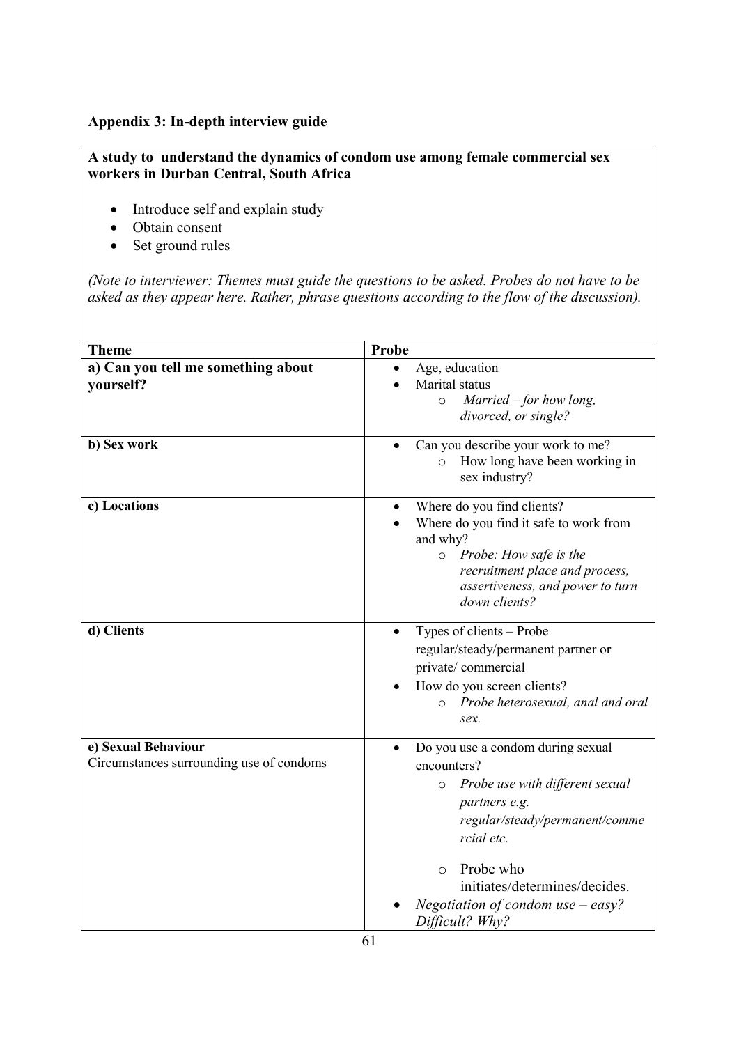### Appendix 3: In-depth interview guide

**A study to understand the dynamics of condom use among female commercial sex workers in Durban Central, South Africa**

- Introduce self and explain study
- Obtain consent
- Set ground rules

*(Note to interviewer: Themes must guide the questions to be asked. Probes do not have to be asked as they appear here. Rather, phrase questions according to the flow of the discussion).*

| Theme | Probe |
|---|---|
| **a) Can you tell me something about yourself?** | • Age, education<br>• Marital status<br>&nbsp;&nbsp;&nbsp;o *Married – for how long, divorced, or single?* |
| **b) Sex work** | • Can you describe your work to me?<br>&nbsp;&nbsp;&nbsp;o How long have been working in sex industry? |
| **c) Locations** | • Where do you find clients?<br>• Where do you find it safe to work from and why?<br>&nbsp;&nbsp;&nbsp;o *Probe: How safe is the recruitment place and process, assertiveness, and power to turn down clients?* |
| **d) Clients** | • Types of clients – Probe regular/steady/permanent partner or private/ commercial<br>• How do you screen clients?<br>&nbsp;&nbsp;&nbsp;o *Probe heterosexual, anal and oral sex.* |
| **e) Sexual Behaviour**<br>Circumstances surrounding use of condoms | • Do you use a condom during sexual encounters?<br>&nbsp;&nbsp;&nbsp;o *Probe use with different sexual partners e.g. regular/steady/permanent/commercial etc.*<br>&nbsp;&nbsp;&nbsp;o Probe who initiates/determines/decides.<br>• *Negotiation of condom use – easy? Difficult? Why?* |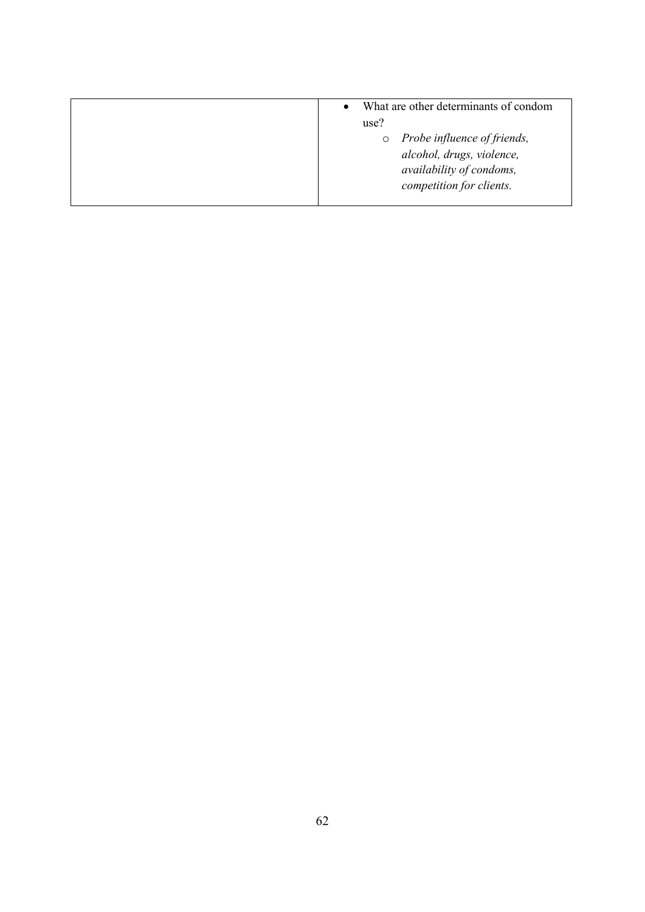| | |
|---|---|
| | • What are other determinants of condom use?<br>  ◦ *Probe influence of friends, alcohol, drugs, violence, availability of condoms, competition for clients.* |